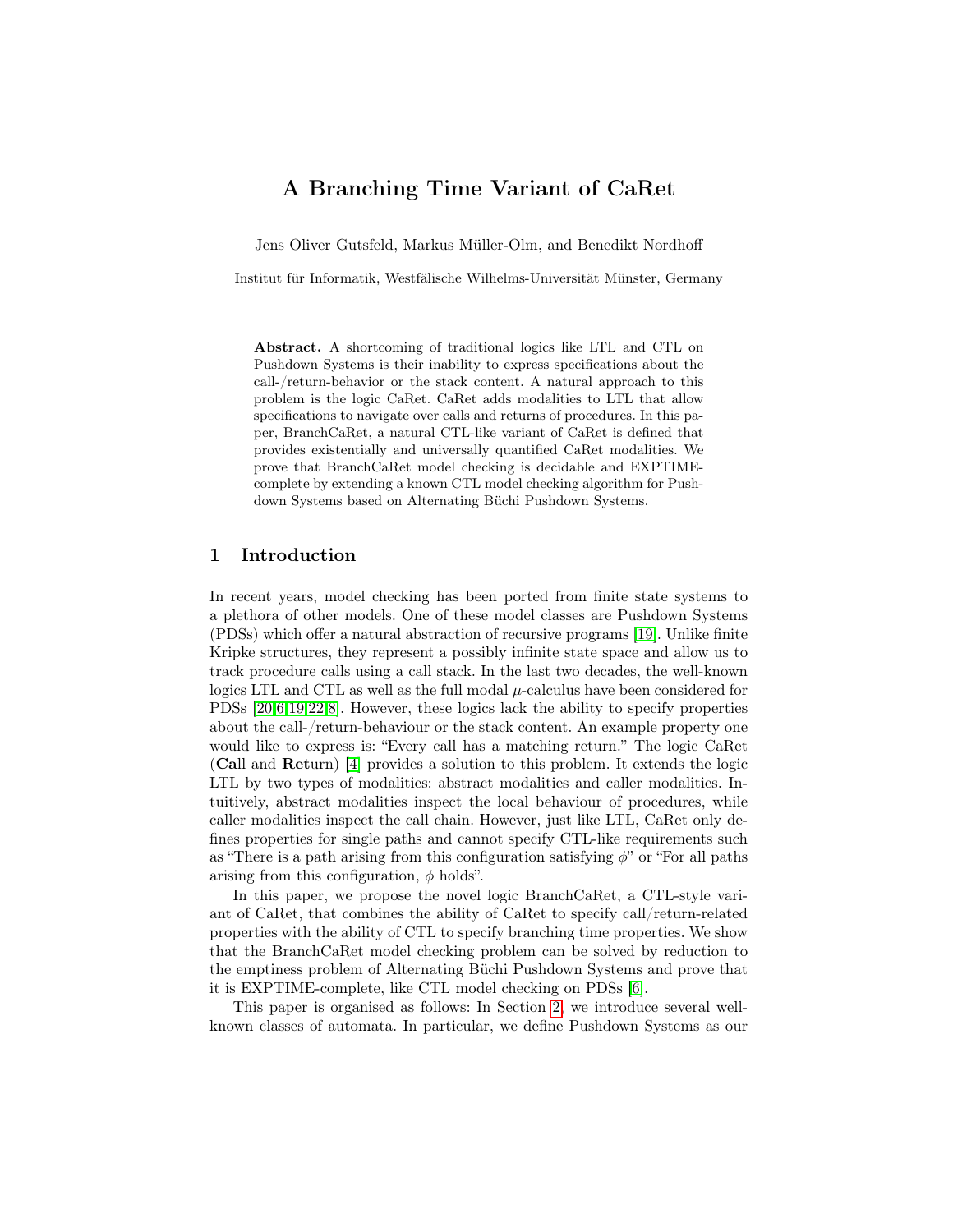# A Branching Time Variant of CaRet

Jens Oliver Gutsfeld, Markus Müller-Olm, and Benedikt Nordhoff

Institut für Informatik, Westfälische Wilhelms-Universität Münster, Germany

**Abstract.** A shortcoming of traditional logics like LTL and CTL on Pushdown Systems is their inability to express specifications about the call-/return-behavior or the stack content. A natural approach to this problem is the logic CaRet. CaRet adds modalities to LTL that allow specifications to navigate over calls and returns of procedures. In this paper, BranchCaRet, a natural CTL-like variant of CaRet is defined that provides existentially and universally quantified CaRet modalities. We prove that BranchCaRet model checking is decidable and EXPTIME-complete by extending a known CTL model checking algorithm for Pushdown Systems based on Alternating Büchi Pushdown Systems.

## 1 Introduction

In recent years, model checking has been ported from finite state systems to a plethora of other models. One of these model classes are Pushdown Systems (PDSs) which offer a natural abstraction of recursive programs [19]. Unlike finite Kripke structures, they represent a possibly infinite state space and allow us to track procedure calls using a call stack. In the last two decades, the well-known logics LTL and CTL as well as the full modal $\mu$-calculus have been considered for PDSs [20,6,19,22,8]. However, these logics lack the ability to specify properties about the call-/return-behaviour or the stack content. An example property one would like to express is: "Every call has a matching return." The logic CaRet (**Ca**ll and **Ret**urn) [4] provides a solution to this problem. It extends the logic LTL by two types of modalities: abstract modalities and caller modalities. Intuitively, abstract modalities inspect the local behaviour of procedures, while caller modalities inspect the call chain. However, just like LTL, CaRet only defines properties for single paths and cannot specify CTL-like requirements such as "There is a path arising from this configuration satisfying $\phi$" or "For all paths arising from this configuration, $\phi$ holds".

In this paper, we propose the novel logic BranchCaRet, a CTL-style variant of CaRet, that combines the ability of CaRet to specify call/return-related properties with the ability of CTL to specify branching time properties. We show that the BranchCaRet model checking problem can be solved by reduction to the emptiness problem of Alternating Büchi Pushdown Systems and prove that it is EXPTIME-complete, like CTL model checking on PDSs [6].

This paper is organised as follows: In Section 2, we introduce several well-known classes of automata. In particular, we define Pushdown Systems as our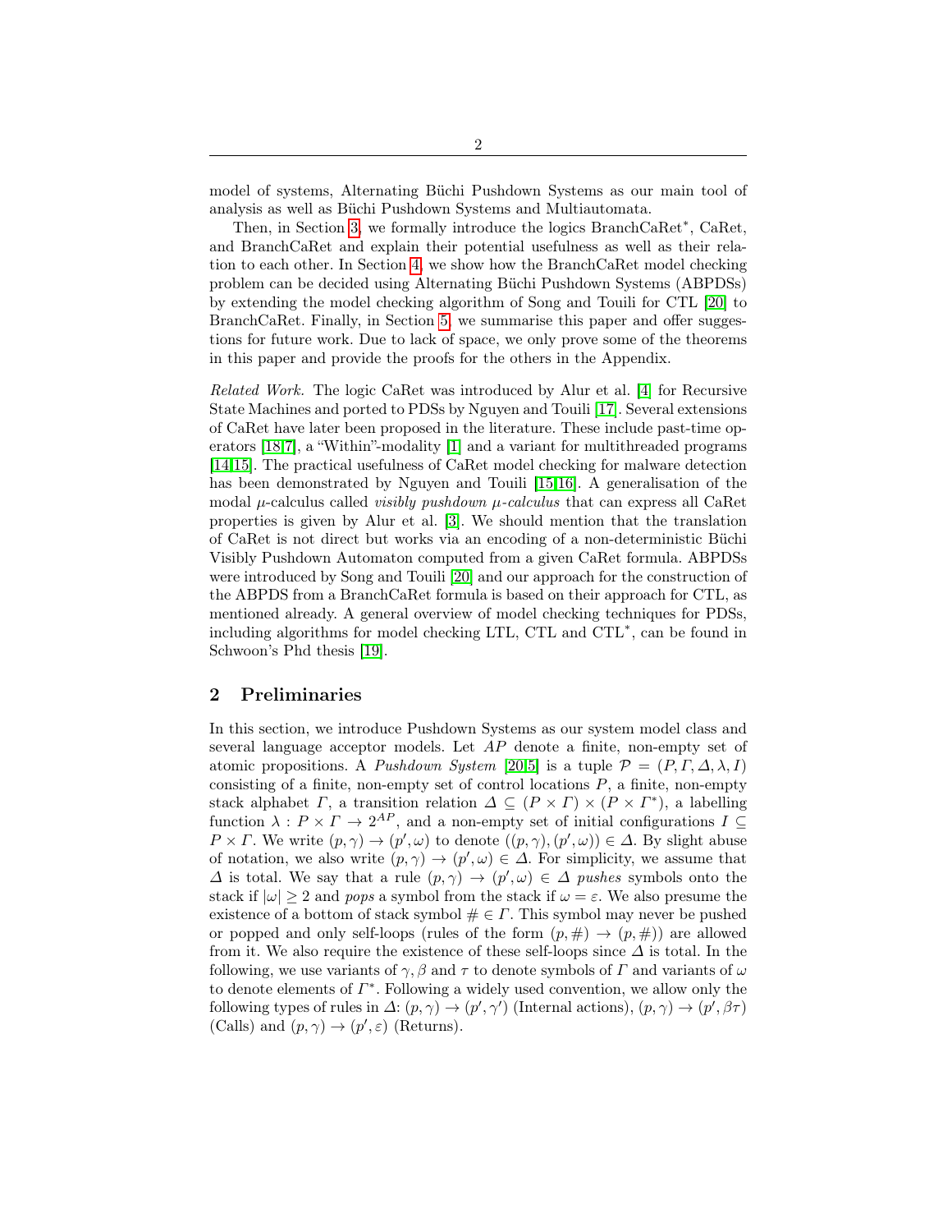model of systems, Alternating Büchi Pushdown Systems as our main tool of analysis as well as Büchi Pushdown Systems and Multiautomata.

Then, in Section 3, we formally introduce the logics BranchCaRet$^*$, CaRet, and BranchCaRet and explain their potential usefulness as well as their relation to each other. In Section 4, we show how the BranchCaRet model checking problem can be decided using Alternating Büchi Pushdown Systems (ABPDSs) by extending the model checking algorithm of Song and Touili for CTL [20] to BranchCaRet. Finally, in Section 5, we summarise this paper and offer suggestions for future work. Due to lack of space, we only prove some of the theorems in this paper and provide the proofs for the others in the Appendix.

*Related Work.* The logic CaRet was introduced by Alur et al. [4] for Recursive State Machines and ported to PDSs by Nguyen and Touili [17]. Several extensions of CaRet have later been proposed in the literature. These include past-time operators [18,7], a "Within"-modality [1] and a variant for multithreaded programs [14,15]. The practical usefulness of CaRet model checking for malware detection has been demonstrated by Nguyen and Touili [15,16]. A generalisation of the modal $\mu$-calculus called *visibly pushdown $\mu$-calculus* that can express all CaRet properties is given by Alur et al. [3]. We should mention that the translation of CaRet is not direct but works via an encoding of a non-deterministic Büchi Visibly Pushdown Automaton computed from a given CaRet formula. ABPDSs were introduced by Song and Touili [20] and our approach for the construction of the ABPDS from a BranchCaRet formula is based on their approach for CTL, as mentioned already. A general overview of model checking techniques for PDSs, including algorithms for model checking LTL, CTL and CTL$^*$, can be found in Schwoon's Phd thesis [19].

## 2 Preliminaries

In this section, we introduce Pushdown Systems as our system model class and several language acceptor models. Let $AP$ denote a finite, non-empty set of atomic propositions. A *Pushdown System* [20,5] is a tuple $\mathcal{P} = (P, \Gamma, \Delta, \lambda, I)$ consisting of a finite, non-empty set of control locations $P$, a finite, non-empty stack alphabet $\Gamma$, a transition relation $\Delta \subseteq (P \times \Gamma) \times (P \times \Gamma^*)$, a labelling function $\lambda : P \times \Gamma \to 2^{AP}$, and a non-empty set of initial configurations $I \subseteq P \times \Gamma$. We write $(p, \gamma) \to (p', \omega)$ to denote $((p, \gamma), (p', \omega)) \in \Delta$. By slight abuse of notation, we also write $(p, \gamma) \to (p', \omega) \in \Delta$. For simplicity, we assume that $\Delta$ is total. We say that a rule $(p, \gamma) \to (p', \omega) \in \Delta$ *pushes* symbols onto the stack if $|\omega| \geq 2$ and *pops* a symbol from the stack if $\omega = \varepsilon$. We also presume the existence of a bottom of stack symbol $\# \in \Gamma$. This symbol may never be pushed or popped and only self-loops (rules of the form $(p, \#) \to (p, \#)$) are allowed from it. We also require the existence of these self-loops since $\Delta$ is total. In the following, we use variants of $\gamma, \beta$ and $\tau$ to denote symbols of $\Gamma$ and variants of $\omega$ to denote elements of $\Gamma^*$. Following a widely used convention, we allow only the following types of rules in $\Delta$: $(p, \gamma) \to (p', \gamma')$ (Internal actions), $(p, \gamma) \to (p', \beta\tau)$ (Calls) and $(p, \gamma) \to (p', \varepsilon)$ (Returns).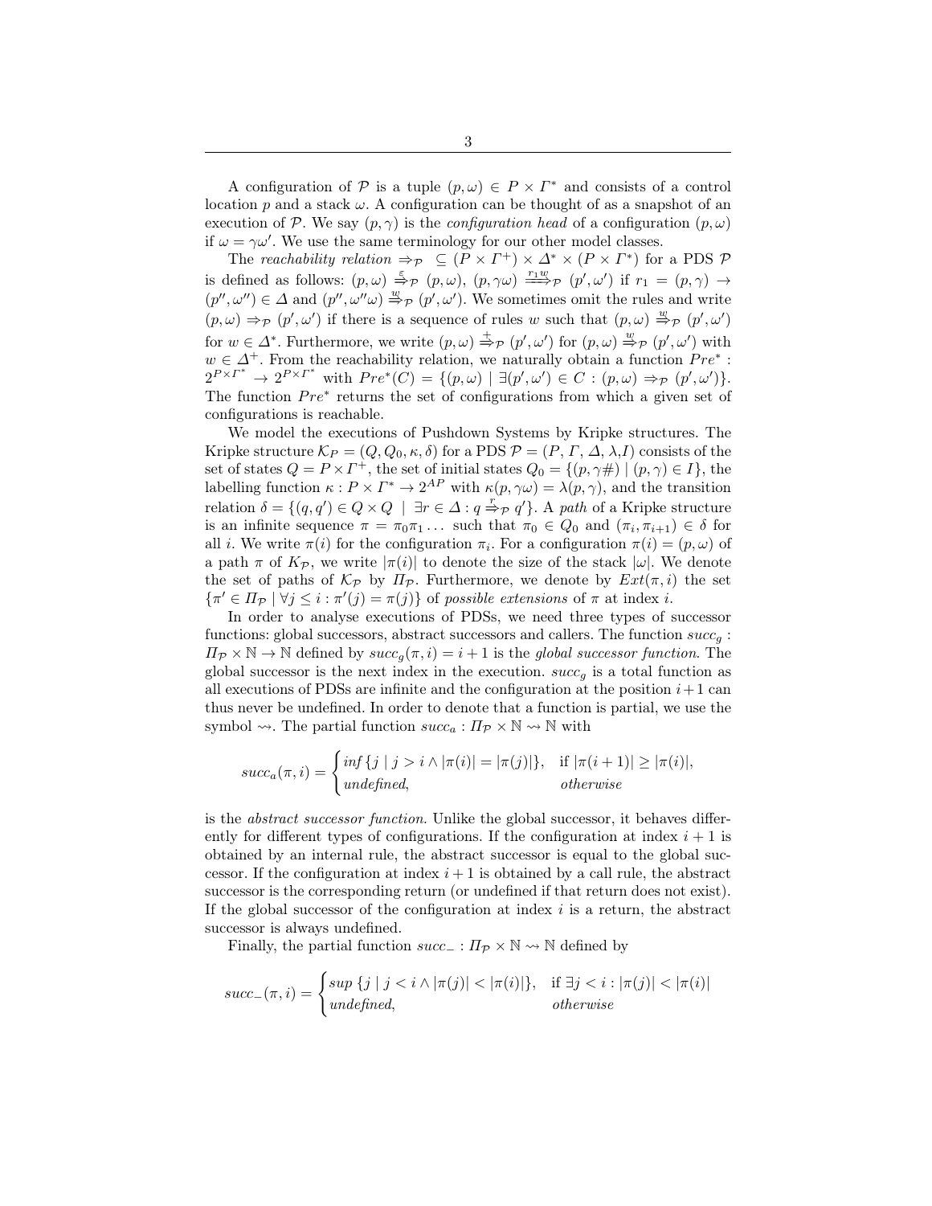A configuration of $\mathcal{P}$ is a tuple $(p, \omega) \in P \times \Gamma^*$ and consists of a control location $p$ and a stack $\omega$. A configuration can be thought of as a snapshot of an execution of $\mathcal{P}$. We say $(p, \gamma)$ is the *configuration head* of a configuration $(p, \omega)$ if $\omega = \gamma\omega'$. We use the same terminology for our other model classes.

The *reachability relation* $\Rightarrow_{\mathcal{P}} \subseteq (P \times \Gamma^+) \times \Delta^* \times (P \times \Gamma^*)$ for a PDS $\mathcal{P}$ is defined as follows: $(p, \omega) \overset{\varepsilon}{\Rightarrow}_{\mathcal{P}} (p, \omega)$, $(p, \gamma\omega) \overset{r_1 w}{\Longrightarrow}_{\mathcal{P}} (p', \omega')$ if $r_1 = (p, \gamma) \rightarrow (p'', \omega'') \in \Delta$ and $(p'', \omega''\omega) \overset{w}{\Rightarrow}_{\mathcal{P}} (p', \omega')$. We sometimes omit the rules and write $(p, \omega) \Rightarrow_{\mathcal{P}} (p', \omega')$ if there is a sequence of rules $w$ such that $(p, \omega) \overset{w}{\Rightarrow}_{\mathcal{P}} (p', \omega')$ for $w \in \Delta^*$. Furthermore, we write $(p, \omega) \overset{+}{\Rightarrow}_{\mathcal{P}} (p', \omega')$ for $(p, \omega) \overset{w}{\Rightarrow}_{\mathcal{P}} (p', \omega')$ with $w \in \Delta^+$. From the reachability relation, we naturally obtain a function $Pre^* : 2^{P \times \Gamma^*} \rightarrow 2^{P \times \Gamma^*}$ with $Pre^*(C) = \{(p, \omega) \mid \exists (p', \omega') \in C : (p, \omega) \Rightarrow_{\mathcal{P}} (p', \omega')\}$. The function $Pre^*$ returns the set of configurations from which a given set of configurations is reachable.

We model the executions of Pushdown Systems by Kripke structures. The Kripke structure $\mathcal{K}_P = (Q, Q_0, \kappa, \delta)$ for a PDS $\mathcal{P} = (P, \Gamma, \Delta, \lambda, I)$ consists of the set of states $Q = P \times \Gamma^+$, the set of initial states $Q_0 = \{(p, \gamma\#) \mid (p, \gamma) \in I\}$, the labelling function $\kappa : P \times \Gamma^* \rightarrow 2^{AP}$ with $\kappa(p, \gamma\omega) = \lambda(p, \gamma)$, and the transition relation $\delta = \{(q, q') \in Q \times Q \mid \exists r \in \Delta : q \overset{r}{\Rightarrow}_{\mathcal{P}} q'\}$. A *path* of a Kripke structure is an infinite sequence $\pi = \pi_0\pi_1 \ldots$ such that $\pi_0 \in Q_0$ and $(\pi_i, \pi_{i+1}) \in \delta$ for all $i$. We write $\pi(i)$ for the configuration $\pi_i$. For a configuration $\pi(i) = (p, \omega)$ of a path $\pi$ of $K_{\mathcal{P}}$, we write $|\pi(i)|$ to denote the size of the stack $|\omega|$. We denote the set of paths of $\mathcal{K}_{\mathcal{P}}$ by $\Pi_{\mathcal{P}}$. Furthermore, we denote by $Ext(\pi, i)$ the set $\{\pi' \in \Pi_{\mathcal{P}} \mid \forall j \leq i : \pi'(j) = \pi(j)\}$ of *possible extensions* of $\pi$ at index $i$.

In order to analyse executions of PDSs, we need three types of successor functions: global successors, abstract successors and callers. The function $succ_g : \Pi_{\mathcal{P}} \times \mathbb{N} \rightarrow \mathbb{N}$ defined by $succ_g(\pi, i) = i + 1$ is the *global successor function*. The global successor is the next index in the execution. $succ_g$ is a total function as all executions of PDSs are infinite and the configuration at the position $i+1$ can thus never be undefined. In order to denote that a function is partial, we use the symbol $\rightsquigarrow$. The partial function $succ_a : \Pi_{\mathcal{P}} \times \mathbb{N} \rightsquigarrow \mathbb{N}$ with

$$succ_a(\pi, i) = \begin{cases} inf\,\{j \mid j > i \wedge |\pi(i)| = |\pi(j)|\}, & \text{if } |\pi(i+1)| \geq |\pi(i)|, \\ undefined, & otherwise \end{cases}$$

is the *abstract successor function*. Unlike the global successor, it behaves differently for different types of configurations. If the configuration at index $i + 1$ is obtained by an internal rule, the abstract successor is equal to the global successor. If the configuration at index $i + 1$ is obtained by a call rule, the abstract successor is the corresponding return (or undefined if that return does not exist). If the global successor of the configuration at index $i$ is a return, the abstract successor is always undefined.

Finally, the partial function $succ_- : \Pi_{\mathcal{P}} \times \mathbb{N} \rightsquigarrow \mathbb{N}$ defined by

$$succ_-(\pi, i) = \begin{cases} sup\,\{j \mid j < i \wedge |\pi(j)| < |\pi(i)|\}, & \text{if } \exists j < i : |\pi(j)| < |\pi(i)| \\ undefined, & otherwise \end{cases}$$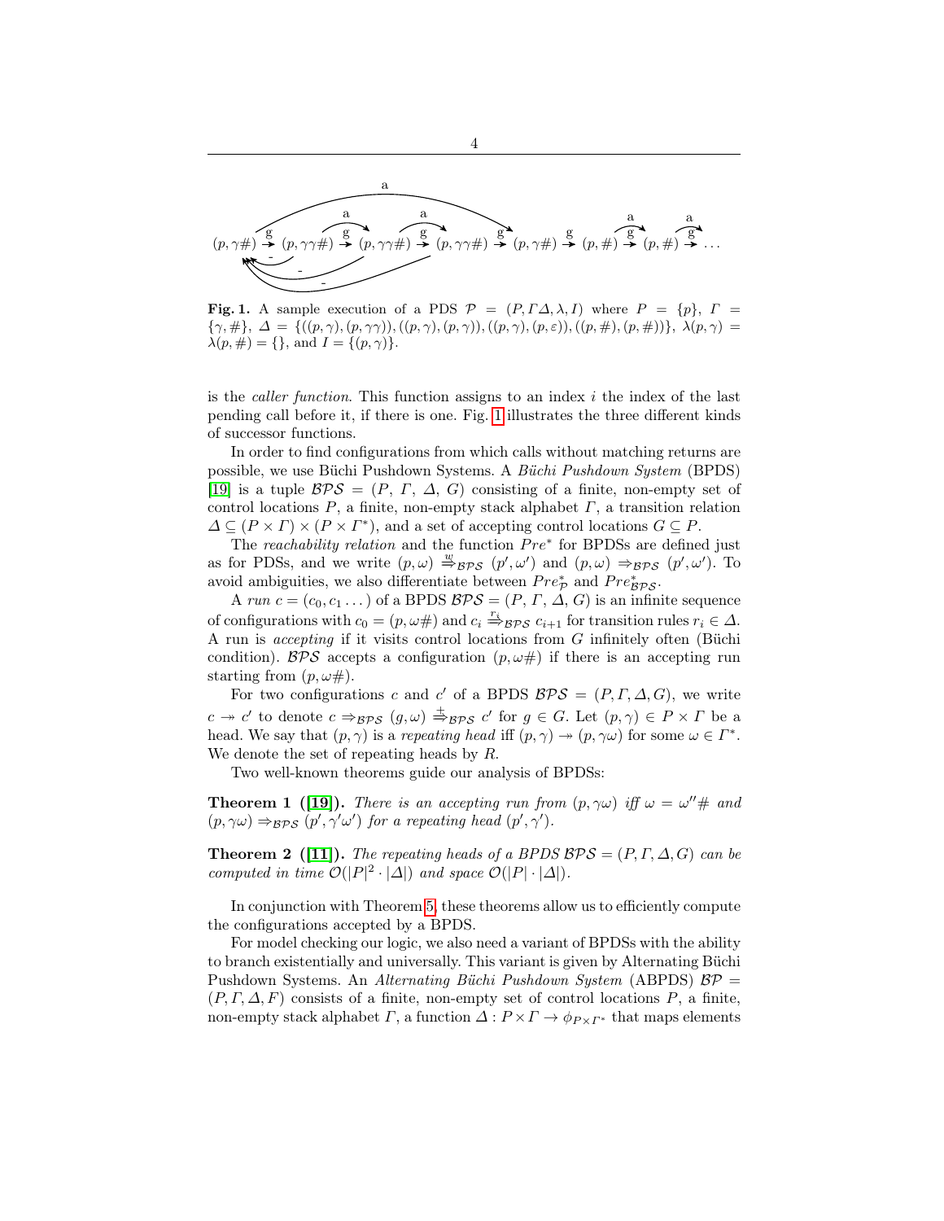$(p,\gamma\#) \xrightarrow{g} (p,\gamma\gamma\#) \xrightarrow{g} (p,\gamma\gamma\#) \xrightarrow{g} (p,\gamma\gamma\#) \xrightarrow{g} (p,\gamma\#) \xrightarrow{g} (p,\#) \xrightarrow{g} (p,\#) \xrightarrow{g} \ldots$

**Fig. 1.** A sample execution of a PDS $\mathcal{P} = (P, \Gamma \Delta, \lambda, I)$ where $P = \{p\}$, $\Gamma = \{\gamma, \#\}$, $\Delta = \{((p,\gamma),(p,\gamma\gamma)),((p,\gamma),(p,\gamma)),((p,\gamma),(p,\varepsilon)),((p,\#),(p,\#))\}$, $\lambda(p,\gamma) = \lambda(p,\#) = \{\}$, and $I = \{(p,\gamma)\}$.

is the *caller function*. This function assigns to an index $i$ the index of the last pending call before it, if there is one. Fig. 1 illustrates the three different kinds of successor functions.

In order to find configurations from which calls without matching returns are possible, we use Büchi Pushdown Systems. A *Büchi Pushdown System* (BPDS) [19] is a tuple $\mathcal{BPS} = (P,\ \Gamma,\ \Delta,\ G)$ consisting of a finite, non-empty set of control locations $P$, a finite, non-empty stack alphabet $\Gamma$, a transition relation $\Delta \subseteq (P \times \Gamma) \times (P \times \Gamma^*)$, and a set of accepting control locations $G \subseteq P$.

The *reachability relation* and the function $Pre^*$ for BPDSs are defined just as for PDSs, and we write $(p,\omega) \overset{w}{\Rightarrow}_{\mathcal{BPS}} (p',\omega')$ and $(p,\omega) \Rightarrow_{\mathcal{BPS}} (p',\omega')$. To avoid ambiguities, we also differentiate between $Pre^*_{\mathcal{P}}$ and $Pre^*_{\mathcal{BPS}}$.

A *run* $c = (c_0, c_1 \ldots)$ of a BPDS $\mathcal{BPS} = (P,\ \Gamma,\ \Delta,\ G)$ is an infinite sequence of configurations with $c_0 = (p, \omega\#)$ and $c_i \overset{r_i}{\Rightarrow}_{\mathcal{BPS}} c_{i+1}$ for transition rules $r_i \in \Delta$. A run is *accepting* if it visits control locations from $G$ infinitely often (Büchi condition). $\mathcal{BPS}$ accepts a configuration $(p, \omega\#)$ if there is an accepting run starting from $(p, \omega\#)$.

For two configurations $c$ and $c'$ of a BPDS $\mathcal{BPS} = (P, \Gamma, \Delta, G)$, we write $c \twoheadrightarrow c'$ to denote $c \Rightarrow_{\mathcal{BPS}} (g,\omega) \overset{+}{\Rightarrow}_{\mathcal{BPS}} c'$ for $g \in G$. Let $(p,\gamma) \in P \times \Gamma$ be a head. We say that $(p,\gamma)$ is a *repeating head* iff $(p,\gamma) \twoheadrightarrow (p,\gamma\omega)$ for some $\omega \in \Gamma^*$. We denote the set of repeating heads by $R$.

Two well-known theorems guide our analysis of BPDSs:

**Theorem 1 ([19]).** *There is an accepting run from $(p,\gamma\omega)$ iff $\omega = \omega''\#$ and $(p,\gamma\omega) \Rightarrow_{\mathcal{BPS}} (p',\gamma'\omega')$ for a repeating head $(p',\gamma')$.*

**Theorem 2 ([11]).** *The repeating heads of a BPDS $\mathcal{BPS} = (P,\Gamma,\Delta,G)$ can be computed in time $\mathcal{O}(|P|^2 \cdot |\Delta|)$ and space $\mathcal{O}(|P| \cdot |\Delta|)$.*

In conjunction with Theorem 5, these theorems allow us to efficiently compute the configurations accepted by a BPDS.

For model checking our logic, we also need a variant of BPDSs with the ability to branch existentially and universally. This variant is given by Alternating Büchi Pushdown Systems. An *Alternating Büchi Pushdown System* (ABPDS) $\mathcal{BP} = (P, \Gamma, \Delta, F)$ consists of a finite, non-empty set of control locations $P$, a finite, non-empty stack alphabet $\Gamma$, a function $\Delta : P \times \Gamma \to \phi_{P\times\Gamma^*}$ that maps elements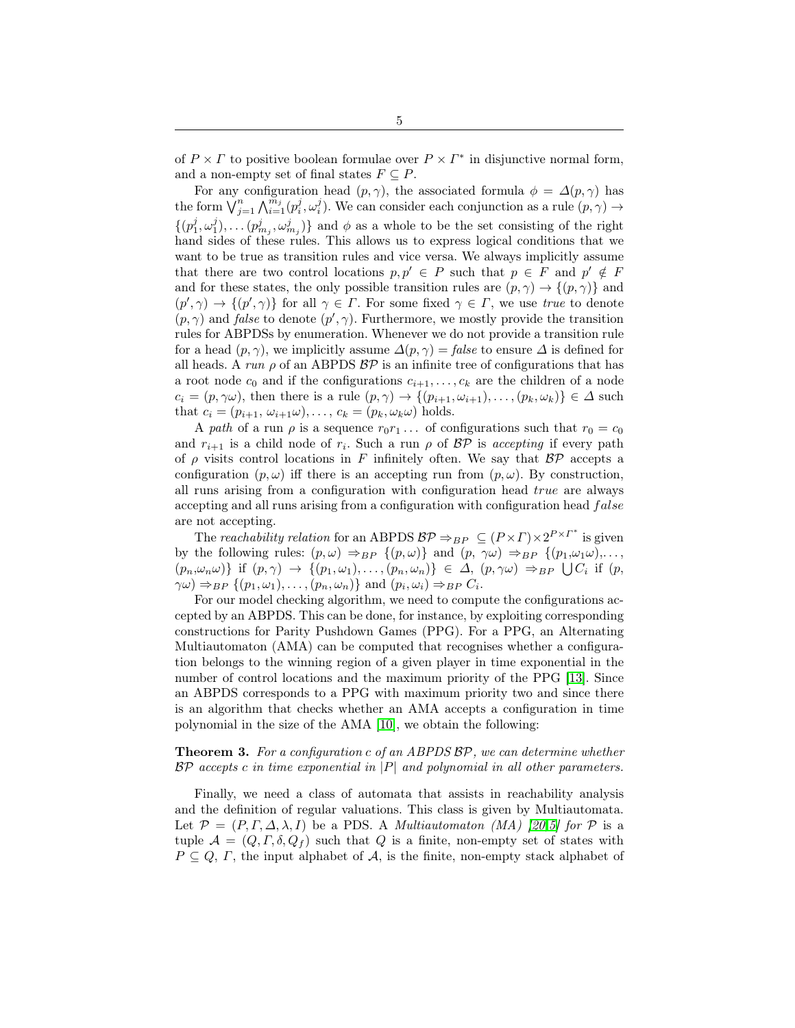of $P \times \Gamma$ to positive boolean formulae over $P \times \Gamma^*$ in disjunctive normal form, and a non-empty set of final states $F \subseteq P$.

For any configuration head $(p, \gamma)$, the associated formula $\phi = \Delta(p, \gamma)$ has the form $\bigvee_{j=1}^{n} \bigwedge_{i=1}^{m_j} (p_i^j, \omega_i^j)$. We can consider each conjunction as a rule $(p, \gamma) \rightarrow \{(p_1^j, \omega_1^j), \ldots (p_{m_j}^j, \omega_{m_j}^j)\}$ and $\phi$ as a whole to be the set consisting of the right hand sides of these rules. This allows us to express logical conditions that we want to be true as transition rules and vice versa. We always implicitly assume that there are two control locations $p, p' \in P$ such that $p \in F$ and $p' \notin F$ and for these states, the only possible transition rules are $(p, \gamma) \rightarrow \{(p, \gamma)\}$ and $(p', \gamma) \rightarrow \{(p', \gamma)\}$ for all $\gamma \in \Gamma$. For some fixed $\gamma \in \Gamma$, we use *true* to denote $(p, \gamma)$ and *false* to denote $(p', \gamma)$. Furthermore, we mostly provide the transition rules for ABPDSs by enumeration. Whenever we do not provide a transition rule for a head $(p, \gamma)$, we implicitly assume $\Delta(p, \gamma) = \mathit{false}$ to ensure $\Delta$ is defined for all heads. A *run* $\rho$ of an ABPDS $\mathcal{BP}$ is an infinite tree of configurations that has a root node $c_0$ and if the configurations $c_{i+1}, \ldots, c_k$ are the children of a node $c_i = (p, \gamma\omega)$, then there is a rule $(p, \gamma) \rightarrow \{(p_{i+1}, \omega_{i+1}), \ldots, (p_k, \omega_k)\} \in \Delta$ such that $c_i = (p_{i+1}, \omega_{i+1}\omega), \ldots, c_k = (p_k, \omega_k\omega)$ holds.

A *path* of a run $\rho$ is a sequence $r_0 r_1 \ldots$ of configurations such that $r_0 = c_0$ and $r_{i+1}$ is a child node of $r_i$. Such a run $\rho$ of $\mathcal{BP}$ is *accepting* if every path of $\rho$ visits control locations in $F$ infinitely often. We say that $\mathcal{BP}$ accepts a configuration $(p, \omega)$ iff there is an accepting run from $(p, \omega)$. By construction, all runs arising from a configuration with configuration head $\mathit{true}$ are always accepting and all runs arising from a configuration with configuration head $\mathit{false}$ are not accepting.

The *reachability relation* for an ABPDS $\mathcal{BP} \Rightarrow_{BP} \subseteq (P \times \Gamma) \times 2^{P \times \Gamma^*}$ is given by the following rules: $(p, \omega) \Rightarrow_{BP} \{(p, \omega)\}$ and $(p,\ \gamma\omega) \Rightarrow_{BP} \{(p_1, \omega_1\omega), \ldots, (p_n, \omega_n\omega)\}$ if $(p, \gamma) \rightarrow \{(p_1, \omega_1), \ldots, (p_n, \omega_n)\} \in \Delta$, $(p, \gamma\omega) \Rightarrow_{BP} \bigcup C_i$ if $(p, \gamma\omega) \Rightarrow_{BP} \{(p_1, \omega_1), \ldots, (p_n, \omega_n)\}$ and $(p_i, \omega_i) \Rightarrow_{BP} C_i$.

For our model checking algorithm, we need to compute the configurations accepted by an ABPDS. This can be done, for instance, by exploiting corresponding constructions for Parity Pushdown Games (PPG). For a PPG, an Alternating Multiautomaton (AMA) can be computed that recognises whether a configuration belongs to the winning region of a given player in time exponential in the number of control locations and the maximum priority of the PPG [13]. Since an ABPDS corresponds to a PPG with maximum priority two and since there is an algorithm that checks whether an AMA accepts a configuration in time polynomial in the size of the AMA [10], we obtain the following:

**Theorem 3.** *For a configuration $c$ of an ABPDS $\mathcal{BP}$, we can determine whether $\mathcal{BP}$ accepts $c$ in time exponential in $|P|$ and polynomial in all other parameters.*

Finally, we need a class of automata that assists in reachability analysis and the definition of regular valuations. This class is given by Multiautomata. Let $\mathcal{P} = (P, \Gamma, \Delta, \lambda, I)$ be a PDS. A *Multiautomaton (MA) [20,5] for* $\mathcal{P}$ is a tuple $\mathcal{A} = (Q, \Gamma, \delta, Q_f)$ such that $Q$ is a finite, non-empty set of states with $P \subseteq Q$, $\Gamma$, the input alphabet of $\mathcal{A}$, is the finite, non-empty stack alphabet of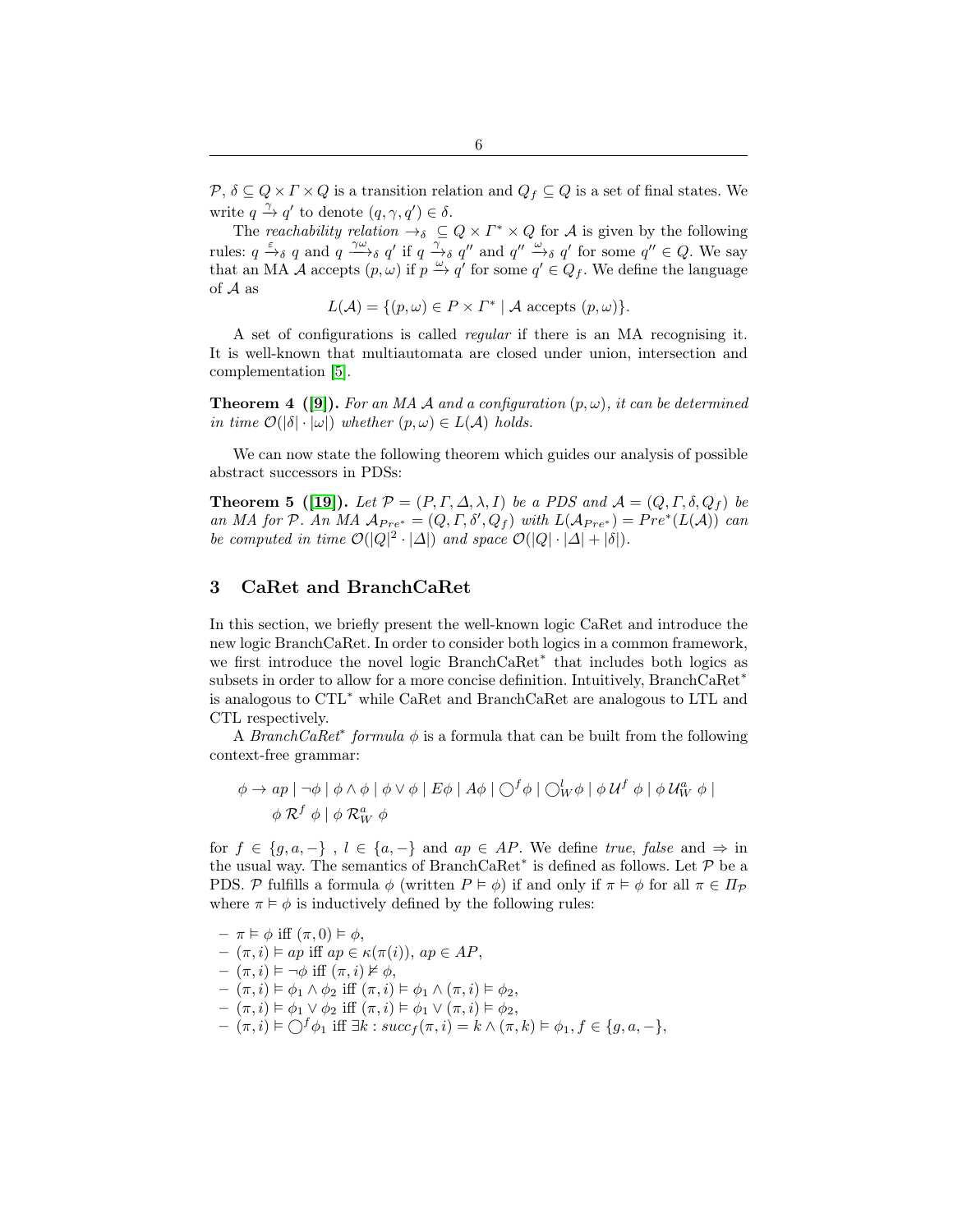$\mathcal{P}$, $\delta \subseteq Q \times \Gamma \times Q$ is a transition relation and $Q_f \subseteq Q$ is a set of final states. We write $q \xrightarrow{\gamma} q'$ to denote $(q, \gamma, q') \in \delta$.

The *reachability relation* $\rightarrow_\delta \subseteq Q \times \Gamma^* \times Q$ for $\mathcal{A}$ is given by the following rules: $q \xrightarrow{\varepsilon}_\delta q$ and $q \xrightarrow{\gamma\omega}_\delta q'$ if $q \xrightarrow{\gamma}_\delta q''$ and $q'' \xrightarrow{\omega}_\delta q'$ for some $q'' \in Q$. We say that an MA $\mathcal{A}$ accepts $(p, \omega)$ if $p \xrightarrow{\omega} q'$ for some $q' \in Q_f$. We define the language of $\mathcal{A}$ as

$$L(\mathcal{A}) = \{(p, \omega) \in P \times \Gamma^* \mid \mathcal{A} \text{ accepts } (p, \omega)\}.$$

A set of configurations is called *regular* if there is an MA recognising it. It is well-known that multiautomata are closed under union, intersection and complementation [5].

**Theorem 4 ([9]).** *For an MA $\mathcal{A}$ and a configuration $(p, \omega)$, it can be determined in time $\mathcal{O}(|\delta| \cdot |\omega|)$ whether $(p, \omega) \in L(\mathcal{A})$ holds.*

We can now state the following theorem which guides our analysis of possible abstract successors in PDSs:

**Theorem 5 ([19]).** *Let $\mathcal{P} = (P, \Gamma, \Delta, \lambda, I)$ be a PDS and $\mathcal{A} = (Q, \Gamma, \delta, Q_f)$ be an MA for $\mathcal{P}$. An MA $\mathcal{A}_{Pre^*} = (Q, \Gamma, \delta', Q_f)$ with $L(\mathcal{A}_{Pre^*}) = Pre^*(L(\mathcal{A}))$ can be computed in time $\mathcal{O}(|Q|^2 \cdot |\Delta|)$ and space $\mathcal{O}(|Q| \cdot |\Delta| + |\delta|)$.*

## 3 CaRet and BranchCaRet

In this section, we briefly present the well-known logic CaRet and introduce the new logic BranchCaRet. In order to consider both logics in a common framework, we first introduce the novel logic BranchCaRet$^*$ that includes both logics as subsets in order to allow for a more concise definition. Intuitively, BranchCaRet$^*$ is analogous to CTL$^*$ while CaRet and BranchCaRet are analogous to LTL and CTL respectively.

A *BranchCaRet$^*$ formula* $\phi$ is a formula that can be built from the following context-free grammar:

$$\phi \rightarrow ap \mid \neg\phi \mid \phi \wedge \phi \mid \phi \vee \phi \mid E\phi \mid A\phi \mid \bigcirc^f \phi \mid \bigcirc^l_W \phi \mid \phi \,\mathcal{U}^f\, \phi \mid \phi \,\mathcal{U}^a_W\, \phi \mid \phi \,\mathcal{R}^f\, \phi \mid \phi \,\mathcal{R}^a_W\, \phi$$

for $f \in \{g, a, -\}$ , $l \in \{a, -\}$ and $ap \in AP$. We define *true*, *false* and $\Rightarrow$ in the usual way. The semantics of BranchCaRet$^*$ is defined as follows. Let $\mathcal{P}$ be a PDS. $\mathcal{P}$ fulfills a formula $\phi$ (written $P \vDash \phi$) if and only if $\pi \vDash \phi$ for all $\pi \in \Pi_{\mathcal{P}}$ where $\pi \vDash \phi$ is inductively defined by the following rules:

- $\pi \vDash \phi$ iff $(\pi, 0) \vDash \phi$,
- $(\pi, i) \vDash ap$ iff $ap \in \kappa(\pi(i))$, $ap \in AP$,
- $(\pi, i) \vDash \neg\phi$ iff $(\pi, i) \nvDash \phi$,
- $(\pi, i) \vDash \phi_1 \wedge \phi_2$ iff $(\pi, i) \vDash \phi_1 \wedge (\pi, i) \vDash \phi_2$,
- $(\pi, i) \vDash \phi_1 \vee \phi_2$ iff $(\pi, i) \vDash \phi_1 \vee (\pi, i) \vDash \phi_2$,
- $(\pi, i) \vDash \bigcirc^f \phi_1$ iff $\exists k : succ_f(\pi, i) = k \wedge (\pi, k) \vDash \phi_1, f \in \{g, a, -\}$,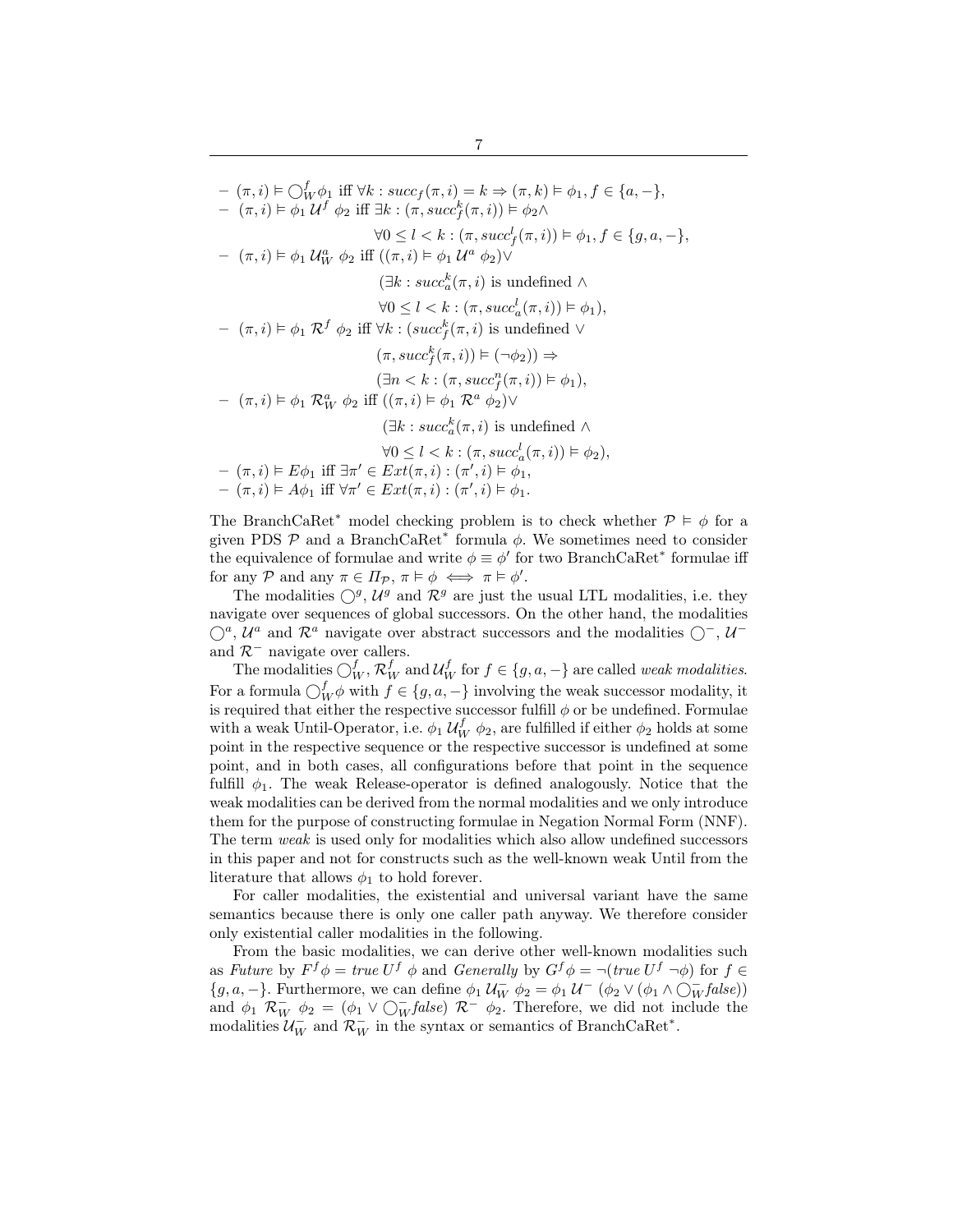- $(\pi, i) \vDash \bigcirc_W^f \phi_1$ iff $\forall k : succ_f(\pi, i) = k \Rightarrow (\pi, k) \vDash \phi_1, f \in \{a, -\}$,
- $(\pi, i) \vDash \phi_1 \; \mathcal{U}^f \; \phi_2$ iff $\exists k : (\pi, succ_f^k(\pi, i)) \vDash \phi_2 \wedge$
  $\forall 0 \leq l < k : (\pi, succ_f^l(\pi, i)) \vDash \phi_1, f \in \{g, a, -\}$,
- $(\pi, i) \vDash \phi_1 \; \mathcal{U}_W^a \; \phi_2$ iff $((\pi, i) \vDash \phi_1 \; \mathcal{U}^a \; \phi_2) \vee$
  $(\exists k : succ_a^k(\pi, i)$ is undefined $\wedge$
  $\forall 0 \leq l < k : (\pi, succ_a^l(\pi, i)) \vDash \phi_1)$,
- $(\pi, i) \vDash \phi_1 \; \mathcal{R}^f \; \phi_2$ iff $\forall k : (succ_f^k(\pi, i)$ is undefined $\vee$
  $(\pi, succ_f^k(\pi, i)) \vDash (\neg \phi_2)) \Rightarrow$
  $(\exists n < k : (\pi, succ_f^n(\pi, i)) \vDash \phi_1)$,
- $(\pi, i) \vDash \phi_1 \; \mathcal{R}_W^a \; \phi_2$ iff $((\pi, i) \vDash \phi_1 \; \mathcal{R}^a \; \phi_2) \vee$
  $(\exists k : succ_a^k(\pi, i)$ is undefined $\wedge$
  $\forall 0 \leq l < k : (\pi, succ_a^l(\pi, i)) \vDash \phi_2)$,
- $(\pi, i) \vDash E\phi_1$ iff $\exists \pi' \in Ext(\pi, i) : (\pi', i) \vDash \phi_1$,
- $(\pi, i) \vDash A\phi_1$ iff $\forall \pi' \in Ext(\pi, i) : (\pi', i) \vDash \phi_1$.

The BranchCaRet* model checking problem is to check whether $\mathcal{P} \vDash \phi$ for a given PDS $\mathcal{P}$ and a BranchCaRet* formula $\phi$. We sometimes need to consider the equivalence of formulae and write $\phi \equiv \phi'$ for two BranchCaRet* formulae iff for any $\mathcal{P}$ and any $\pi \in \Pi_{\mathcal{P}}$, $\pi \vDash \phi \iff \pi \vDash \phi'$.

The modalities $\bigcirc^g$, $\mathcal{U}^g$ and $\mathcal{R}^g$ are just the usual LTL modalities, i.e. they navigate over sequences of global successors. On the other hand, the modalities $\bigcirc^a$, $\mathcal{U}^a$ and $\mathcal{R}^a$ navigate over abstract successors and the modalities $\bigcirc^-$, $\mathcal{U}^-$ and $\mathcal{R}^-$ navigate over callers.

The modalities $\bigcirc_W^f$, $\mathcal{R}_W^f$ and $\mathcal{U}_W^f$ for $f \in \{g, a, -\}$ are called *weak modalities*. For a formula $\bigcirc_W^f \phi$ with $f \in \{g, a, -\}$ involving the weak successor modality, it is required that either the respective successor fulfill $\phi$ or be undefined. Formulae with a weak Until-Operator, i.e. $\phi_1 \; \mathcal{U}_W^f \; \phi_2$, are fulfilled if either $\phi_2$ holds at some point in the respective sequence or the respective successor is undefined at some point, and in both cases, all configurations before that point in the sequence fulfill $\phi_1$. The weak Release-operator is defined analogously. Notice that the weak modalities can be derived from the normal modalities and we only introduce them for the purpose of constructing formulae in Negation Normal Form (NNF). The term *weak* is used only for modalities which also allow undefined successors in this paper and not for constructs such as the well-known weak Until from the literature that allows $\phi_1$ to hold forever.

For caller modalities, the existential and universal variant have the same semantics because there is only one caller path anyway. We therefore consider only existential caller modalities in the following.

From the basic modalities, we can derive other well-known modalities such as *Future* by $F^f \phi = true \; U^f \; \phi$ and *Generally* by $G^f \phi = \neg(true \; U^f \; \neg\phi)$ for $f \in \{g, a, -\}$. Furthermore, we can define $\phi_1 \; \mathcal{U}_W^- \; \phi_2 = \phi_1 \; \mathcal{U}^- \; (\phi_2 \vee (\phi_1 \wedge \bigcirc_W^- false))$ and $\phi_1 \; \mathcal{R}_W^- \; \phi_2 = (\phi_1 \vee \bigcirc_W^- false) \; \mathcal{R}^- \; \phi_2$. Therefore, we did not include the modalities $\mathcal{U}_W^-$ and $\mathcal{R}_W^-$ in the syntax or semantics of BranchCaRet*.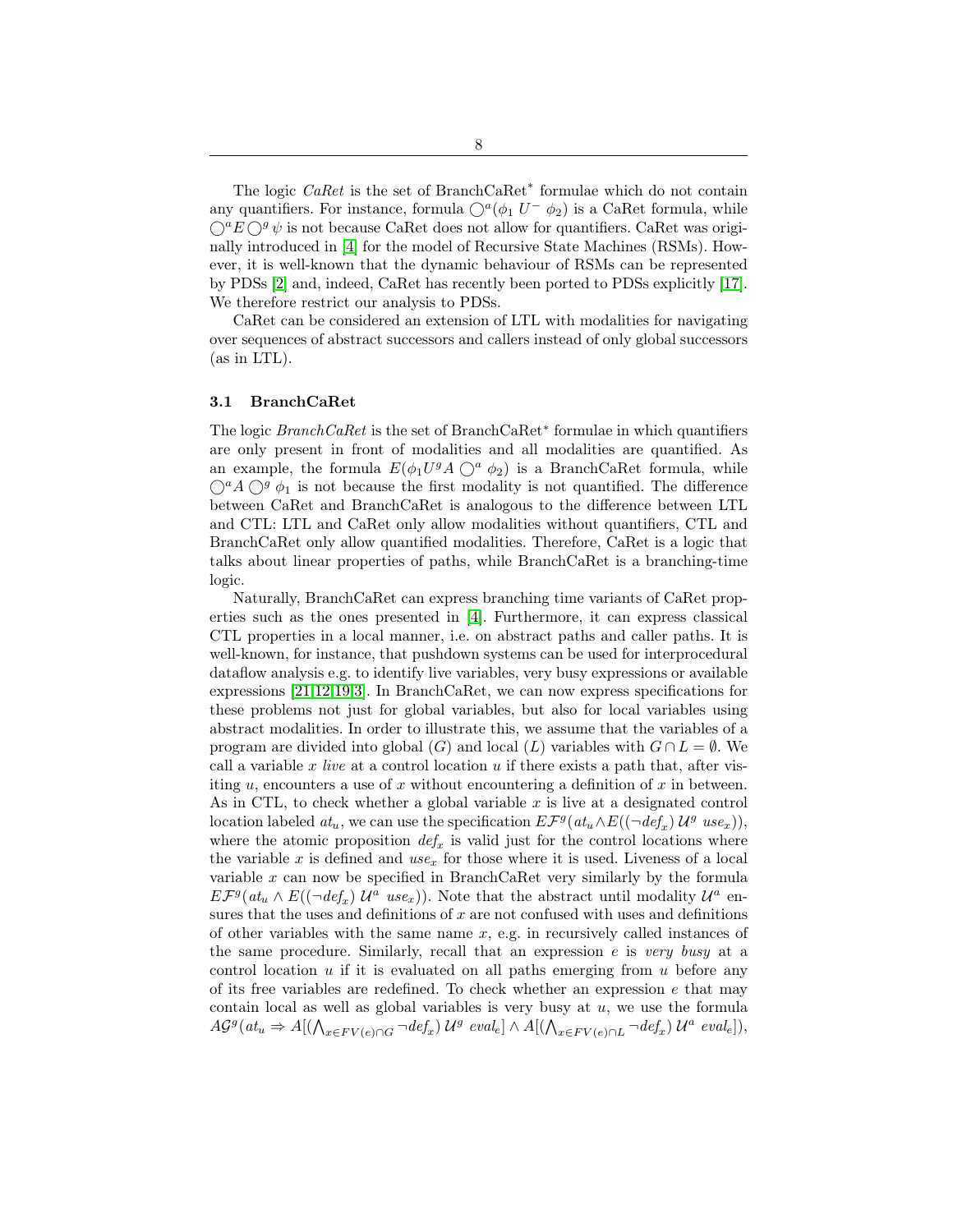The logic *CaRet* is the set of BranchCaRet* formulae which do not contain any quantifiers. For instance, formula $\bigcirc^a(\phi_1\ U^-\ \phi_2)$ is a CaRet formula, while $\bigcirc^a E \bigcirc^g \psi$ is not because CaRet does not allow for quantifiers. CaRet was originally introduced in [4] for the model of Recursive State Machines (RSMs). However, it is well-known that the dynamic behaviour of RSMs can be represented by PDSs [2] and, indeed, CaRet has recently been ported to PDSs explicitly [17]. We therefore restrict our analysis to PDSs.

CaRet can be considered an extension of LTL with modalities for navigating over sequences of abstract successors and callers instead of only global successors (as in LTL).

### 3.1 BranchCaRet

The logic *BranchCaRet* is the set of BranchCaRet* formulae in which quantifiers are only present in front of modalities and all modalities are quantified. As an example, the formula $E(\phi_1 U^g A \bigcirc^a \phi_2)$ is a BranchCaRet formula, while $\bigcirc^a A \bigcirc^g \phi_1$ is not because the first modality is not quantified. The difference between CaRet and BranchCaRet is analogous to the difference between LTL and CTL: LTL and CaRet only allow modalities without quantifiers, CTL and BranchCaRet only allow quantified modalities. Therefore, CaRet is a logic that talks about linear properties of paths, while BranchCaRet is a branching-time logic.

Naturally, BranchCaRet can express branching time variants of CaRet properties such as the ones presented in [4]. Furthermore, it can express classical CTL properties in a local manner, i.e. on abstract paths and caller paths. It is well-known, for instance, that pushdown systems can be used for interprocedural dataflow analysis e.g. to identify live variables, very busy expressions or available expressions [21,12,19,3]. In BranchCaRet, we can now express specifications for these problems not just for global variables, but also for local variables using abstract modalities. In order to illustrate this, we assume that the variables of a program are divided into global ($G$) and local ($L$) variables with $G \cap L = \emptyset$. We call a variable $x$ *live* at a control location $u$ if there exists a path that, after visiting $u$, encounters a use of $x$ without encountering a definition of $x$ in between. As in CTL, to check whether a global variable $x$ is live at a designated control location labeled $at_u$, we can use the specification $E\mathcal{F}^g(at_u \wedge E((\neg def_x)\ \mathcal{U}^g\ use_x))$, where the atomic proposition $def_x$ is valid just for the control locations where the variable $x$ is defined and $use_x$ for those where it is used. Liveness of a local variable $x$ can now be specified in BranchCaRet very similarly by the formula $E\mathcal{F}^g(at_u \wedge E((\neg def_x)\ \mathcal{U}^a\ use_x))$. Note that the abstract until modality $\mathcal{U}^a$ ensures that the uses and definitions of $x$ are not confused with uses and definitions of other variables with the same name $x$, e.g. in recursively called instances of the same procedure. Similarly, recall that an expression $e$ is *very busy* at a control location $u$ if it is evaluated on all paths emerging from $u$ before any of its free variables are redefined. To check whether an expression $e$ that may contain local as well as global variables is very busy at $u$, we use the formula $A\mathcal{G}^g(at_u \Rightarrow A[(\bigwedge_{x\in FV(e)\cap G} \neg def_x)\ \mathcal{U}^g\ eval_e] \wedge A[(\bigwedge_{x\in FV(e)\cap L} \neg def_x)\ \mathcal{U}^a\ eval_e]),$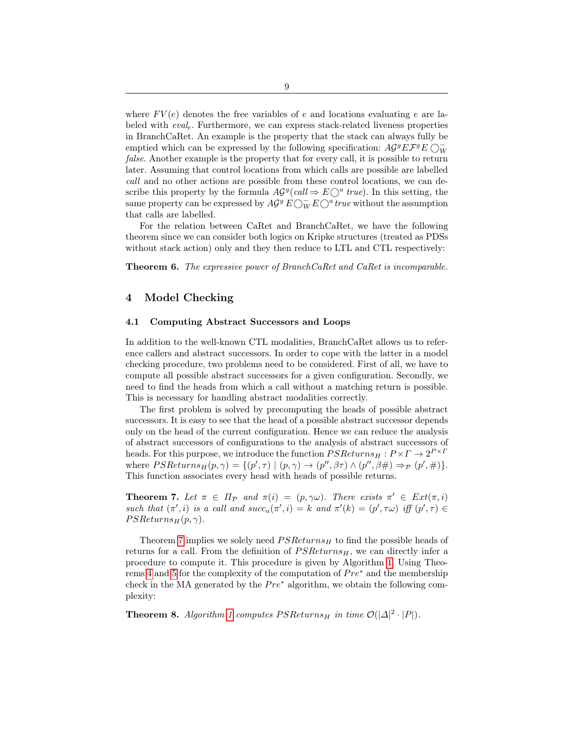where $FV(e)$ denotes the free variables of $e$ and locations evaluating $e$ are labeled with $eval_e$. Furthermore, we can express stack-related liveness properties in BranchCaRet. An example is the property that the stack can always fully be emptied which can be expressed by the following specification: $A\mathcal{G}^g E\mathcal{F}^g E \bigcirc^-_W$ *false*. Another example is the property that for every call, it is possible to return later. Assuming that control locations from which calls are possible are labelled *call* and no other actions are possible from these control locations, we can describe this property by the formula $A\mathcal{G}^g(call \Rightarrow E\bigcirc^a true)$. In this setting, the same property can be expressed by $A\mathcal{G}^g\, E\bigcirc^-_W E\bigcirc^a true$ without the assumption that calls are labelled.

For the relation between CaRet and BranchCaRet, we have the following theorem since we can consider both logics on Kripke structures (treated as PDSs without stack action) only and they then reduce to LTL and CTL respectively:

**Theorem 6.** *The expressive power of BranchCaRet and CaRet is incomparable.*

## 4 Model Checking

### 4.1 Computing Abstract Successors and Loops

In addition to the well-known CTL modalities, BranchCaRet allows us to reference callers and abstract successors. In order to cope with the latter in a model checking procedure, two problems need to be considered. First of all, we have to compute all possible abstract successors for a given configuration. Secondly, we need to find the heads from which a call without a matching return is possible. This is necessary for handling abstract modalities correctly.

The first problem is solved by precomputing the heads of possible abstract successors. It is easy to see that the head of a possible abstract successor depends only on the head of the current configuration. Hence we can reduce the analysis of abstract successors of configurations to the analysis of abstract successors of heads. For this purpose, we introduce the function $PSReturns_H : P \times \Gamma \to 2^{P\times\Gamma}$ where $PSReturns_H(p,\gamma) = \{(p',\tau) \mid (p,\gamma) \to (p'',\beta\tau) \wedge (p'',\beta\#) \Rightarrow_{\mathcal{P}} (p',\#)\}$. This function associates every head with heads of possible returns.

**Theorem 7.** *Let $\pi \in \Pi_{\mathcal{P}}$ and $\pi(i) = (p,\gamma\omega)$. There exists $\pi' \in Ext(\pi,i)$ such that $(\pi',i)$ is a call and $succ_a(\pi',i) = k$ and $\pi'(k) = (p',\tau\omega)$ iff $(p',\tau) \in PSReturns_H(p,\gamma)$.*

Theorem 7 implies we solely need $PSReturns_H$ to find the possible heads of returns for a call. From the definition of $PSReturns_H$, we can directly infer a procedure to compute it. This procedure is given by Algorithm 1. Using Theorems 4 and 5 for the complexity of the computation of $Pre^*$ and the membership check in the MA generated by the $Pre^*$ algorithm, we obtain the following complexity:

**Theorem 8.** *Algorithm 1 computes $PSReturns_H$ in time $\mathcal{O}(|\Delta|^2 \cdot |P|)$.*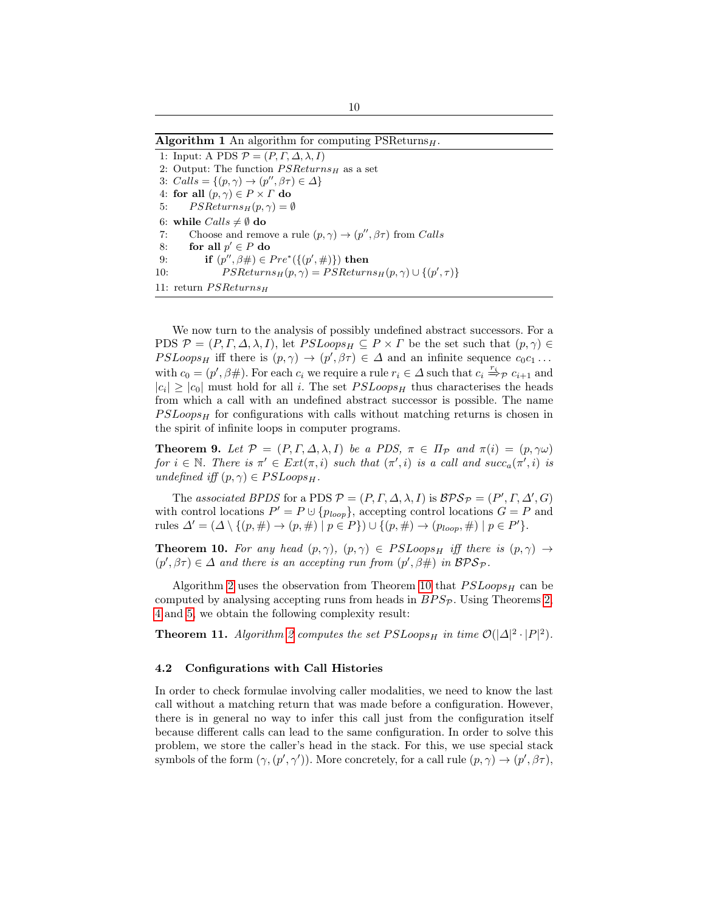**Algorithm 1** An algorithm for computing $\text{PSReturns}_H$.

```
1: Input: A PDS P = (P, Γ, Δ, λ, I)
2: Output: The function PSReturns_H as a set
3: Calls = {(p, γ) → (p'', βτ) ∈ Δ}
4: for all (p, γ) ∈ P × Γ do
5:     PSReturns_H(p, γ) = ∅
6: while Calls ≠ ∅ do
7:     Choose and remove a rule (p, γ) → (p'', βτ) from Calls
8:     for all p' ∈ P do
9:         if (p'', β#) ∈ Pre*({(p', #)}) then
10:            PSReturns_H(p, γ) = PSReturns_H(p, γ) ∪ {(p', τ)}
11: return PSReturns_H
```

We now turn to the analysis of possibly undefined abstract successors. For a PDS $\mathcal{P} = (P, \Gamma, \Delta, \lambda, I)$, let $PSLoops_H \subseteq P \times \Gamma$ be the set such that $(p, \gamma) \in PSLoops_H$ iff there is $(p, \gamma) \to (p', \beta\tau) \in \Delta$ and an infinite sequence $c_0 c_1 \ldots$ with $c_0 = (p', \beta\#)$. For each $c_i$ we require a rule $r_i \in \Delta$ such that $c_i \overset{r_i}{\Rightarrow}_{\mathcal{P}} c_{i+1}$ and $|c_i| \geq |c_0|$ must hold for all $i$. The set $PSLoops_H$ thus characterises the heads from which a call with an undefined abstract successor is possible. The name $PSLoops_H$ for configurations with calls without matching returns is chosen in the spirit of infinite loops in computer programs.

**Theorem 9.** *Let $\mathcal{P} = (P, \Gamma, \Delta, \lambda, I)$ be a PDS, $\pi \in \Pi_{\mathcal{P}}$ and $\pi(i) = (p, \gamma\omega)$ for $i \in \mathbb{N}$. There is $\pi' \in Ext(\pi, i)$ such that $(\pi', i)$ is a call and $succ_a(\pi', i)$ is undefined iff $(p, \gamma) \in PSLoops_H$.*

The *associated BPDS* for a PDS $\mathcal{P} = (P, \Gamma, \Delta, \lambda, I)$ is $\mathcal{BPS}_{\mathcal{P}} = (P', \Gamma, \Delta', G)$ with control locations $P' = P \cup \{p_{loop}\}$, accepting control locations $G = P$ and rules $\Delta' = (\Delta \setminus \{(p, \#) \to (p, \#) \mid p \in P\}) \cup \{(p, \#) \to (p_{loop}, \#) \mid p \in P'\}$.

**Theorem 10.** *For any head $(p, \gamma)$, $(p, \gamma) \in PSLoops_H$ iff there is $(p, \gamma) \to (p', \beta\tau) \in \Delta$ and there is an accepting run from $(p', \beta\#)$ in $\mathcal{BPS}_{\mathcal{P}}$.*

Algorithm 2 uses the observation from Theorem 10 that $PSLoops_H$ can be computed by analysing accepting runs from heads in $BPS_{\mathcal{P}}$. Using Theorems 2, 4 and 5, we obtain the following complexity result:

**Theorem 11.** *Algorithm 2 computes the set $PSLoops_H$ in time $\mathcal{O}(|\Delta|^2 \cdot |P|^2)$.*

### 4.2 Configurations with Call Histories

In order to check formulae involving caller modalities, we need to know the last call without a matching return that was made before a configuration. However, there is in general no way to infer this call just from the configuration itself because different calls can lead to the same configuration. In order to solve this problem, we store the caller's head in the stack. For this, we use special stack symbols of the form $(\gamma, (p', \gamma'))$. More concretely, for a call rule $(p, \gamma) \to (p', \beta\tau)$,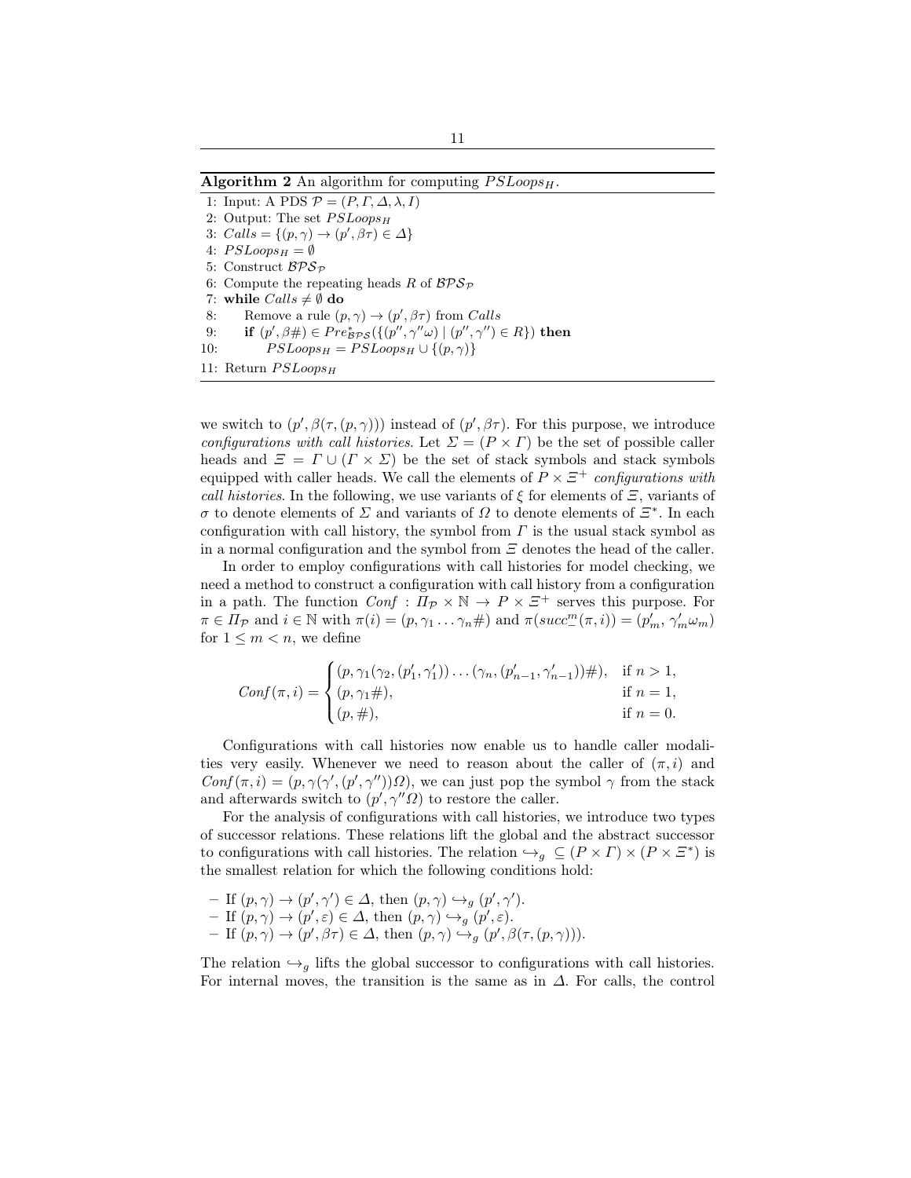**Algorithm 2** An algorithm for computing $PSLoops_H$.

```
1: Input: A PDS P = (P, Γ, Δ, λ, I)
2: Output: The set PSLoops_H
3: Calls = {(p, γ) → (p', βτ) ∈ Δ}
4: PSLoops_H = ∅
5: Construct BPS_P
6: Compute the repeating heads R of BPS_P
7: while Calls ≠ ∅ do
8:     Remove a rule (p, γ) → (p', βτ) from Calls
9:     if (p', β#) ∈ Pre*_BPS({(p'', γ''ω) | (p'', γ'') ∈ R}) then
10:        PSLoops_H = PSLoops_H ∪ {(p, γ)}
11: Return PSLoops_H
```

we switch to $(p', \beta(\tau, (p, \gamma)))$ instead of $(p', \beta\tau)$. For this purpose, we introduce *configurations with call histories*. Let $\Sigma = (P \times \Gamma)$ be the set of possible caller heads and $\Xi = \Gamma \cup (\Gamma \times \Sigma)$ be the set of stack symbols and stack symbols equipped with caller heads. We call the elements of $P \times \Xi^+$ *configurations with call histories*. In the following, we use variants of $\xi$ for elements of $\Xi$, variants of $\sigma$ to denote elements of $\Sigma$ and variants of $\Omega$ to denote elements of $\Xi^*$. In each configuration with call history, the symbol from $\Gamma$ is the usual stack symbol as in a normal configuration and the symbol from $\Xi$ denotes the head of the caller.

In order to employ configurations with call histories for model checking, we need a method to construct a configuration with call history from a configuration in a path. The function $Conf : \Pi_\mathcal{P} \times \mathbb{N} \rightarrow P \times \Xi^+$ serves this purpose. For $\pi \in \Pi_\mathcal{P}$ and $i \in \mathbb{N}$ with $\pi(i) = (p, \gamma_1 \ldots \gamma_n\#)$ and $\pi(succ^m_-(\pi, i)) = (p'_m, \gamma'_m\omega_m)$ for $1 \leq m < n$, we define

$$Conf(\pi, i) = \begin{cases} (p, \gamma_1(\gamma_2, (p'_1, \gamma'_1)) \ldots (\gamma_n, (p'_{n-1}, \gamma'_{n-1}))\#), & \text{if } n > 1, \\ (p, \gamma_1\#), & \text{if } n = 1, \\ (p, \#), & \text{if } n = 0. \end{cases}$$

Configurations with call histories now enable us to handle caller modalities very easily. Whenever we need to reason about the caller of $(\pi, i)$ and $Conf(\pi, i) = (p, \gamma(\gamma', (p', \gamma''))\Omega)$, we can just pop the symbol $\gamma$ from the stack and afterwards switch to $(p', \gamma''\Omega)$ to restore the caller.

For the analysis of configurations with call histories, we introduce two types of successor relations. These relations lift the global and the abstract successor to configurations with call histories. The relation $\hookrightarrow_g \subseteq (P \times \Gamma) \times (P \times \Xi^*)$ is the smallest relation for which the following conditions hold:

- If $(p, \gamma) \rightarrow (p', \gamma') \in \Delta$, then $(p, \gamma) \hookrightarrow_g (p', \gamma')$.
- If $(p, \gamma) \rightarrow (p', \varepsilon) \in \Delta$, then $(p, \gamma) \hookrightarrow_g (p', \varepsilon)$.
- If $(p, \gamma) \rightarrow (p', \beta\tau) \in \Delta$, then $(p, \gamma) \hookrightarrow_g (p', \beta(\tau, (p, \gamma)))$.

The relation $\hookrightarrow_g$ lifts the global successor to configurations with call histories. For internal moves, the transition is the same as in $\Delta$. For calls, the control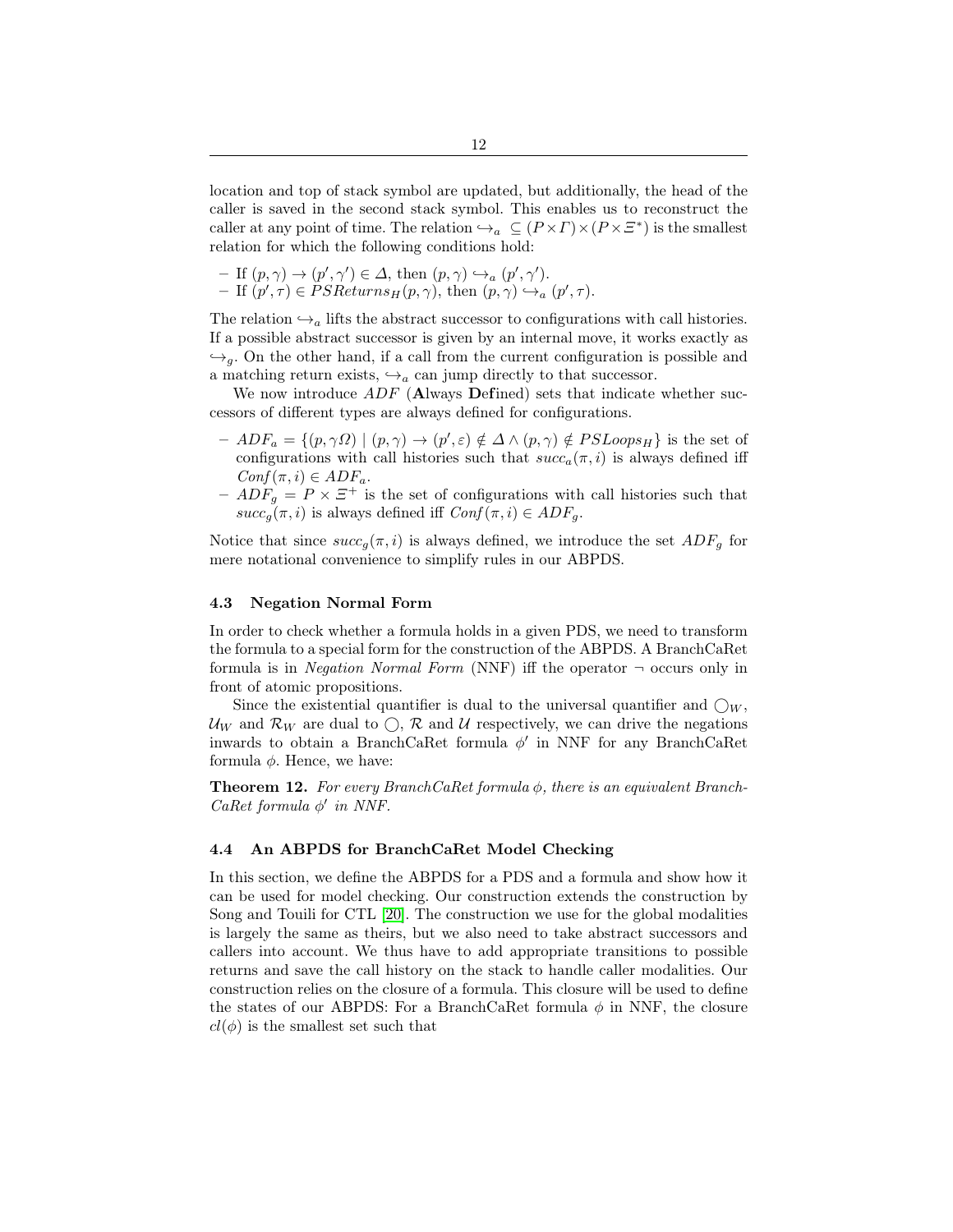location and top of stack symbol are updated, but additionally, the head of the caller is saved in the second stack symbol. This enables us to reconstruct the caller at any point of time. The relation $\hookrightarrow_a \subseteq (P \times \Gamma) \times (P \times \Xi^*)$ is the smallest relation for which the following conditions hold:

- If $(p, \gamma) \to (p', \gamma') \in \Delta$, then $(p, \gamma) \hookrightarrow_a (p', \gamma')$.
- If $(p', \tau) \in PSReturns_H(p, \gamma)$, then $(p, \gamma) \hookrightarrow_a (p', \tau)$.

The relation $\hookrightarrow_a$ lifts the abstract successor to configurations with call histories. If a possible abstract successor is given by an internal move, it works exactly as $\hookrightarrow_g$. On the other hand, if a call from the current configuration is possible and a matching return exists, $\hookrightarrow_a$ can jump directly to that successor.

We now introduce $ADF$ (**A**lways **Def**ined) sets that indicate whether successors of different types are always defined for configurations.

- $ADF_a = \{(p, \gamma\Omega) \mid (p, \gamma) \to (p', \varepsilon) \notin \Delta \wedge (p, \gamma) \notin PSLoops_H\}$ is the set of configurations with call histories such that $succ_a(\pi, i)$ is always defined iff $Conf(\pi, i) \in ADF_a$.
- $ADF_g = P \times \Xi^+$ is the set of configurations with call histories such that $succ_g(\pi, i)$ is always defined iff $Conf(\pi, i) \in ADF_g$.

Notice that since $succ_g(\pi, i)$ is always defined, we introduce the set $ADF_g$ for mere notational convenience to simplify rules in our ABPDS.

### 4.3 Negation Normal Form

In order to check whether a formula holds in a given PDS, we need to transform the formula to a special form for the construction of the ABPDS. A BranchCaRet formula is in *Negation Normal Form* (NNF) iff the operator $\neg$ occurs only in front of atomic propositions.

Since the existential quantifier is dual to the universal quantifier and $\bigcirc_W$, $\mathcal{U}_W$ and $\mathcal{R}_W$ are dual to $\bigcirc$, $\mathcal{R}$ and $\mathcal{U}$ respectively, we can drive the negations inwards to obtain a BranchCaRet formula $\phi'$ in NNF for any BranchCaRet formula $\phi$. Hence, we have:

**Theorem 12.** *For every BranchCaRet formula $\phi$, there is an equivalent BranchCaRet formula $\phi'$ in NNF.*

### 4.4 An ABPDS for BranchCaRet Model Checking

In this section, we define the ABPDS for a PDS and a formula and show how it can be used for model checking. Our construction extends the construction by Song and Touili for CTL [20]. The construction we use for the global modalities is largely the same as theirs, but we also need to take abstract successors and callers into account. We thus have to add appropriate transitions to possible returns and save the call history on the stack to handle caller modalities. Our construction relies on the closure of a formula. This closure will be used to define the states of our ABPDS: For a BranchCaRet formula $\phi$ in NNF, the closure $cl(\phi)$ is the smallest set such that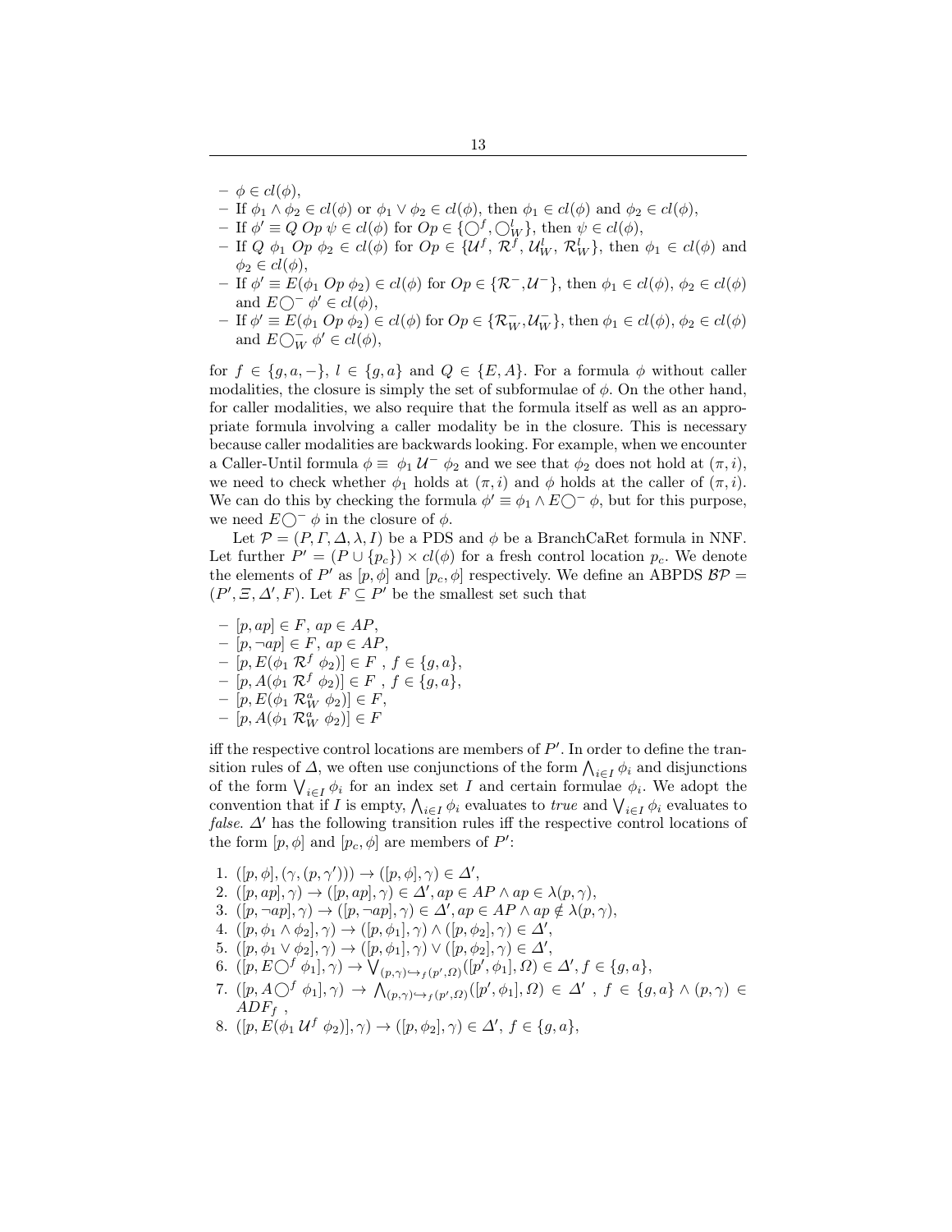- $\phi \in cl(\phi)$,
- If $\phi_1 \wedge \phi_2 \in cl(\phi)$ or $\phi_1 \vee \phi_2 \in cl(\phi)$, then $\phi_1 \in cl(\phi)$ and $\phi_2 \in cl(\phi)$,
- If $\phi' \equiv Q\ Op\ \psi \in cl(\phi)$ for $Op \in \{\bigcirc^f, \bigcirc^l_W\}$, then $\psi \in cl(\phi)$,
- If $Q\ \phi_1\ Op\ \phi_2 \in cl(\phi)$ for $Op \in \{\mathcal{U}^f, \mathcal{R}^f, \mathcal{U}^l_W, \mathcal{R}^l_W\}$, then $\phi_1 \in cl(\phi)$ and $\phi_2 \in cl(\phi)$,
- If $\phi' \equiv E(\phi_1\ Op\ \phi_2) \in cl(\phi)$ for $Op \in \{\mathcal{R}^-, \mathcal{U}^-\}$, then $\phi_1 \in cl(\phi)$, $\phi_2 \in cl(\phi)$ and $E\bigcirc^-\ \phi' \in cl(\phi)$,
- If $\phi' \equiv E(\phi_1\ Op\ \phi_2) \in cl(\phi)$ for $Op \in \{\mathcal{R}^-_W, \mathcal{U}^-_W\}$, then $\phi_1 \in cl(\phi)$, $\phi_2 \in cl(\phi)$ and $E\bigcirc^-_W\ \phi' \in cl(\phi)$,

for $f \in \{g, a, -\}$, $l \in \{g, a\}$ and $Q \in \{E, A\}$. For a formula $\phi$ without caller modalities, the closure is simply the set of subformulae of $\phi$. On the other hand, for caller modalities, we also require that the formula itself as well as an appropriate formula involving a caller modality be in the closure. This is necessary because caller modalities are backwards looking. For example, when we encounter a Caller-Until formula $\phi \equiv\ \phi_1\ \mathcal{U}^-\ \phi_2$ and we see that $\phi_2$ does not hold at $(\pi, i)$, we need to check whether $\phi_1$ holds at $(\pi, i)$ and $\phi$ holds at the caller of $(\pi, i)$. We can do this by checking the formula $\phi' \equiv \phi_1 \wedge E\bigcirc^-\ \phi$, but for this purpose, we need $E\bigcirc^-\ \phi$ in the closure of $\phi$.

Let $\mathcal{P} = (P, \Gamma, \Delta, \lambda, I)$ be a PDS and $\phi$ be a BranchCaRet formula in NNF. Let further $P' = (P \cup \{p_c\}) \times cl(\phi)$ for a fresh control location $p_c$. We denote the elements of $P'$ as $[p, \phi]$ and $[p_c, \phi]$ respectively. We define an ABPDS $\mathcal{BP} = (P', \Xi, \Delta', F)$. Let $F \subseteq P'$ be the smallest set such that

- $[p, ap] \in F$, $ap \in AP$,
- $[p, \neg ap] \in F$, $ap \in AP$,
- $[p, E(\phi_1\ \mathcal{R}^f\ \phi_2)] \in F$ , $f \in \{g, a\}$,
- $[p, A(\phi_1\ \mathcal{R}^f\ \phi_2)] \in F$ , $f \in \{g, a\}$,
- $[p, E(\phi_1\ \mathcal{R}^a_W\ \phi_2)] \in F$,
- $[p, A(\phi_1\ \mathcal{R}^a_W\ \phi_2)] \in F$

iff the respective control locations are members of $P'$. In order to define the transition rules of $\Delta$, we often use conjunctions of the form $\bigwedge_{i \in I} \phi_i$ and disjunctions of the form $\bigvee_{i \in I} \phi_i$ for an index set $I$ and certain formulae $\phi_i$. We adopt the convention that if $I$ is empty, $\bigwedge_{i \in I} \phi_i$ evaluates to *true* and $\bigvee_{i \in I} \phi_i$ evaluates to *false*. $\Delta'$ has the following transition rules iff the respective control locations of the form $[p, \phi]$ and $[p_c, \phi]$ are members of $P'$:

1. $([p, \phi], (\gamma, (p, \gamma'))) \rightarrow ([p, \phi], \gamma) \in \Delta'$,
2. $([p, ap], \gamma) \rightarrow ([p, ap], \gamma) \in \Delta', ap \in AP \wedge ap \in \lambda(p, \gamma)$,
3. $([p, \neg ap], \gamma) \rightarrow ([p, \neg ap], \gamma) \in \Delta', ap \in AP \wedge ap \notin \lambda(p, \gamma)$,
4. $([p, \phi_1 \wedge \phi_2], \gamma) \rightarrow ([p, \phi_1], \gamma) \wedge ([p, \phi_2], \gamma) \in \Delta'$,
5. $([p, \phi_1 \vee \phi_2], \gamma) \rightarrow ([p, \phi_1], \gamma) \vee ([p, \phi_2], \gamma) \in \Delta'$,
6. $([p, E\bigcirc^f\ \phi_1], \gamma) \rightarrow \bigvee_{(p,\gamma) \hookrightarrow_f (p', \Omega)} ([p', \phi_1], \Omega) \in \Delta', f \in \{g, a\}$,
7. $([p, A\bigcirc^f\ \phi_1], \gamma) \rightarrow \bigwedge_{(p,\gamma) \hookrightarrow_f (p', \Omega)} ([p', \phi_1], \Omega) \in \Delta'$ , $f \in \{g, a\} \wedge (p, \gamma) \in ADF_f$ ,
8. $([p, E(\phi_1\ \mathcal{U}^f\ \phi_2)], \gamma) \rightarrow ([p, \phi_2], \gamma) \in \Delta'$, $f \in \{g, a\}$,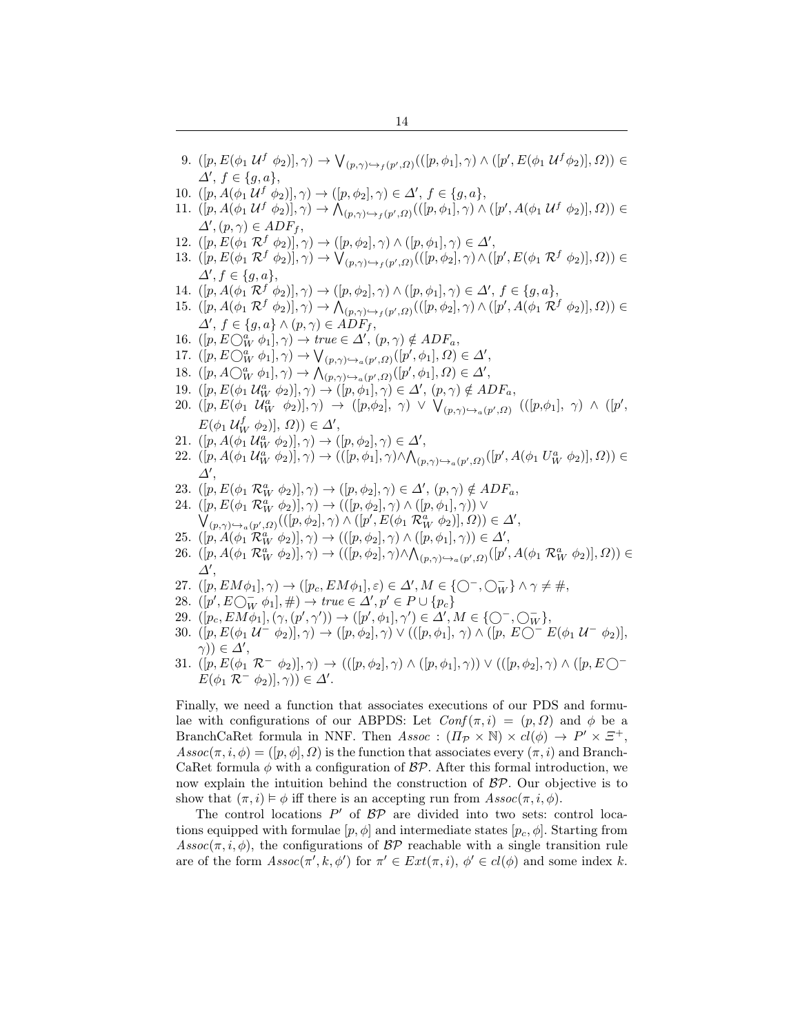9. $([p, E(\phi_1\ \mathcal{U}^f\ \phi_2)], \gamma) \to \bigvee_{(p,\gamma)\hookrightarrow_f(p',\Omega)}(([p,\phi_1],\gamma) \wedge ([p', E(\phi_1\ \mathcal{U}^f \phi_2)], \Omega)) \in \Delta',\ f \in \{g, a\}$,
10. $([p, A(\phi_1\ \mathcal{U}^f\ \phi_2)], \gamma) \to ([p, \phi_2], \gamma) \in \Delta',\ f \in \{g, a\}$,
11. $([p, A(\phi_1\ \mathcal{U}^f\ \phi_2)], \gamma) \to \bigwedge_{(p,\gamma)\hookrightarrow_f(p',\Omega)}(([p,\phi_1],\gamma) \wedge ([p', A(\phi_1\ \mathcal{U}^f\ \phi_2)], \Omega)) \in \Delta', (p,\gamma) \in ADF_f$,
12. $([p, E(\phi_1\ \mathcal{R}^f\ \phi_2)], \gamma) \to ([p, \phi_2], \gamma) \wedge ([p, \phi_1], \gamma) \in \Delta'$,
13. $([p, E(\phi_1\ \mathcal{R}^f\ \phi_2)], \gamma) \to \bigvee_{(p,\gamma)\hookrightarrow_f(p',\Omega)}(([p,\phi_2],\gamma) \wedge ([p', E(\phi_1\ \mathcal{R}^f\ \phi_2)], \Omega)) \in \Delta', f \in \{g, a\}$,
14. $([p, A(\phi_1\ \mathcal{R}^f\ \phi_2)], \gamma) \to ([p, \phi_2], \gamma) \wedge ([p, \phi_1], \gamma) \in \Delta',\ f \in \{g, a\}$,
15. $([p, A(\phi_1\ \mathcal{R}^f\ \phi_2)], \gamma) \to \bigwedge_{(p,\gamma)\hookrightarrow_f(p',\Omega)}(([p,\phi_2],\gamma) \wedge ([p', A(\phi_1\ \mathcal{R}^f\ \phi_2)], \Omega)) \in \Delta',\ f \in \{g, a\} \wedge (p,\gamma) \in ADF_f$,
16. $([p, E\bigcirc_W^a\ \phi_1], \gamma) \to true \in \Delta',\ (p,\gamma) \notin ADF_a$,
17. $([p, E\bigcirc_W^a\ \phi_1], \gamma) \to \bigvee_{(p,\gamma)\hookrightarrow_a(p',\Omega)}([p', \phi_1], \Omega) \in \Delta'$,
18. $([p, A\bigcirc_W^a\ \phi_1], \gamma) \to \bigwedge_{(p,\gamma)\hookrightarrow_a(p',\Omega)}([p', \phi_1], \Omega) \in \Delta'$,
19. $([p, E(\phi_1\ \mathcal{U}_W^a\ \phi_2)], \gamma) \to ([p, \phi_1], \gamma) \in \Delta',\ (p,\gamma) \notin ADF_a$,
20. $([p, E(\phi_1\ \ \mathcal{U}_W^a\ \ \phi_2)], \gamma) \ \to\ ([p,\phi_2],\ \gamma) \ \vee\ \bigvee_{(p,\gamma)\hookrightarrow_a(p',\Omega)}\ (([p,\phi_1],\ \gamma) \ \wedge\ ([p', E(\phi_1\ \mathcal{U}_W^f\ \phi_2)],\ \Omega)) \in \Delta'$,
21. $([p, A(\phi_1\ \mathcal{U}_W^a\ \phi_2)], \gamma) \to ([p, \phi_2], \gamma) \in \Delta'$,
22. $([p, A(\phi_1\ \mathcal{U}_W^a\ \phi_2)], \gamma) \to (([p, \phi_1], \gamma) \wedge \bigwedge_{(p,\gamma)\hookrightarrow_a(p',\Omega)}([p', A(\phi_1\ U_W^a\ \phi_2)], \Omega)) \in \Delta'$,
23. $([p, E(\phi_1\ \mathcal{R}_W^a\ \phi_2)], \gamma) \to ([p, \phi_2], \gamma) \in \Delta',\ (p,\gamma) \notin ADF_a$,
24. $([p, E(\phi_1\ \mathcal{R}_W^a\ \phi_2)], \gamma) \to (([p, \phi_2], \gamma) \wedge ([p, \phi_1], \gamma)) \vee \bigvee_{(p,\gamma)\hookrightarrow_a(p',\Omega)}(([p,\phi_2],\gamma) \wedge ([p', E(\phi_1\ \mathcal{R}_W^a\ \phi_2)], \Omega)) \in \Delta'$,
25. $([p, A(\phi_1\ \mathcal{R}_W^a\ \phi_2)], \gamma) \to (([p, \phi_2], \gamma) \wedge ([p, \phi_1], \gamma)) \in \Delta'$,
26. $([p, A(\phi_1\ \mathcal{R}_W^a\ \phi_2)], \gamma) \to (([p, \phi_2], \gamma) \wedge \bigwedge_{(p,\gamma)\hookrightarrow_a(p',\Omega)}([p', A(\phi_1\ \mathcal{R}_W^a\ \phi_2)], \Omega)) \in \Delta'$,
27. $([p, EM\phi_1], \gamma) \to ([p_c, EM\phi_1], \varepsilon) \in \Delta', M \in \{\bigcirc^-, \bigcirc_W^-\} \wedge \gamma \neq \#$,
28. $([p', E\bigcirc_W^-\ \phi_1], \#) \to true \in \Delta', p' \in P \cup \{p_c\}$
29. $([p_c, EM\phi_1], (\gamma, (p', \gamma'))) \to ([p', \phi_1], \gamma') \in \Delta', M \in \{\bigcirc^-, \bigcirc_W^-\}$,
30. $([p, E(\phi_1\ \mathcal{U}^-\ \phi_2)], \gamma) \to ([p, \phi_2], \gamma) \vee (([p, \phi_1],\ \gamma) \wedge ([p,\ E\bigcirc^-\ E(\phi_1\ \mathcal{U}^-\ \phi_2)],\ \gamma)) \in \Delta'$,
31. $([p, E(\phi_1\ \mathcal{R}^-\ \phi_2)], \gamma) \to (([p, \phi_2], \gamma) \wedge ([p, \phi_1], \gamma)) \vee (([p, \phi_2], \gamma) \wedge ([p, E\bigcirc^-\ E(\phi_1\ \mathcal{R}^-\ \phi_2)], \gamma)) \in \Delta'$.

Finally, we need a function that associates executions of our PDS and formulae with configurations of our ABPDS: Let $Conf(\pi, i) = (p, \Omega)$ and $\phi$ be a BranchCaRet formula in NNF. Then $Assoc : (\Pi_{\mathcal{P}} \times \mathbb{N}) \times cl(\phi) \to P' \times \Xi^+$, $Assoc(\pi, i, \phi) = ([p, \phi], \Omega)$ is the function that associates every $(\pi, i)$ and BranchCaRet formula $\phi$ with a configuration of $\mathcal{BP}$. After this formal introduction, we now explain the intuition behind the construction of $\mathcal{BP}$. Our objective is to show that $(\pi, i) \vDash \phi$ iff there is an accepting run from $Assoc(\pi, i, \phi)$.

The control locations $P'$ of $\mathcal{BP}$ are divided into two sets: control locations equipped with formulae $[p, \phi]$ and intermediate states $[p_c, \phi]$. Starting from $Assoc(\pi, i, \phi)$, the configurations of $\mathcal{BP}$ reachable with a single transition rule are of the form $Assoc(\pi', k, \phi')$ for $\pi' \in Ext(\pi, i)$, $\phi' \in cl(\phi)$ and some index $k$.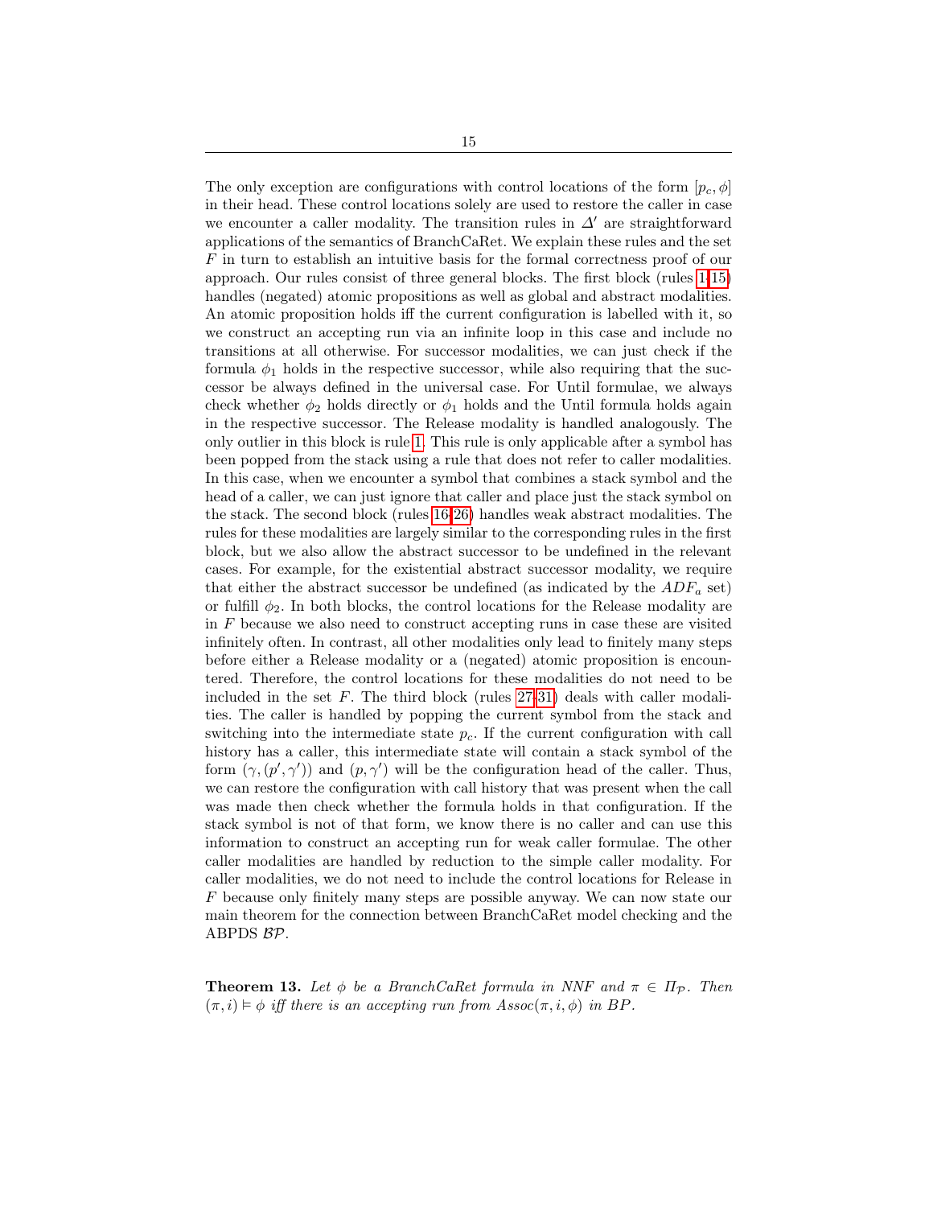The only exception are configurations with control locations of the form $[p_c, \phi]$ in their head. These control locations solely are used to restore the caller in case we encounter a caller modality. The transition rules in $\Delta'$ are straightforward applications of the semantics of BranchCaRet. We explain these rules and the set $F$ in turn to establish an intuitive basis for the formal correctness proof of our approach. Our rules consist of three general blocks. The first block (rules 1-15) handles (negated) atomic propositions as well as global and abstract modalities. An atomic proposition holds iff the current configuration is labelled with it, so we construct an accepting run via an infinite loop in this case and include no transitions at all otherwise. For successor modalities, we can just check if the formula $\phi_1$ holds in the respective successor, while also requiring that the successor be always defined in the universal case. For Until formulae, we always check whether $\phi_2$ holds directly or $\phi_1$ holds and the Until formula holds again in the respective successor. The Release modality is handled analogously. The only outlier in this block is rule 1. This rule is only applicable after a symbol has been popped from the stack using a rule that does not refer to caller modalities. In this case, when we encounter a symbol that combines a stack symbol and the head of a caller, we can just ignore that caller and place just the stack symbol on the stack. The second block (rules 16-26) handles weak abstract modalities. The rules for these modalities are largely similar to the corresponding rules in the first block, but we also allow the abstract successor to be undefined in the relevant cases. For example, for the existential abstract successor modality, we require that either the abstract successor be undefined (as indicated by the $ADF_a$ set) or fulfill $\phi_2$. In both blocks, the control locations for the Release modality are in $F$ because we also need to construct accepting runs in case these are visited infinitely often. In contrast, all other modalities only lead to finitely many steps before either a Release modality or a (negated) atomic proposition is encountered. Therefore, the control locations for these modalities do not need to be included in the set $F$. The third block (rules 27-31) deals with caller modalities. The caller is handled by popping the current symbol from the stack and switching into the intermediate state $p_c$. If the current configuration with call history has a caller, this intermediate state will contain a stack symbol of the form $(\gamma, (p', \gamma'))$ and $(p, \gamma')$ will be the configuration head of the caller. Thus, we can restore the configuration with call history that was present when the call was made then check whether the formula holds in that configuration. If the stack symbol is not of that form, we know there is no caller and can use this information to construct an accepting run for weak caller formulae. The other caller modalities are handled by reduction to the simple caller modality. For caller modalities, we do not need to include the control locations for Release in $F$ because only finitely many steps are possible anyway. We can now state our main theorem for the connection between BranchCaRet model checking and the ABPDS $\mathcal{BP}$.

**Theorem 13.** *Let $\phi$ be a BranchCaRet formula in NNF and $\pi \in \Pi_{\mathcal{P}}$. Then $(\pi, i) \vDash \phi$ iff there is an accepting run from $Assoc(\pi, i, \phi)$ in $BP$.*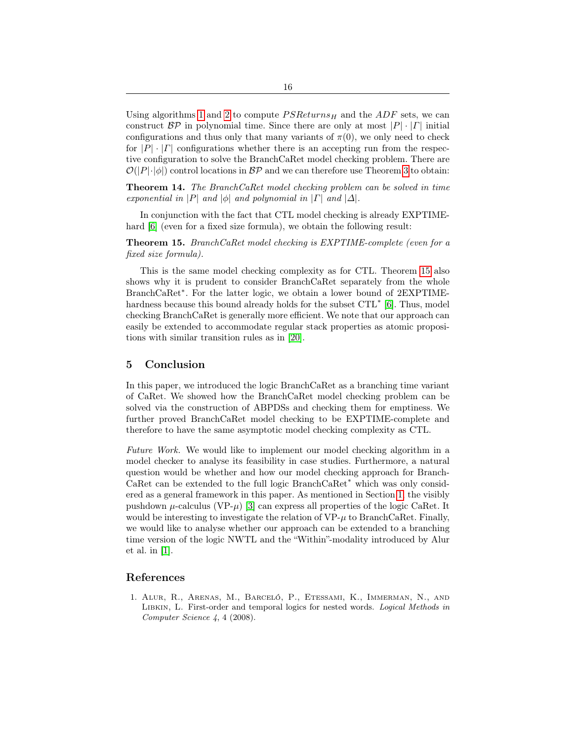Using algorithms 1 and 2 to compute $PSReturns_H$ and the $ADF$ sets, we can construct $\mathcal{BP}$ in polynomial time. Since there are only at most $|P| \cdot |\Gamma|$ initial configurations and thus only that many variants of $\pi(0)$, we only need to check for $|P| \cdot |\Gamma|$ configurations whether there is an accepting run from the respective configuration to solve the BranchCaRet model checking problem. There are $\mathcal{O}(|P| \cdot |\phi|)$ control locations in $\mathcal{BP}$ and we can therefore use Theorem 3 to obtain:

**Theorem 14.** *The BranchCaRet model checking problem can be solved in time exponential in $|P|$ and $|\phi|$ and polynomial in $|\Gamma|$ and $|\Delta|$.*

In conjunction with the fact that CTL model checking is already EXPTIME-hard [6] (even for a fixed size formula), we obtain the following result:

**Theorem 15.** *BranchCaRet model checking is EXPTIME-complete (even for a fixed size formula).*

This is the same model checking complexity as for CTL. Theorem 15 also shows why it is prudent to consider BranchCaRet separately from the whole BranchCaRet*. For the latter logic, we obtain a lower bound of 2EXPTIME-hardness because this bound already holds for the subset CTL* [6]. Thus, model checking BranchCaRet is generally more efficient. We note that our approach can easily be extended to accommodate regular stack properties as atomic propositions with similar transition rules as in [20].

## 5 Conclusion

In this paper, we introduced the logic BranchCaRet as a branching time variant of CaRet. We showed how the BranchCaRet model checking problem can be solved via the construction of ABPDSs and checking them for emptiness. We further proved BranchCaRet model checking to be EXPTIME-complete and therefore to have the same asymptotic model checking complexity as CTL.

*Future Work.* We would like to implement our model checking algorithm in a model checker to analyse its feasibility in case studies. Furthermore, a natural question would be whether and how our model checking approach for BranchCaRet can be extended to the full logic BranchCaRet* which was only considered as a general framework in this paper. As mentioned in Section 1, the visibly pushdown $\mu$-calculus (VP-$\mu$) [3] can express all properties of the logic CaRet. It would be interesting to investigate the relation of VP-$\mu$ to BranchCaRet. Finally, we would like to analyse whether our approach can be extended to a branching time version of the logic NWTL and the "Within"-modality introduced by Alur et al. in [1].

## References

1. Alur, R., Arenas, M., Barceló, P., Etessami, K., Immerman, N., and Libkin, L. First-order and temporal logics for nested words. *Logical Methods in Computer Science 4*, 4 (2008).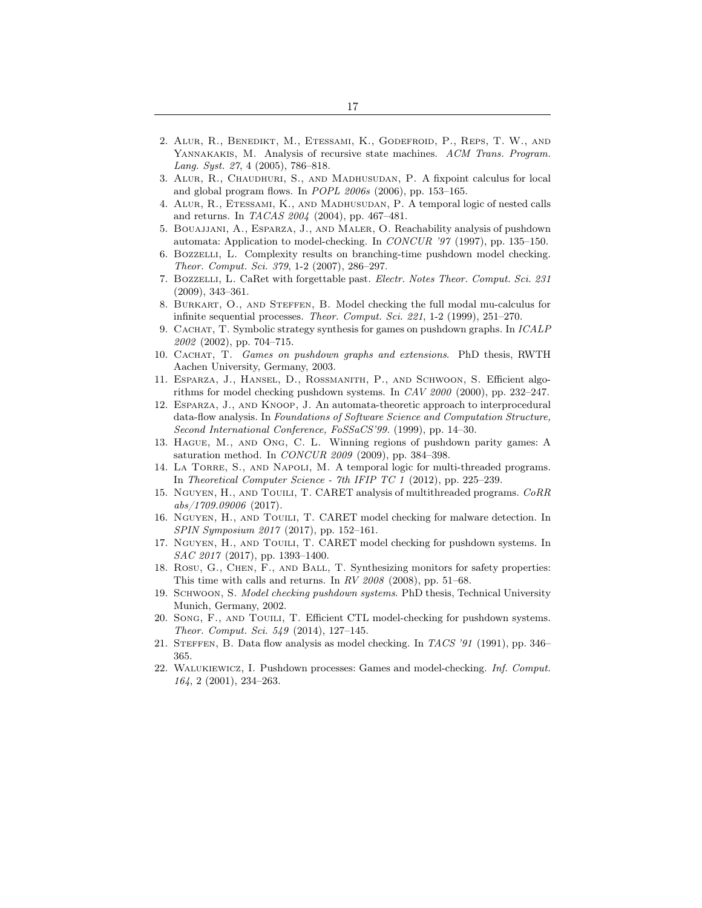2. Alur, R., Benedikt, M., Etessami, K., Godefroid, P., Reps, T. W., and Yannakakis, M. Analysis of recursive state machines. *ACM Trans. Program. Lang. Syst. 27*, 4 (2005), 786–818.
3. Alur, R., Chaudhuri, S., and Madhusudan, P. A fixpoint calculus for local and global program flows. In *POPL 2006s* (2006), pp. 153–165.
4. Alur, R., Etessami, K., and Madhusudan, P. A temporal logic of nested calls and returns. In *TACAS 2004* (2004), pp. 467–481.
5. Bouajjani, A., Esparza, J., and Maler, O. Reachability analysis of pushdown automata: Application to model-checking. In *CONCUR '97* (1997), pp. 135–150.
6. Bozzelli, L. Complexity results on branching-time pushdown model checking. *Theor. Comput. Sci. 379*, 1-2 (2007), 286–297.
7. Bozzelli, L. CaRet with forgettable past. *Electr. Notes Theor. Comput. Sci. 231* (2009), 343–361.
8. Burkart, O., and Steffen, B. Model checking the full modal mu-calculus for infinite sequential processes. *Theor. Comput. Sci. 221*, 1-2 (1999), 251–270.
9. Cachat, T. Symbolic strategy synthesis for games on pushdown graphs. In *ICALP 2002* (2002), pp. 704–715.
10. Cachat, T. *Games on pushdown graphs and extensions*. PhD thesis, RWTH Aachen University, Germany, 2003.
11. Esparza, J., Hansel, D., Rossmanith, P., and Schwoon, S. Efficient algorithms for model checking pushdown systems. In *CAV 2000* (2000), pp. 232–247.
12. Esparza, J., and Knoop, J. An automata-theoretic approach to interprocedural data-flow analysis. In *Foundations of Software Science and Computation Structure, Second International Conference, FoSSaCS'99.* (1999), pp. 14–30.
13. Hague, M., and Ong, C. L. Winning regions of pushdown parity games: A saturation method. In *CONCUR 2009* (2009), pp. 384–398.
14. La Torre, S., and Napoli, M. A temporal logic for multi-threaded programs. In *Theoretical Computer Science - 7th IFIP TC 1* (2012), pp. 225–239.
15. Nguyen, H., and Touili, T. CARET analysis of multithreaded programs. *CoRR abs/1709.09006* (2017).
16. Nguyen, H., and Touili, T. CARET model checking for malware detection. In *SPIN Symposium 2017* (2017), pp. 152–161.
17. Nguyen, H., and Touili, T. CARET model checking for pushdown systems. In *SAC 2017* (2017), pp. 1393–1400.
18. Rosu, G., Chen, F., and Ball, T. Synthesizing monitors for safety properties: This time with calls and returns. In *RV 2008* (2008), pp. 51–68.
19. Schwoon, S. *Model checking pushdown systems*. PhD thesis, Technical University Munich, Germany, 2002.
20. Song, F., and Touili, T. Efficient CTL model-checking for pushdown systems. *Theor. Comput. Sci. 549* (2014), 127–145.
21. Steffen, B. Data flow analysis as model checking. In *TACS '91* (1991), pp. 346–365.
22. Walukiewicz, I. Pushdown processes: Games and model-checking. *Inf. Comput. 164*, 2 (2001), 234–263.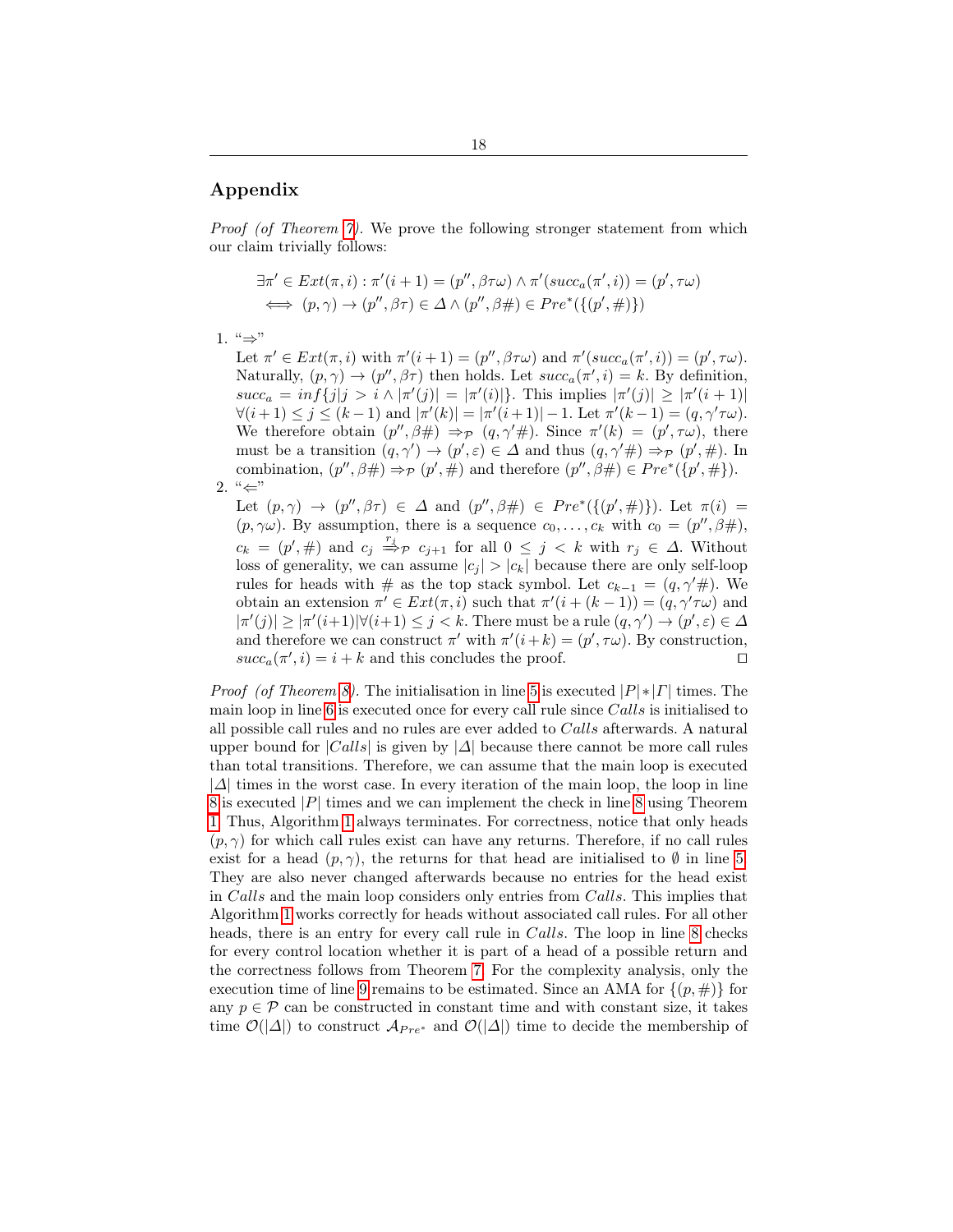## Appendix

*Proof (of Theorem 7).* We prove the following stronger statement from which our claim trivially follows:

$$\exists \pi' \in Ext(\pi, i) : \pi'(i+1) = (p'', \beta\tau\omega) \wedge \pi'(succ_a(\pi', i)) = (p', \tau\omega)$$
$$\iff (p, \gamma) \to (p'', \beta\tau) \in \Delta \wedge (p'', \beta\#) \in Pre^*(\{(p', \#)\})$$

1. "⇒"
   Let $\pi' \in Ext(\pi, i)$ with $\pi'(i+1) = (p'', \beta\tau\omega)$ and $\pi'(succ_a(\pi', i)) = (p', \tau\omega)$. Naturally, $(p, \gamma) \to (p'', \beta\tau)$ then holds. Let $succ_a(\pi', i) = k$. By definition, $succ_a = inf\{j | j > i \wedge |\pi'(j)| = |\pi'(i)|\}$. This implies $|\pi'(j)| \geq |\pi'(i+1)|$ $\forall (i+1) \leq j \leq (k-1)$ and $|\pi'(k)| = |\pi'(i+1)| - 1$. Let $\pi'(k-1) = (q, \gamma'\tau\omega)$. We therefore obtain $(p'', \beta\#) \Rightarrow_{\mathcal{P}} (q, \gamma'\#)$. Since $\pi'(k) = (p', \tau\omega)$, there must be a transition $(q, \gamma') \to (p', \varepsilon) \in \Delta$ and thus $(q, \gamma'\#) \Rightarrow_{\mathcal{P}} (p', \#)$. In combination, $(p'', \beta\#) \Rightarrow_{\mathcal{P}} (p', \#)$ and therefore $(p'', \beta\#) \in Pre^*(\{p', \#\})$.
2. "⇐"
   Let $(p, \gamma) \to (p'', \beta\tau) \in \Delta$ and $(p'', \beta\#) \in Pre^*(\{(p', \#)\})$. Let $\pi(i) = (p, \gamma\omega)$. By assumption, there is a sequence $c_0, \ldots, c_k$ with $c_0 = (p'', \beta\#)$, $c_k = (p', \#)$ and $c_j \overset{r_j}{\Rightarrow}_{\mathcal{P}} c_{j+1}$ for all $0 \leq j < k$ with $r_j \in \Delta$. Without loss of generality, we can assume $|c_j| > |c_k|$ because there are only self-loop rules for heads with $\#$ as the top stack symbol. Let $c_{k-1} = (q, \gamma'\#)$. We obtain an extension $\pi' \in Ext(\pi, i)$ such that $\pi'(i + (k-1)) = (q, \gamma'\tau\omega)$ and $|\pi'(j)| \geq |\pi'(i+1)| \forall (i+1) \leq j < k$. There must be a rule $(q, \gamma') \to (p', \varepsilon) \in \Delta$ and therefore we can construct $\pi'$ with $\pi'(i+k) = (p', \tau\omega)$. By construction, $succ_a(\pi', i) = i + k$ and this concludes the proof. □

*Proof (of Theorem 8).* The initialisation in line 5 is executed $|P| * |\Gamma|$ times. The main loop in line 6 is executed once for every call rule since *Calls* is initialised to all possible call rules and no rules are ever added to *Calls* afterwards. A natural upper bound for $|Calls|$ is given by $|\Delta|$ because there cannot be more call rules than total transitions. Therefore, we can assume that the main loop is executed $|\Delta|$ times in the worst case. In every iteration of the main loop, the loop in line 8 is executed $|P|$ times and we can implement the check in line 8 using Theorem 1. Thus, Algorithm 1 always terminates. For correctness, notice that only heads $(p, \gamma)$ for which call rules exist can have any returns. Therefore, if no call rules exist for a head $(p, \gamma)$, the returns for that head are initialised to $\emptyset$ in line 5. They are also never changed afterwards because no entries for the head exist in *Calls* and the main loop considers only entries from *Calls*. This implies that Algorithm 1 works correctly for heads without associated call rules. For all other heads, there is an entry for every call rule in *Calls*. The loop in line 8 checks for every control location whether it is part of a head of a possible return and the correctness follows from Theorem 7. For the complexity analysis, only the execution time of line 9 remains to be estimated. Since an AMA for $\{(p, \#)\}$ for any $p \in \mathcal{P}$ can be constructed in constant time and with constant size, it takes time $\mathcal{O}(|\Delta|)$ to construct $\mathcal{A}_{Pre^*}$ and $\mathcal{O}(|\Delta|)$ time to decide the membership of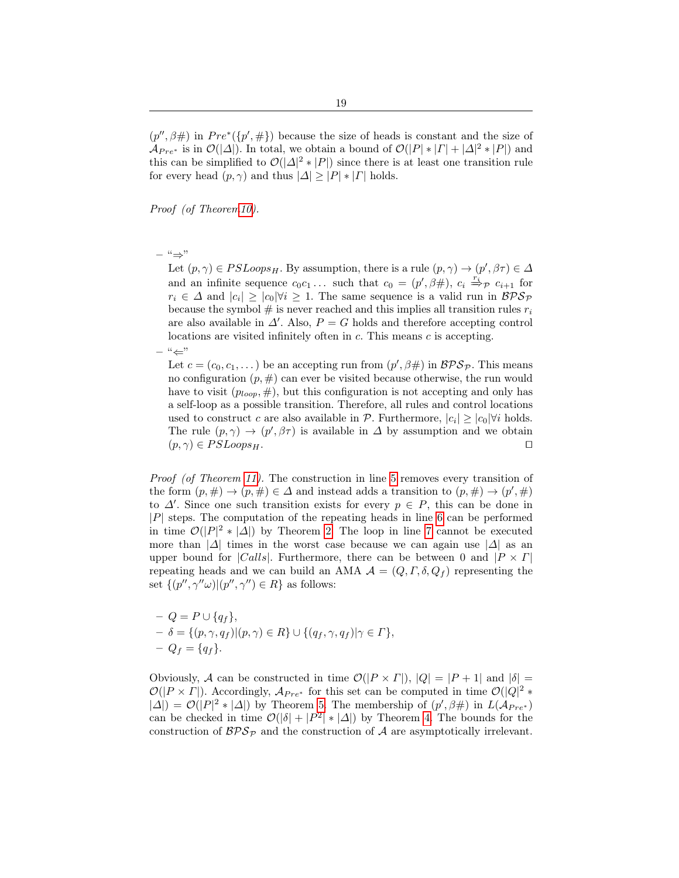$(p'', \beta\#)$ in $Pre^*(\{p', \#\})$ because the size of heads is constant and the size of $\mathcal{A}_{Pre^*}$ is in $\mathcal{O}(|\Delta|)$. In total, we obtain a bound of $\mathcal{O}(|P| * |\Gamma| + |\Delta|^2 * |P|)$ and this can be simplified to $\mathcal{O}(|\Delta|^2 * |P|)$ since there is at least one transition rule for every head $(p, \gamma)$ and thus $|\Delta| \geq |P| * |\Gamma|$ holds.

*Proof (of Theorem 10).*

- "$\Rightarrow$"
  Let $(p, \gamma) \in PSLoops_H$. By assumption, there is a rule $(p, \gamma) \rightarrow (p', \beta\tau) \in \Delta$ and an infinite sequence $c_0 c_1 \ldots$ such that $c_0 = (p', \beta\#)$, $c_i \xRightarrow{r_i}_{\mathcal{P}} c_{i+1}$ for $r_i \in \Delta$ and $|c_i| \geq |c_0| \forall i \geq 1$. The same sequence is a valid run in $\mathcal{BPS}_{\mathcal{P}}$ because the symbol $\#$ is never reached and this implies all transition rules $r_i$ are also available in $\Delta'$. Also, $P = G$ holds and therefore accepting control locations are visited infinitely often in $c$. This means $c$ is accepting.
- "$\Leftarrow$"
  Let $c = (c_0, c_1, \ldots)$ be an accepting run from $(p', \beta\#)$ in $\mathcal{BPS}_{\mathcal{P}}$. This means no configuration $(p, \#)$ can ever be visited because otherwise, the run would have to visit $(p_{loop}, \#)$, but this configuration is not accepting and only has a self-loop as a possible transition. Therefore, all rules and control locations used to construct $c$ are also available in $\mathcal{P}$. Furthermore, $|c_i| \geq |c_0| \forall i$ holds. The rule $(p, \gamma) \rightarrow (p', \beta\tau)$ is available in $\Delta$ by assumption and we obtain $(p, \gamma) \in PSLoops_H$. $\square$

*Proof (of Theorem 11).* The construction in line 5 removes every transition of the form $(p, \#) \rightarrow (p, \#) \in \Delta$ and instead adds a transition to $(p, \#) \rightarrow (p', \#)$ to $\Delta'$. Since one such transition exists for every $p \in P$, this can be done in $|P|$ steps. The computation of the repeating heads in line 6 can be performed in time $\mathcal{O}(|P|^2 * |\Delta|)$ by Theorem 2. The loop in line 7 cannot be executed more than $|\Delta|$ times in the worst case because we can again use $|\Delta|$ as an upper bound for $|Calls|$. Furthermore, there can be between 0 and $|P \times \Gamma|$ repeating heads and we can build an AMA $\mathcal{A} = (Q, \Gamma, \delta, Q_f)$ representing the set $\{(p'', \gamma''\omega) | (p'', \gamma'') \in R\}$ as follows:

- $Q = P \cup \{q_f\}$,
- $\delta = \{(p, \gamma, q_f) | (p, \gamma) \in R\} \cup \{(q_f, \gamma, q_f) | \gamma \in \Gamma\}$,
- $Q_f = \{q_f\}$.

Obviously, $\mathcal{A}$ can be constructed in time $\mathcal{O}(|P \times \Gamma|)$, $|Q| = |P + 1|$ and $|\delta| = \mathcal{O}(|P \times \Gamma|)$. Accordingly, $\mathcal{A}_{Pre^*}$ for this set can be computed in time $\mathcal{O}(|Q|^2 * |\Delta|) = \mathcal{O}(|P|^2 * |\Delta|)$ by Theorem 5. The membership of $(p', \beta\#)$ in $L(\mathcal{A}_{Pre^*})$ can be checked in time $\mathcal{O}(|\delta| + |P^2| * |\Delta|)$ by Theorem 4. The bounds for the construction of $\mathcal{BPS}_{\mathcal{P}}$ and the construction of $\mathcal{A}$ are asymptotically irrelevant.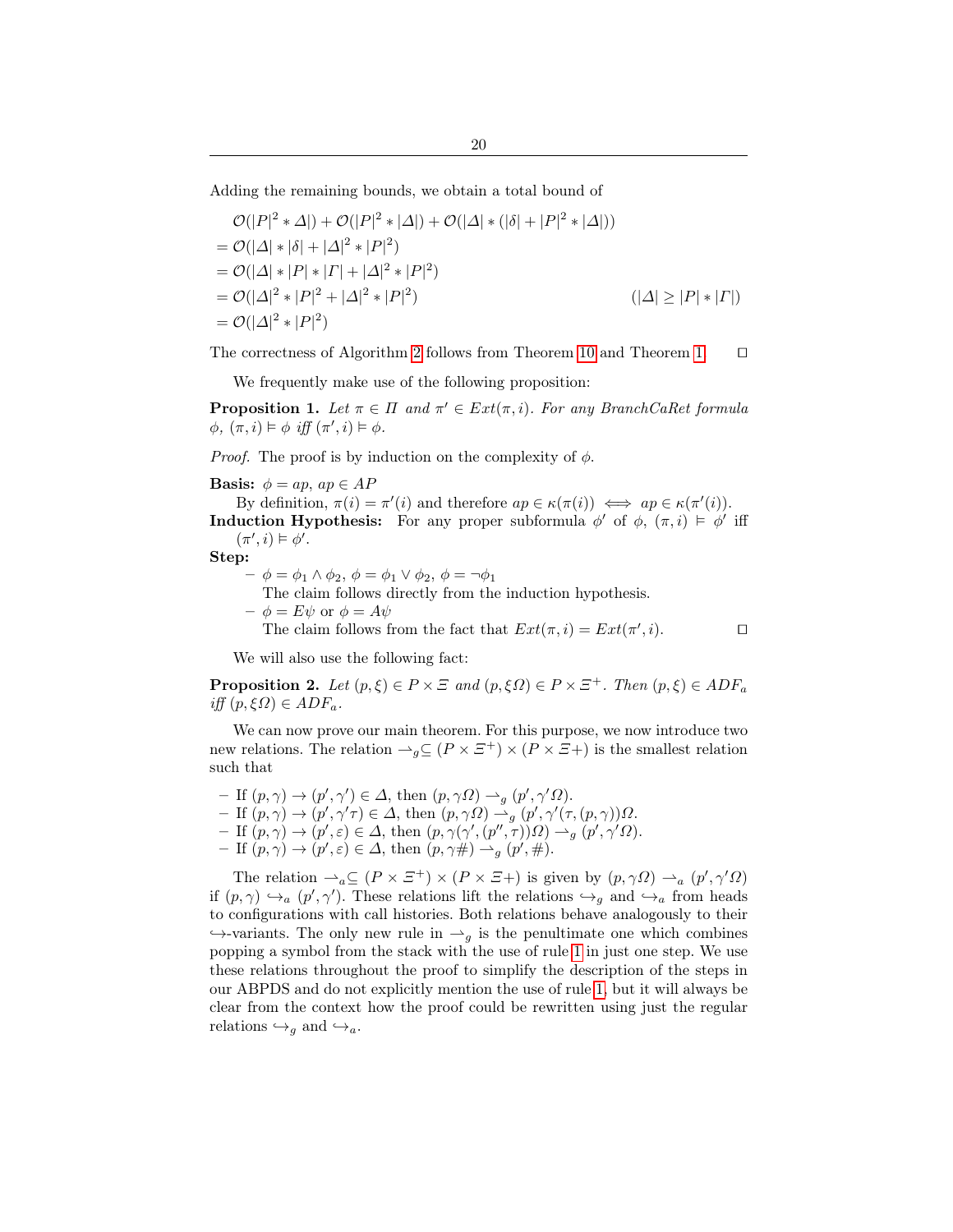Adding the remaining bounds, we obtain a total bound of

$$
\begin{aligned}
&\mathcal{O}(|P|^2 * \Delta|) + \mathcal{O}(|P|^2 * |\Delta|) + \mathcal{O}(|\Delta| * (|\delta| + |P|^2 * |\Delta|)) \\
&= \mathcal{O}(|\Delta| * |\delta| + |\Delta|^2 * |P|^2) \\
&= \mathcal{O}(|\Delta| * |P| * |\Gamma| + |\Delta|^2 * |P|^2) \\
&= \mathcal{O}(|\Delta|^2 * |P|^2 + |\Delta|^2 * |P|^2) \qquad\qquad (|\Delta| \geq |P| * |\Gamma|) \\
&= \mathcal{O}(|\Delta|^2 * |P|^2)
\end{aligned}
$$

The correctness of Algorithm 2 follows from Theorem 10 and Theorem 1. ◻

We frequently make use of the following proposition:

**Proposition 1.** *Let $\pi \in \Pi$ and $\pi' \in Ext(\pi, i)$. For any BranchCaRet formula $\phi$, $(\pi, i) \vDash \phi$ iff $(\pi', i) \vDash \phi$.*

*Proof.* The proof is by induction on the complexity of $\phi$.

**Basis:** $\phi = ap$, $ap \in AP$
By definition, $\pi(i) = \pi'(i)$ and therefore $ap \in \kappa(\pi(i)) \iff ap \in \kappa(\pi'(i))$.

**Induction Hypothesis:** For any proper subformula $\phi'$ of $\phi$, $(\pi, i) \vDash \phi'$ iff $(\pi', i) \vDash \phi'$.

**Step:**

- $\phi = \phi_1 \wedge \phi_2$, $\phi = \phi_1 \vee \phi_2$, $\phi = \neg\phi_1$
  The claim follows directly from the induction hypothesis.
- $\phi = E\psi$ or $\phi = A\psi$
  The claim follows from the fact that $Ext(\pi, i) = Ext(\pi', i)$. ◻

We will also use the following fact:

**Proposition 2.** *Let $(p, \xi) \in P \times \Xi$ and $(p, \xi\Omega) \in P \times \Xi^+$. Then $(p, \xi) \in ADF_a$ iff $(p, \xi\Omega) \in ADF_a$.*

We can now prove our main theorem. For this purpose, we now introduce two new relations. The relation $\rightharpoonup_g \subseteq (P \times \Xi^+) \times (P \times \Xi+)$ is the smallest relation such that

- If $(p, \gamma) \to (p', \gamma') \in \Delta$, then $(p, \gamma\Omega) \rightharpoonup_g (p', \gamma'\Omega)$.
- If $(p, \gamma) \to (p', \gamma'\tau) \in \Delta$, then $(p, \gamma\Omega) \rightharpoonup_g (p', \gamma'(\tau, (p, \gamma))\Omega$.
- If $(p, \gamma) \to (p', \varepsilon) \in \Delta$, then $(p, \gamma(\gamma', (p'', \tau))\Omega) \rightharpoonup_g (p', \gamma'\Omega)$.
- If $(p, \gamma) \to (p', \varepsilon) \in \Delta$, then $(p, \gamma\#) \rightharpoonup_g (p', \#)$.

The relation $\rightharpoonup_a \subseteq (P \times \Xi^+) \times (P \times \Xi+)$ is given by $(p, \gamma\Omega) \rightharpoonup_a (p', \gamma'\Omega)$ if $(p, \gamma) \hookrightarrow_a (p', \gamma')$. These relations lift the relations $\hookrightarrow_g$ and $\hookrightarrow_a$ from heads to configurations with call histories. Both relations behave analogously to their $\hookrightarrow$-variants. The only new rule in $\rightharpoonup_g$ is the penultimate one which combines popping a symbol from the stack with the use of rule 1 in just one step. We use these relations throughout the proof to simplify the description of the steps in our ABPDS and do not explicitly mention the use of rule 1, but it will always be clear from the context how the proof could be rewritten using just the regular relations $\hookrightarrow_g$ and $\hookrightarrow_a$.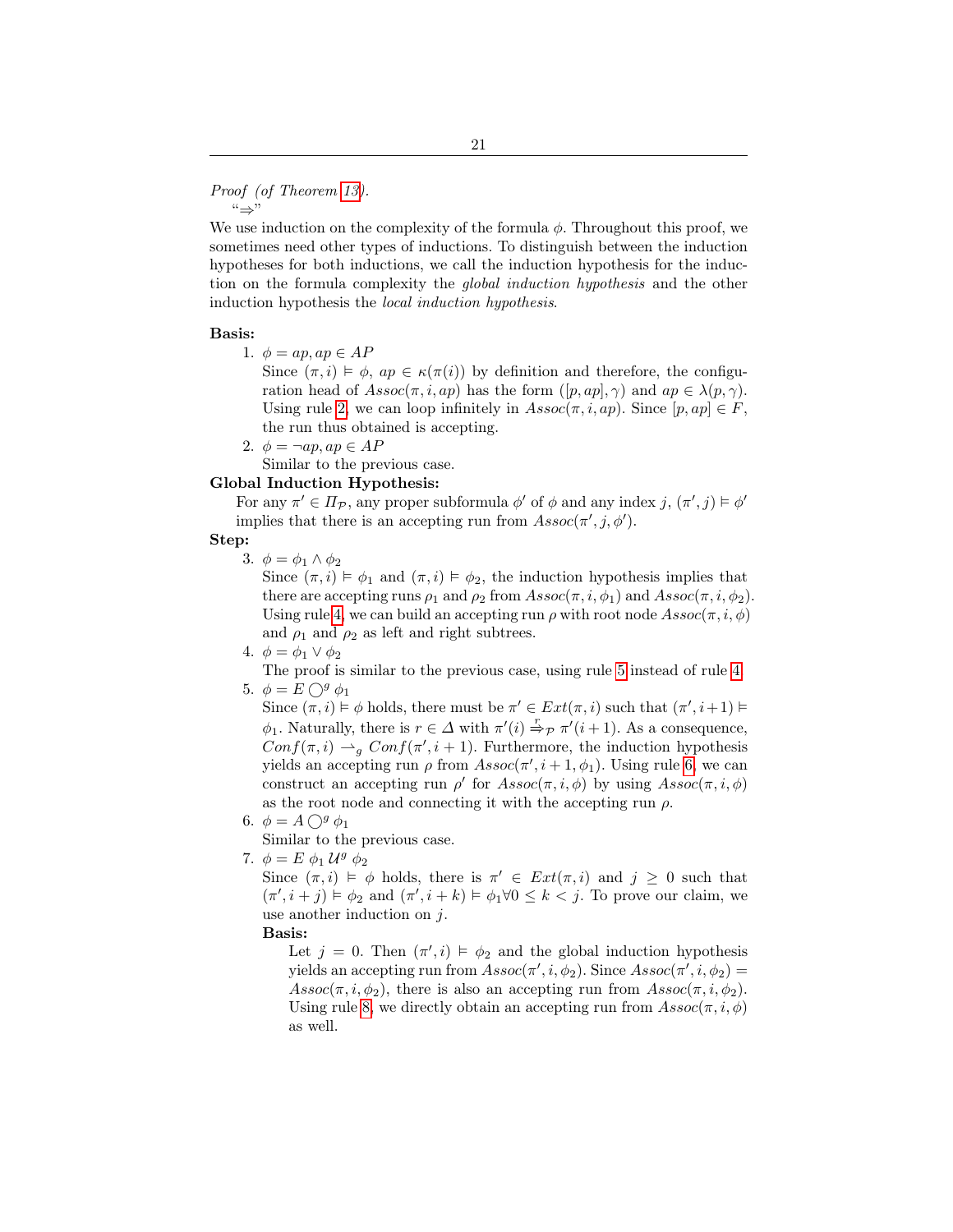*Proof (of Theorem 13).*

"$\Rightarrow$"

We use induction on the complexity of the formula $\phi$. Throughout this proof, we sometimes need other types of inductions. To distinguish between the induction hypotheses for both inductions, we call the induction hypothesis for the induction on the formula complexity the *global induction hypothesis* and the other induction hypothesis the *local induction hypothesis*.

**Basis:**

1. $\phi = ap, ap \in AP$
   Since $(\pi, i) \vDash \phi$, $ap \in \kappa(\pi(i))$ by definition and therefore, the configuration head of $Assoc(\pi, i, ap)$ has the form $([p, ap], \gamma)$ and $ap \in \lambda(p, \gamma)$. Using rule 2, we can loop infinitely in $Assoc(\pi, i, ap)$. Since $[p, ap] \in F$, the run thus obtained is accepting.
2. $\phi = \neg ap, ap \in AP$
   Similar to the previous case.

**Global Induction Hypothesis:**

For any $\pi' \in \Pi_{\mathcal{P}}$, any proper subformula $\phi'$ of $\phi$ and any index $j$, $(\pi', j) \vDash \phi'$ implies that there is an accepting run from $Assoc(\pi', j, \phi')$.

**Step:**

3. $\phi = \phi_1 \wedge \phi_2$
   Since $(\pi, i) \vDash \phi_1$ and $(\pi, i) \vDash \phi_2$, the induction hypothesis implies that there are accepting runs $\rho_1$ and $\rho_2$ from $Assoc(\pi, i, \phi_1)$ and $Assoc(\pi, i, \phi_2)$. Using rule 4, we can build an accepting run $\rho$ with root node $Assoc(\pi, i, \phi)$ and $\rho_1$ and $\rho_2$ as left and right subtrees.
4. $\phi = \phi_1 \vee \phi_2$
   The proof is similar to the previous case, using rule 5 instead of rule 4.
5. $\phi = E \bigcirc^g \phi_1$
   Since $(\pi, i) \vDash \phi$ holds, there must be $\pi' \in Ext(\pi, i)$ such that $(\pi', i+1) \vDash \phi_1$. Naturally, there is $r \in \Delta$ with $\pi'(i) \overset{r}{\Rightarrow}_{\mathcal{P}} \pi'(i+1)$. As a consequence, $Conf(\pi, i) \rightharpoonup_g Conf(\pi', i+1)$. Furthermore, the induction hypothesis yields an accepting run $\rho$ from $Assoc(\pi', i+1, \phi_1)$. Using rule 6, we can construct an accepting run $\rho'$ for $Assoc(\pi, i, \phi)$ by using $Assoc(\pi, i, \phi)$ as the root node and connecting it with the accepting run $\rho$.
6. $\phi = A \bigcirc^g \phi_1$
   Similar to the previous case.
7. $\phi = E\ \phi_1\, \mathcal{U}^g\ \phi_2$
   Since $(\pi, i) \vDash \phi$ holds, there is $\pi' \in Ext(\pi, i)$ and $j \geq 0$ such that $(\pi', i+j) \vDash \phi_2$ and $(\pi', i+k) \vDash \phi_1 \forall 0 \leq k < j$. To prove our claim, we use another induction on $j$.

   **Basis:**

   Let $j = 0$. Then $(\pi', i) \vDash \phi_2$ and the global induction hypothesis yields an accepting run from $Assoc(\pi', i, \phi_2)$. Since $Assoc(\pi', i, \phi_2) = Assoc(\pi, i, \phi_2)$, there is also an accepting run from $Assoc(\pi, i, \phi_2)$. Using rule 8, we directly obtain an accepting run from $Assoc(\pi, i, \phi)$ as well.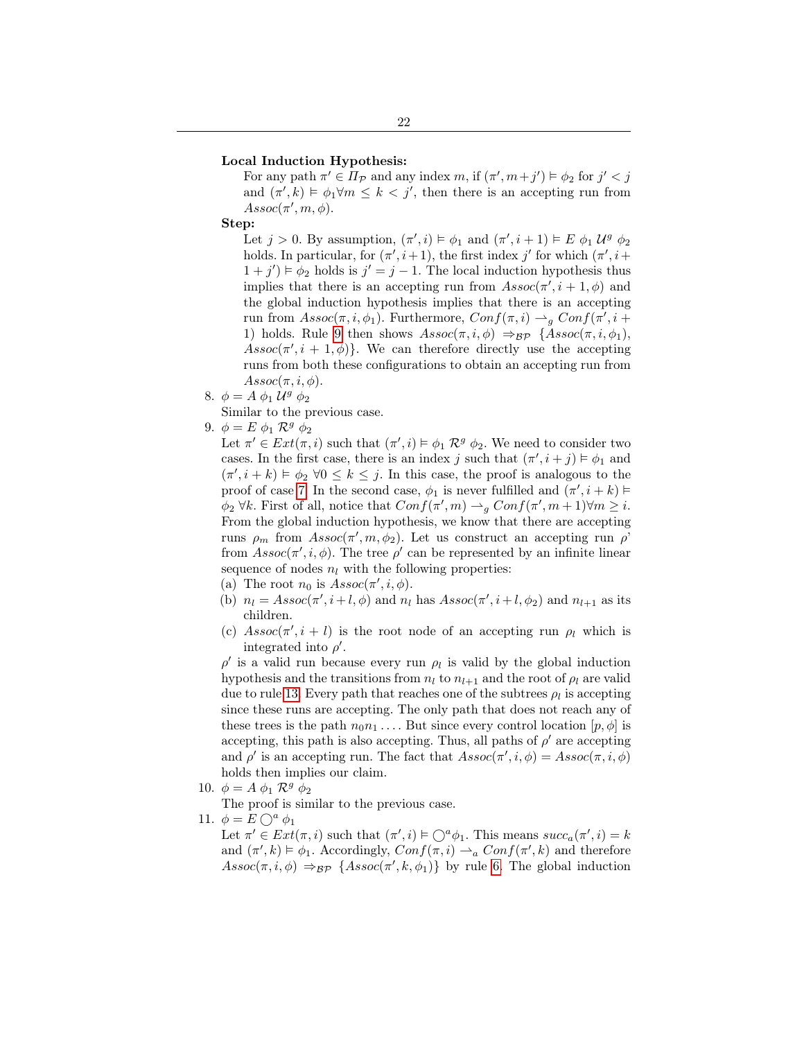**Local Induction Hypothesis:**

For any path $\pi' \in \Pi_{\mathcal{P}}$ and any index $m$, if $(\pi', m+j') \vDash \phi_2$ for $j' < j$ and $(\pi', k) \vDash \phi_1 \forall m \leq k < j'$, then there is an accepting run from $Assoc(\pi', m, \phi)$.

**Step:**

Let $j > 0$. By assumption, $(\pi', i) \vDash \phi_1$ and $(\pi', i+1) \vDash E\ \phi_1\ \mathcal{U}^g\ \phi_2$ holds. In particular, for $(\pi', i+1)$, the first index $j'$ for which $(\pi', i+1+j') \vDash \phi_2$ holds is $j' = j-1$. The local induction hypothesis thus implies that there is an accepting run from $Assoc(\pi', i+1, \phi)$ and the global induction hypothesis implies that there is an accepting run from $Assoc(\pi, i, \phi_1)$. Furthermore, $Conf(\pi, i) \rightharpoonup_g Conf(\pi', i+1)$ holds. Rule 9 then shows $Assoc(\pi, i, \phi) \Rightarrow_{\mathcal{BP}} \{Assoc(\pi, i, \phi_1), Assoc(\pi', i+1, \phi)\}$. We can therefore directly use the accepting runs from both these configurations to obtain an accepting run from $Assoc(\pi, i, \phi)$.

8. $\phi = A\ \phi_1\ \mathcal{U}^g\ \phi_2$

   Similar to the previous case.

9. $\phi = E\ \phi_1\ \mathcal{R}^g\ \phi_2$

   Let $\pi' \in Ext(\pi, i)$ such that $(\pi', i) \vDash \phi_1\ \mathcal{R}^g\ \phi_2$. We need to consider two cases. In the first case, there is an index $j$ such that $(\pi', i+j) \vDash \phi_1$ and $(\pi', i+k) \vDash \phi_2\ \forall 0 \leq k \leq j$. In this case, the proof is analogous to the proof of case 7. In the second case, $\phi_1$ is never fulfilled and $(\pi', i+k) \vDash \phi_2\ \forall k$. First of all, notice that $Conf(\pi', m) \rightharpoonup_g Conf(\pi', m+1) \forall m \geq i$. From the global induction hypothesis, we know that there are accepting runs $\rho_m$ from $Assoc(\pi', m, \phi_2)$. Let us construct an accepting run $\rho$' from $Assoc(\pi', i, \phi)$. The tree $\rho'$ can be represented by an infinite linear sequence of nodes $n_l$ with the following properties:

   (a) The root $n_0$ is $Assoc(\pi', i, \phi)$.

   (b) $n_l = Assoc(\pi', i+l, \phi)$ and $n_l$ has $Assoc(\pi', i+l, \phi_2)$ and $n_{l+1}$ as its children.

   (c) $Assoc(\pi', i+l)$ is the root node of an accepting run $\rho_l$ which is integrated into $\rho'$.

   $\rho'$ is a valid run because every run $\rho_l$ is valid by the global induction hypothesis and the transitions from $n_l$ to $n_{l+1}$ and the root of $\rho_l$ are valid due to rule 13. Every path that reaches one of the subtrees $\rho_l$ is accepting since these runs are accepting. The only path that does not reach any of these trees is the path $n_0 n_1 \ldots$. But since every control location $[p, \phi]$ is accepting, this path is also accepting. Thus, all paths of $\rho'$ are accepting and $\rho'$ is an accepting run. The fact that $Assoc(\pi', i, \phi) = Assoc(\pi, i, \phi)$ holds then implies our claim.

10. $\phi = A\ \phi_1\ \mathcal{R}^g\ \phi_2$

    The proof is similar to the previous case.

11. $\phi = E \bigcirc^a \phi_1$

    Let $\pi' \in Ext(\pi, i)$ such that $(\pi', i) \vDash \bigcirc^a \phi_1$. This means $succ_a(\pi', i) = k$ and $(\pi', k) \vDash \phi_1$. Accordingly, $Conf(\pi, i) \rightharpoonup_a Conf(\pi', k)$ and therefore $Assoc(\pi, i, \phi) \Rightarrow_{\mathcal{BP}} \{Assoc(\pi', k, \phi_1)\}$ by rule 6. The global induction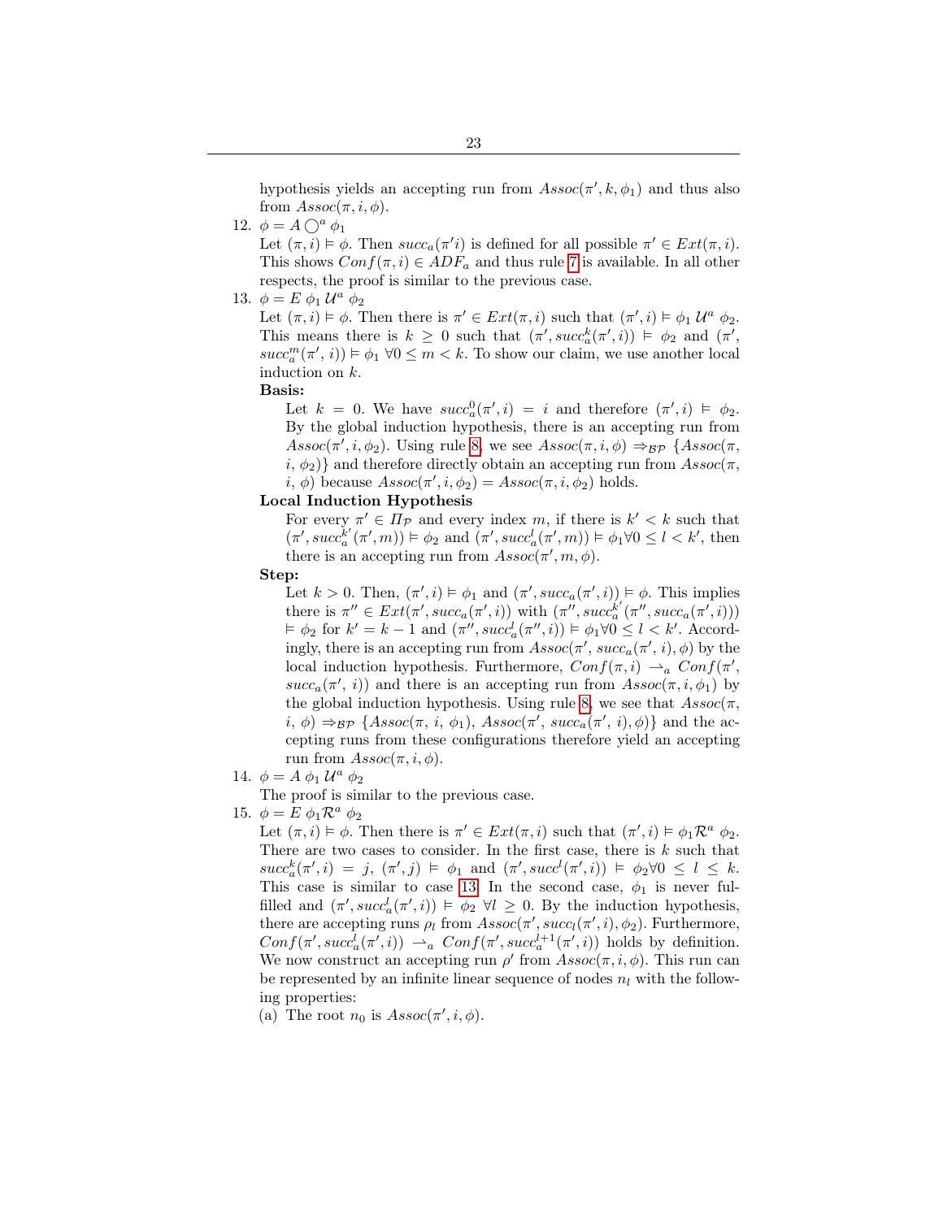hypothesis yields an accepting run from $Assoc(\pi', k, \phi_1)$ and thus also from $Assoc(\pi, i, \phi)$.

12. $\phi = A \bigcirc^a \phi_1$
    Let $(\pi, i) \vDash \phi$. Then $succ_a(\pi' i)$ is defined for all possible $\pi' \in Ext(\pi, i)$. This shows $Conf(\pi, i) \in ADF_a$ and thus rule 7 is available. In all other respects, the proof is similar to the previous case.
13. $\phi = E\ \phi_1\ \mathcal{U}^a\ \phi_2$
    Let $(\pi, i) \vDash \phi$. Then there is $\pi' \in Ext(\pi, i)$ such that $(\pi', i) \vDash \phi_1\ \mathcal{U}^a\ \phi_2$. This means there is $k \geq 0$ such that $(\pi', succ_a^k(\pi', i)) \vDash \phi_2$ and $(\pi', succ_a^m(\pi', i)) \vDash \phi_1\ \forall 0 \leq m < k$. To show our claim, we use another local induction on $k$.

    **Basis:**

    Let $k = 0$. We have $succ_a^0(\pi', i) = i$ and therefore $(\pi', i) \vDash \phi_2$. By the global induction hypothesis, there is an accepting run from $Assoc(\pi', i, \phi_2)$. Using rule 8, we see $Assoc(\pi, i, \phi) \Rightarrow_{\mathcal{BP}} \{Assoc(\pi, i, \phi_2)\}$ and therefore directly obtain an accepting run from $Assoc(\pi, i, \phi)$ because $Assoc(\pi', i, \phi_2) = Assoc(\pi, i, \phi_2)$ holds.

    **Local Induction Hypothesis**

    For every $\pi' \in \Pi_{\mathcal{P}}$ and every index $m$, if there is $k' < k$ such that $(\pi', succ_a^{k'}(\pi', m)) \vDash \phi_2$ and $(\pi', succ_a^l(\pi', m)) \vDash \phi_1 \forall 0 \leq l < k'$, then there is an accepting run from $Assoc(\pi', m, \phi)$.

    **Step:**

    Let $k > 0$. Then, $(\pi', i) \vDash \phi_1$ and $(\pi', succ_a(\pi', i)) \vDash \phi$. This implies there is $\pi'' \in Ext(\pi', succ_a(\pi', i))$ with $(\pi'', succ_a^{k'}(\pi'', succ_a(\pi', i))) \vDash \phi_2$ for $k' = k - 1$ and $(\pi'', succ_a^l(\pi'', i)) \vDash \phi_1 \forall 0 \leq l < k'$. Accordingly, there is an accepting run from $Assoc(\pi', succ_a(\pi', i), \phi)$ by the local induction hypothesis. Furthermore, $Conf(\pi, i) \rightharpoonup_a Conf(\pi', succ_a(\pi', i))$ and there is an accepting run from $Assoc(\pi, i, \phi_1)$ by the global induction hypothesis. Using rule 8, we see that $Assoc(\pi, i, \phi) \Rightarrow_{\mathcal{BP}} \{Assoc(\pi, i, \phi_1), Assoc(\pi', succ_a(\pi', i), \phi)\}$ and the accepting runs from these configurations therefore yield an accepting run from $Assoc(\pi, i, \phi)$.
14. $\phi = A\ \phi_1\ \mathcal{U}^a\ \phi_2$
    The proof is similar to the previous case.
15. $\phi = E\ \phi_1 \mathcal{R}^a\ \phi_2$
    Let $(\pi, i) \vDash \phi$. Then there is $\pi' \in Ext(\pi, i)$ such that $(\pi', i) \vDash \phi_1 \mathcal{R}^a\ \phi_2$. There are two cases to consider. In the first case, there is $k$ such that $succ_a^k(\pi', i) = j$, $(\pi', j) \vDash \phi_1$ and $(\pi', succ^l(\pi', i)) \vDash \phi_2 \forall 0 \leq l \leq k$. This case is similar to case 13. In the second case, $\phi_1$ is never fulfilled and $(\pi', succ_a^l(\pi', i)) \vDash \phi_2\ \forall l \geq 0$. By the induction hypothesis, there are accepting runs $\rho_l$ from $Assoc(\pi', succ_l(\pi', i), \phi_2)$. Furthermore, $Conf(\pi', succ_a^l(\pi', i)) \rightharpoonup_a Conf(\pi', succ_a^{l+1}(\pi', i))$ holds by definition. We now construct an accepting run $\rho'$ from $Assoc(\pi, i, \phi)$. This run can be represented by an infinite linear sequence of nodes $n_l$ with the following properties:
    (a) The root $n_0$ is $Assoc(\pi', i, \phi)$.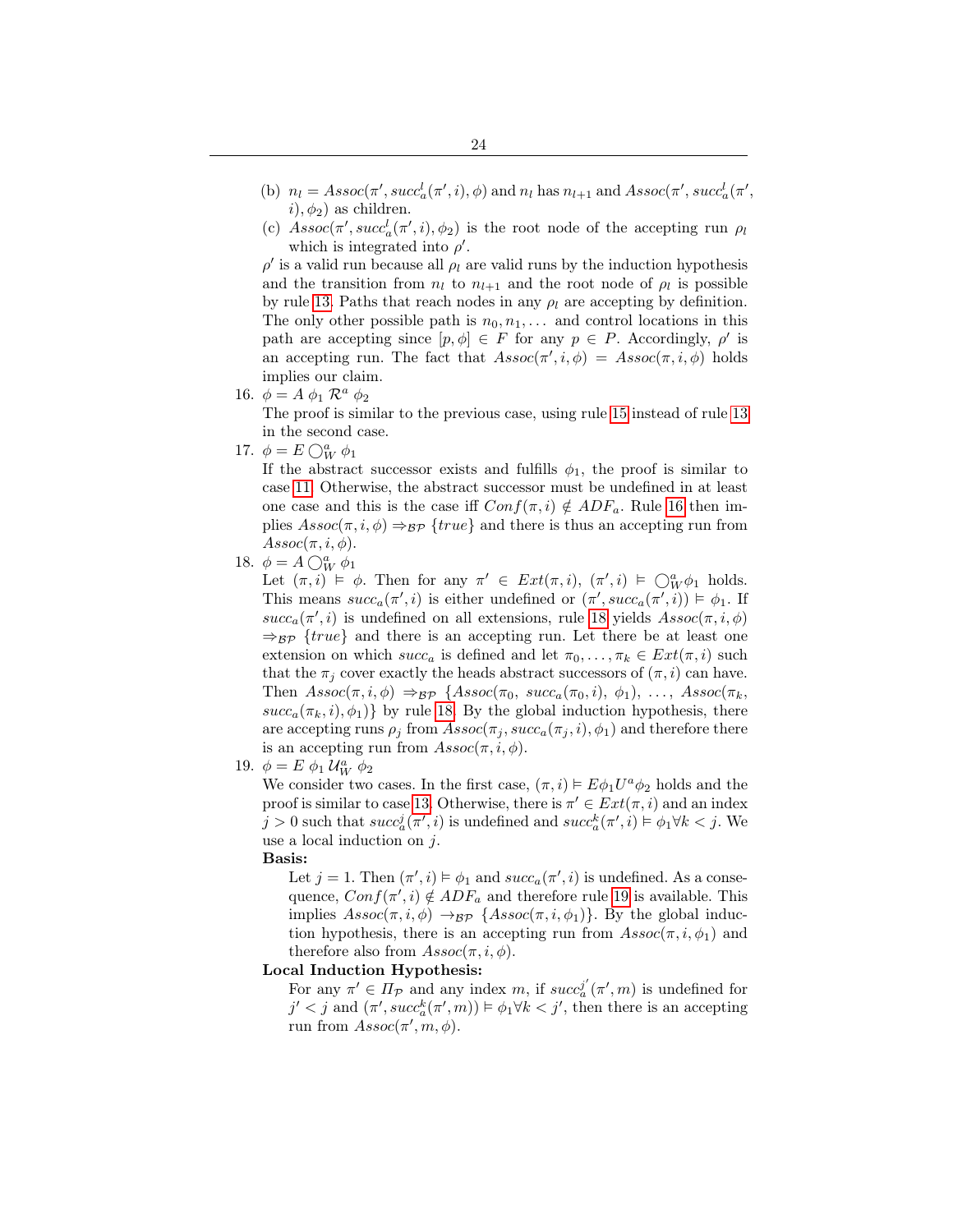(b) $n_l = Assoc(\pi', succ_a^l(\pi', i), \phi)$ and $n_l$ has $n_{l+1}$ and $Assoc(\pi', succ_a^l(\pi', i), \phi_2)$ as children.

(c) $Assoc(\pi', succ_a^l(\pi', i), \phi_2)$ is the root node of the accepting run $\rho_l$ which is integrated into $\rho'$.

$\rho'$ is a valid run because all $\rho_l$ are valid runs by the induction hypothesis and the transition from $n_l$ to $n_{l+1}$ and the root node of $\rho_l$ is possible by rule 13. Paths that reach nodes in any $\rho_l$ are accepting by definition. The only other possible path is $n_0, n_1, \ldots$ and control locations in this path are accepting since $[p, \phi] \in F$ for any $p \in P$. Accordingly, $\rho'$ is an accepting run. The fact that $Assoc(\pi', i, \phi) = Assoc(\pi, i, \phi)$ holds implies our claim.

16. $\phi = A\ \phi_1\ \mathcal{R}^a\ \phi_2$

The proof is similar to the previous case, using rule 15 instead of rule 13 in the second case.

17. $\phi = E \bigcirc_W^a \phi_1$

If the abstract successor exists and fulfills $\phi_1$, the proof is similar to case 11. Otherwise, the abstract successor must be undefined in at least one case and this is the case iff $Conf(\pi, i) \notin ADF_a$. Rule 16 then implies $Assoc(\pi, i, \phi) \Rightarrow_{\mathcal{BP}} \{true\}$ and there is thus an accepting run from $Assoc(\pi, i, \phi)$.

18. $\phi = A \bigcirc_W^a \phi_1$

Let $(\pi, i) \vDash \phi$. Then for any $\pi' \in Ext(\pi, i)$, $(\pi', i) \vDash \bigcirc_W^a \phi_1$ holds. This means $succ_a(\pi', i)$ is either undefined or $(\pi', succ_a(\pi', i)) \vDash \phi_1$. If $succ_a(\pi', i)$ is undefined on all extensions, rule 18 yields $Assoc(\pi, i, \phi) \Rightarrow_{\mathcal{BP}} \{true\}$ and there is an accepting run. Let there be at least one extension on which $succ_a$ is defined and let $\pi_0, \ldots, \pi_k \in Ext(\pi, i)$ such that the $\pi_j$ cover exactly the heads abstract successors of $(\pi, i)$ can have. Then $Assoc(\pi, i, \phi) \Rightarrow_{\mathcal{BP}} \{Assoc(\pi_0,\ succ_a(\pi_0, i),\ \phi_1),\ \ldots,\ Assoc(\pi_k, succ_a(\pi_k, i), \phi_1)\}$ by rule 18. By the global induction hypothesis, there are accepting runs $\rho_j$ from $Assoc(\pi_j, succ_a(\pi_j, i), \phi_1)$ and therefore there is an accepting run from $Assoc(\pi, i, \phi)$.

19. $\phi = E\ \phi_1\ \mathcal{U}_W^a\ \phi_2$

We consider two cases. In the first case, $(\pi, i) \vDash E\phi_1 U^a \phi_2$ holds and the proof is similar to case 13. Otherwise, there is $\pi' \in Ext(\pi, i)$ and an index $j > 0$ such that $succ_a^j(\pi', i)$ is undefined and $succ_a^k(\pi', i) \vDash \phi_1 \forall k < j$. We use a local induction on $j$.

**Basis:**

Let $j = 1$. Then $(\pi', i) \vDash \phi_1$ and $succ_a(\pi', i)$ is undefined. As a consequence, $Conf(\pi', i) \notin ADF_a$ and therefore rule 19 is available. This implies $Assoc(\pi, i, \phi) \rightarrow_{\mathcal{BP}} \{Assoc(\pi, i, \phi_1)\}$. By the global induction hypothesis, there is an accepting run from $Assoc(\pi, i, \phi_1)$ and therefore also from $Assoc(\pi, i, \phi)$.

**Local Induction Hypothesis:**

For any $\pi' \in \Pi_{\mathcal{P}}$ and any index $m$, if $succ_a^{j'}(\pi', m)$ is undefined for $j' < j$ and $(\pi', succ_a^k(\pi', m)) \vDash \phi_1 \forall k < j'$, then there is an accepting run from $Assoc(\pi', m, \phi)$.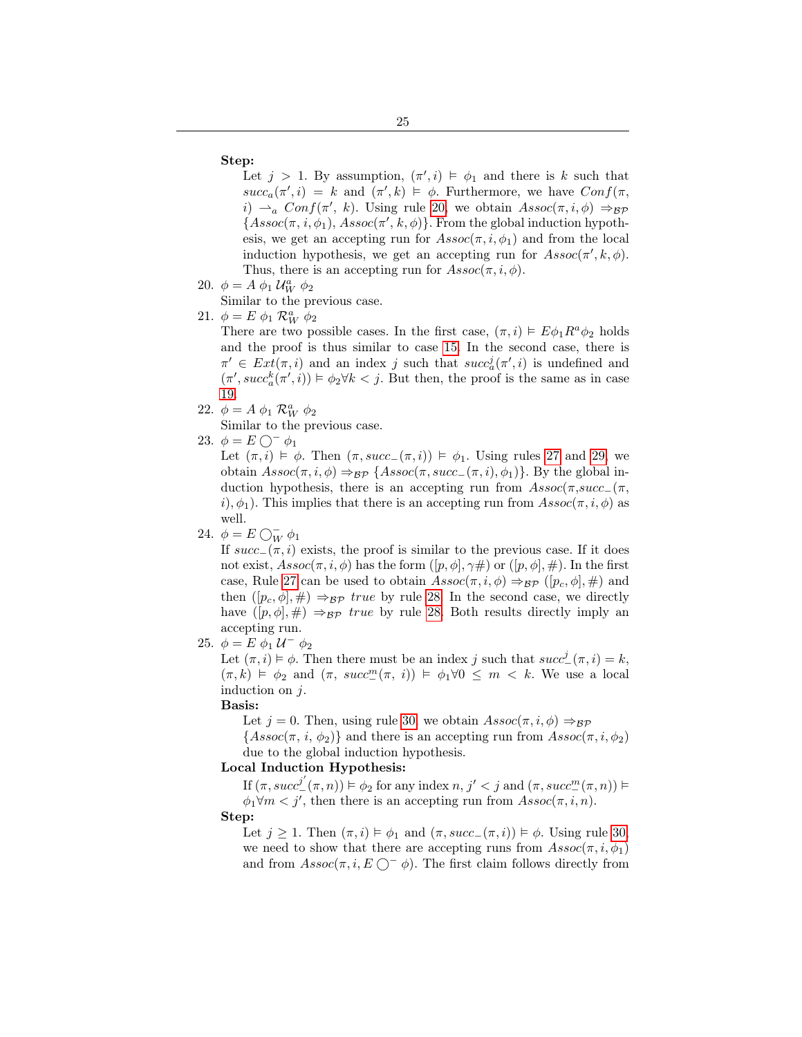**Step:**

Let $j > 1$. By assumption, $(\pi', i) \vDash \phi_1$ and there is $k$ such that $succ_a(\pi', i) = k$ and $(\pi', k) \vDash \phi$. Furthermore, we have $Conf(\pi, i) \rightharpoonup_a Conf(\pi', k)$. Using rule 20, we obtain $Assoc(\pi, i, \phi) \Rightarrow_{\mathcal{BP}} \{Assoc(\pi, i, \phi_1), Assoc(\pi', k, \phi)\}$. From the global induction hypothesis, we get an accepting run for $Assoc(\pi, i, \phi_1)$ and from the local induction hypothesis, we get an accepting run for $Assoc(\pi', k, \phi)$. Thus, there is an accepting run for $Assoc(\pi, i, \phi)$.

20. $\phi = A\ \phi_1\ \mathcal{U}_W^a\ \phi_2$

Similar to the previous case.

21. $\phi = E\ \phi_1\ \mathcal{R}_W^a\ \phi_2$

There are two possible cases. In the first case, $(\pi, i) \vDash E\phi_1 R^a \phi_2$ holds and the proof is thus similar to case 15. In the second case, there is $\pi' \in Ext(\pi, i)$ and an index $j$ such that $succ_a^j(\pi', i)$ is undefined and $(\pi', succ_a^k(\pi', i)) \vDash \phi_2 \forall k < j$. But then, the proof is the same as in case 19.

22. $\phi = A\ \phi_1\ \mathcal{R}_W^a\ \phi_2$

Similar to the previous case.

23. $\phi = E \bigcirc^- \phi_1$

Let $(\pi, i) \vDash \phi$. Then $(\pi, succ_-(\pi, i)) \vDash \phi_1$. Using rules 27 and 29, we obtain $Assoc(\pi, i, \phi) \Rightarrow_{\mathcal{BP}} \{Assoc(\pi, succ_-(\pi, i), \phi_1)\}$. By the global induction hypothesis, there is an accepting run from $Assoc(\pi, succ_-(\pi, i), \phi_1)$. This implies that there is an accepting run from $Assoc(\pi, i, \phi)$ as well.

24. $\phi = E \bigcirc_W^- \phi_1$

If $succ_-(\pi, i)$ exists, the proof is similar to the previous case. If it does not exist, $Assoc(\pi, i, \phi)$ has the form $([p, \phi], \gamma\#)$ or $([p, \phi], \#)$. In the first case, Rule 27 can be used to obtain $Assoc(\pi, i, \phi) \Rightarrow_{\mathcal{BP}} ([p_c, \phi], \#)$ and then $([p_c, \phi], \#) \Rightarrow_{\mathcal{BP}} true$ by rule 28. In the second case, we directly have $([p, \phi], \#) \Rightarrow_{\mathcal{BP}} true$ by rule 28. Both results directly imply an accepting run.

25. $\phi = E\ \phi_1\ \mathcal{U}^-\ \phi_2$

Let $(\pi, i) \vDash \phi$. Then there must be an index $j$ such that $succ_-^j(\pi, i) = k$, $(\pi, k) \vDash \phi_2$ and $(\pi, succ_-^m(\pi, i)) \vDash \phi_1 \forall 0 \leq m < k$. We use a local induction on $j$.

**Basis:**

Let $j = 0$. Then, using rule 30, we obtain $Assoc(\pi, i, \phi) \Rightarrow_{\mathcal{BP}} \{Assoc(\pi, i, \phi_2)\}$ and there is an accepting run from $Assoc(\pi, i, \phi_2)$ due to the global induction hypothesis.

**Local Induction Hypothesis:**

If $(\pi, succ_-^{j'}(\pi, n)) \vDash \phi_2$ for any index $n$, $j' < j$ and $(\pi, succ_-^m(\pi, n)) \vDash \phi_1 \forall m < j'$, then there is an accepting run from $Assoc(\pi, i, n)$.

**Step:**

Let $j \geq 1$. Then $(\pi, i) \vDash \phi_1$ and $(\pi, succ_-(\pi, i)) \vDash \phi$. Using rule 30, we need to show that there are accepting runs from $Assoc(\pi, i, \phi_1)$ and from $Assoc(\pi, i, E \bigcirc^- \phi)$. The first claim follows directly from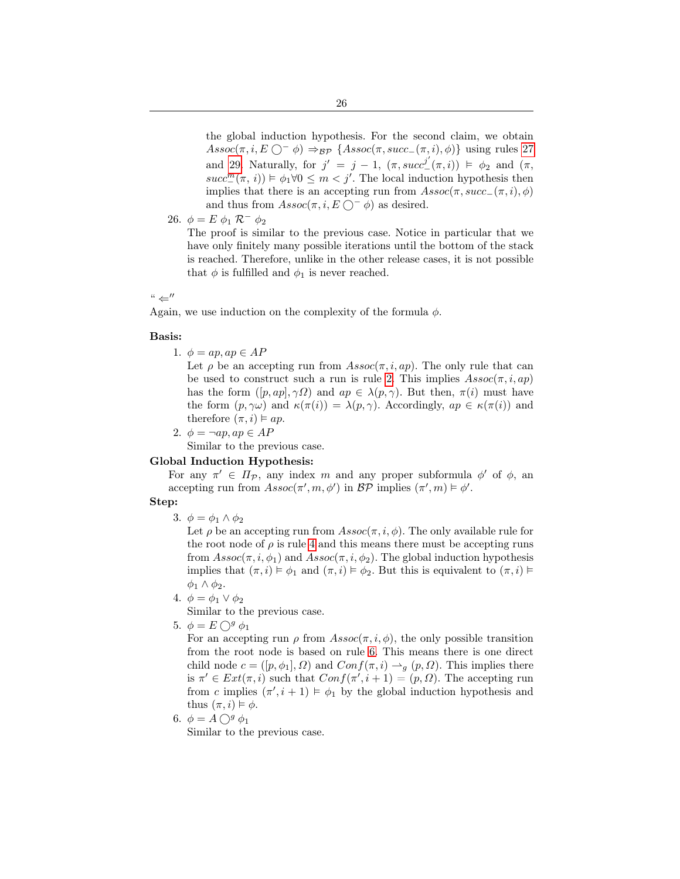the global induction hypothesis. For the second claim, we obtain $Assoc(\pi, i, E \bigcirc^{-} \phi) \Rightarrow_{\mathcal{BP}} \{Assoc(\pi, succ_{-}(\pi, i), \phi)\}$ using rules 27 and 29. Naturally, for $j' = j - 1$, $(\pi, succ_{-}^{j'}(\pi, i)) \vDash \phi_2$ and $(\pi, succ_{-}^{m}(\pi, i)) \vDash \phi_1 \forall 0 \leq m < j'$. The local induction hypothesis then implies that there is an accepting run from $Assoc(\pi, succ_{-}(\pi, i), \phi)$ and thus from $Assoc(\pi, i, E \bigcirc^{-} \phi)$ as desired.

26. $\phi = E\ \phi_1\ \mathcal{R}^{-}\ \phi_2$
   The proof is similar to the previous case. Notice in particular that we have only finitely many possible iterations until the bottom of the stack is reached. Therefore, unlike in the other release cases, it is not possible that $\phi$ is fulfilled and $\phi_1$ is never reached.

"$\Leftarrow$"
Again, we use induction on the complexity of the formula $\phi$.

**Basis:**

1. $\phi = ap, ap \in AP$
   Let $\rho$ be an accepting run from $Assoc(\pi, i, ap)$. The only rule that can be used to construct such a run is rule 2. This implies $Assoc(\pi, i, ap)$ has the form $([p, ap], \gamma\Omega)$ and $ap \in \lambda(p, \gamma)$. But then, $\pi(i)$ must have the form $(p, \gamma\omega)$ and $\kappa(\pi(i)) = \lambda(p, \gamma)$. Accordingly, $ap \in \kappa(\pi(i))$ and therefore $(\pi, i) \vDash ap$.
2. $\phi = \neg ap, ap \in AP$
   Similar to the previous case.

**Global Induction Hypothesis:**
For any $\pi' \in \Pi_{\mathcal{P}}$, any index $m$ and any proper subformula $\phi'$ of $\phi$, an accepting run from $Assoc(\pi', m, \phi')$ in $\mathcal{BP}$ implies $(\pi', m) \vDash \phi'$.

**Step:**

3. $\phi = \phi_1 \wedge \phi_2$
   Let $\rho$ be an accepting run from $Assoc(\pi, i, \phi)$. The only available rule for the root node of $\rho$ is rule 4 and this means there must be accepting runs from $Assoc(\pi, i, \phi_1)$ and $Assoc(\pi, i, \phi_2)$. The global induction hypothesis implies that $(\pi, i) \vDash \phi_1$ and $(\pi, i) \vDash \phi_2$. But this is equivalent to $(\pi, i) \vDash \phi_1 \wedge \phi_2$.
4. $\phi = \phi_1 \vee \phi_2$
   Similar to the previous case.
5. $\phi = E \bigcirc^{g} \phi_1$
   For an accepting run $\rho$ from $Assoc(\pi, i, \phi)$, the only possible transition from the root node is based on rule 6. This means there is one direct child node $c = ([p, \phi_1], \Omega)$ and $Conf(\pi, i) \rightharpoonup_{g} (p, \Omega)$. This implies there is $\pi' \in Ext(\pi, i)$ such that $Conf(\pi', i+1) = (p, \Omega)$. The accepting run from $c$ implies $(\pi', i+1) \vDash \phi_1$ by the global induction hypothesis and thus $(\pi, i) \vDash \phi$.
6. $\phi = A \bigcirc^{g} \phi_1$
   Similar to the previous case.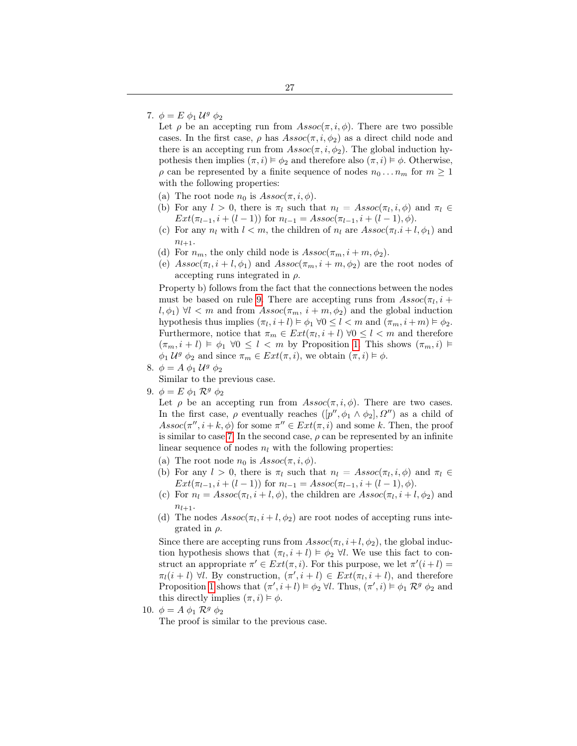7. $\phi = E\ \phi_1\ \mathcal{U}^g\ \phi_2$
   Let $\rho$ be an accepting run from $Assoc(\pi, i, \phi)$. There are two possible cases. In the first case, $\rho$ has $Assoc(\pi, i, \phi_2)$ as a direct child node and there is an accepting run from $Assoc(\pi, i, \phi_2)$. The global induction hypothesis then implies $(\pi, i) \vDash \phi_2$ and therefore also $(\pi, i) \vDash \phi$. Otherwise, $\rho$ can be represented by a finite sequence of nodes $n_0 \dots n_m$ for $m \geq 1$ with the following properties:
   (a) The root node $n_0$ is $Assoc(\pi, i, \phi)$.
   (b) For any $l > 0$, there is $\pi_l$ such that $n_l = Assoc(\pi_l, i, \phi)$ and $\pi_l \in Ext(\pi_{l-1}, i + (l-1))$ for $n_{l-1} = Assoc(\pi_{l-1}, i + (l-1), \phi)$.
   (c) For any $n_l$ with $l < m$, the children of $n_l$ are $Assoc(\pi_l.i + l, \phi_1)$ and $n_{l+1}$.
   (d) For $n_m$, the only child node is $Assoc(\pi_m, i + m, \phi_2)$.
   (e) $Assoc(\pi_l, i + l, \phi_1)$ and $Assoc(\pi_m, i + m, \phi_2)$ are the root nodes of accepting runs integrated in $\rho$.

   Property b) follows from the fact that the connections between the nodes must be based on rule 9. There are accepting runs from $Assoc(\pi_l, i + l, \phi_1)\ \forall l < m$ and from $Assoc(\pi_m,\ i + m, \phi_2)$ and the global induction hypothesis thus implies $(\pi_l, i + l) \vDash \phi_1\ \forall 0 \leq l < m$ and $(\pi_m, i + m) \vDash \phi_2$. Furthermore, notice that $\pi_m \in Ext(\pi_l, i + l)\ \forall 0 \leq l < m$ and therefore $(\pi_m, i + l) \vDash \phi_1\ \forall 0 \leq l < m$ by Proposition 1. This shows $(\pi_m, i) \vDash \phi_1\ \mathcal{U}^g\ \phi_2$ and since $\pi_m \in Ext(\pi, i)$, we obtain $(\pi, i) \vDash \phi$.

8. $\phi = A\ \phi_1\ \mathcal{U}^g\ \phi_2$
   Similar to the previous case.

9. $\phi = E\ \phi_1\ \mathcal{R}^g\ \phi_2$
   Let $\rho$ be an accepting run from $Assoc(\pi, i, \phi)$. There are two cases. In the first case, $\rho$ eventually reaches $([p'', \phi_1 \wedge \phi_2], \Omega'')$ as a child of $Assoc(\pi'', i + k, \phi)$ for some $\pi'' \in Ext(\pi, i)$ and some $k$. Then, the proof is similar to case 7. In the second case, $\rho$ can be represented by an infinite linear sequence of nodes $n_l$ with the following properties:
   (a) The root node $n_0$ is $Assoc(\pi, i, \phi)$.
   (b) For any $l > 0$, there is $\pi_l$ such that $n_l = Assoc(\pi_l, i, \phi)$ and $\pi_l \in Ext(\pi_{l-1}, i + (l-1))$ for $n_{l-1} = Assoc(\pi_{l-1}, i + (l-1), \phi)$.
   (c) For $n_l = Assoc(\pi_l, i + l, \phi)$, the children are $Assoc(\pi_l, i + l, \phi_2)$ and $n_{l+1}$.
   (d) The nodes $Assoc(\pi_l, i + l, \phi_2)$ are root nodes of accepting runs integrated in $\rho$.

   Since there are accepting runs from $Assoc(\pi_l, i + l, \phi_2)$, the global induction hypothesis shows that $(\pi_l, i + l) \vDash \phi_2\ \forall l$. We use this fact to construct an appropriate $\pi' \in Ext(\pi, i)$. For this purpose, we let $\pi'(i + l) = \pi_l(i + l)\ \forall l$. By construction, $(\pi', i + l) \in Ext(\pi_l, i + l)$, and therefore Proposition 1 shows that $(\pi', i + l) \vDash \phi_2\ \forall l$. Thus, $(\pi', i) \vDash \phi_1\ \mathcal{R}^g\ \phi_2$ and this directly implies $(\pi, i) \vDash \phi$.

10. $\phi = A\ \phi_1\ \mathcal{R}^g\ \phi_2$
    The proof is similar to the previous case.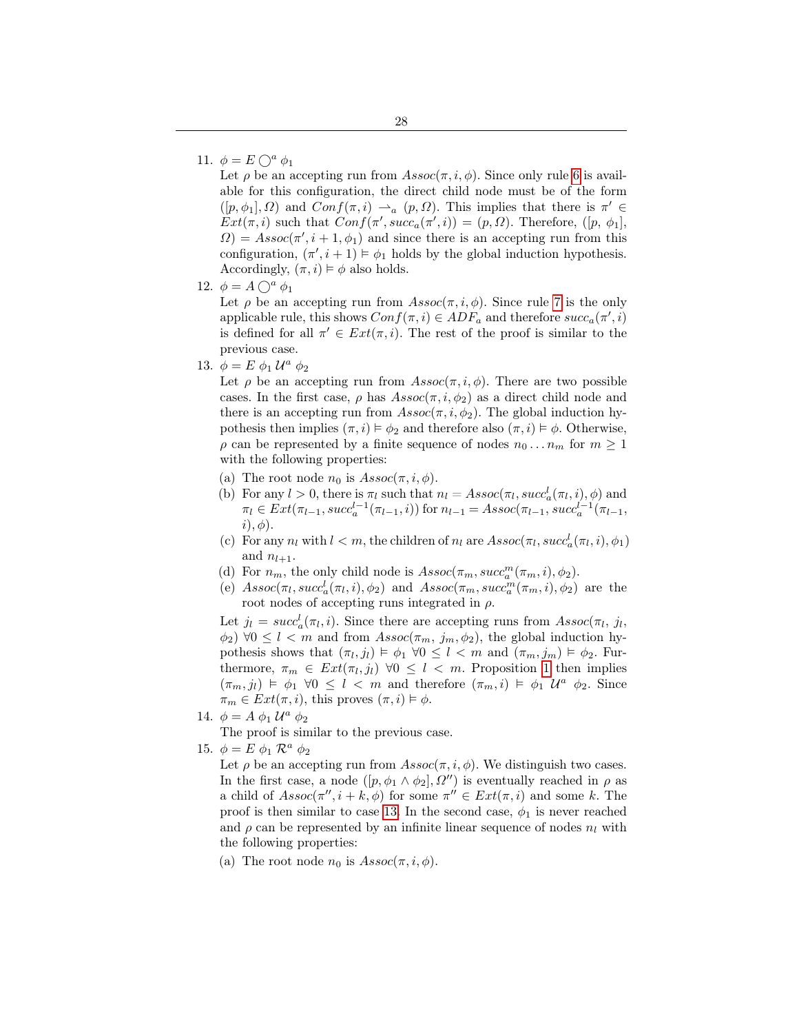11. $\phi = E \bigcirc^a \phi_1$
    Let $\rho$ be an accepting run from $Assoc(\pi, i, \phi)$. Since only rule 6 is available for this configuration, the direct child node must be of the form $([p, \phi_1], \Omega)$ and $Conf(\pi, i) \rightharpoonup_a (p, \Omega)$. This implies that there is $\pi' \in Ext(\pi, i)$ such that $Conf(\pi', succ_a(\pi', i)) = (p, \Omega)$. Therefore, $([p, \phi_1], \Omega) = Assoc(\pi', i+1, \phi_1)$ and since there is an accepting run from this configuration, $(\pi', i+1) \vDash \phi_1$ holds by the global induction hypothesis. Accordingly, $(\pi, i) \vDash \phi$ also holds.
12. $\phi = A \bigcirc^a \phi_1$
    Let $\rho$ be an accepting run from $Assoc(\pi, i, \phi)$. Since rule 7 is the only applicable rule, this shows $Conf(\pi, i) \in ADF_a$ and therefore $succ_a(\pi', i)$ is defined for all $\pi' \in Ext(\pi, i)$. The rest of the proof is similar to the previous case.
13. $\phi = E\ \phi_1\ \mathcal{U}^a\ \phi_2$
    Let $\rho$ be an accepting run from $Assoc(\pi, i, \phi)$. There are two possible cases. In the first case, $\rho$ has $Assoc(\pi, i, \phi_2)$ as a direct child node and there is an accepting run from $Assoc(\pi, i, \phi_2)$. The global induction hypothesis then implies $(\pi, i) \vDash \phi_2$ and therefore also $(\pi, i) \vDash \phi$. Otherwise, $\rho$ can be represented by a finite sequence of nodes $n_0 \ldots n_m$ for $m \geq 1$ with the following properties:
    (a) The root node $n_0$ is $Assoc(\pi, i, \phi)$.
    (b) For any $l > 0$, there is $\pi_l$ such that $n_l = Assoc(\pi_l, succ_a^l(\pi_l, i), \phi)$ and $\pi_l \in Ext(\pi_{l-1}, succ_a^{l-1}(\pi_{l-1}, i))$ for $n_{l-1} = Assoc(\pi_{l-1}, succ_a^{l-1}(\pi_{l-1}, i), \phi)$.
    (c) For any $n_l$ with $l < m$, the children of $n_l$ are $Assoc(\pi_l, succ_a^l(\pi_l, i), \phi_1)$ and $n_{l+1}$.
    (d) For $n_m$, the only child node is $Assoc(\pi_m, succ_a^m(\pi_m, i), \phi_2)$.
    (e) $Assoc(\pi_l, succ_a^l(\pi_l, i), \phi_2)$ and $Assoc(\pi_m, succ_a^m(\pi_m, i), \phi_2)$ are the root nodes of accepting runs integrated in $\rho$.

    Let $j_l = succ_a^l(\pi_l, i)$. Since there are accepting runs from $Assoc(\pi_l, j_l, \phi_2)$ $\forall 0 \leq l < m$ and from $Assoc(\pi_m, j_m, \phi_2)$, the global induction hypothesis shows that $(\pi_l, j_l) \vDash \phi_1$ $\forall 0 \leq l < m$ and $(\pi_m, j_m) \vDash \phi_2$. Furthermore, $\pi_m \in Ext(\pi_l, j_l)$ $\forall 0 \leq l < m$. Proposition 1 then implies $(\pi_m, j_l) \vDash \phi_1$ $\forall 0 \leq l < m$ and therefore $(\pi_m, i) \vDash \phi_1\ \mathcal{U}^a\ \phi_2$. Since $\pi_m \in Ext(\pi, i)$, this proves $(\pi, i) \vDash \phi$.
14. $\phi = A\ \phi_1\ \mathcal{U}^a\ \phi_2$
    The proof is similar to the previous case.
15. $\phi = E\ \phi_1\ \mathcal{R}^a\ \phi_2$
    Let $\rho$ be an accepting run from $Assoc(\pi, i, \phi)$. We distinguish two cases. In the first case, a node $([p, \phi_1 \wedge \phi_2], \Omega'')$ is eventually reached in $\rho$ as a child of $Assoc(\pi'', i+k, \phi)$ for some $\pi'' \in Ext(\pi, i)$ and some $k$. The proof is then similar to case 13. In the second case, $\phi_1$ is never reached and $\rho$ can be represented by an infinite linear sequence of nodes $n_l$ with the following properties:
    (a) The root node $n_0$ is $Assoc(\pi, i, \phi)$.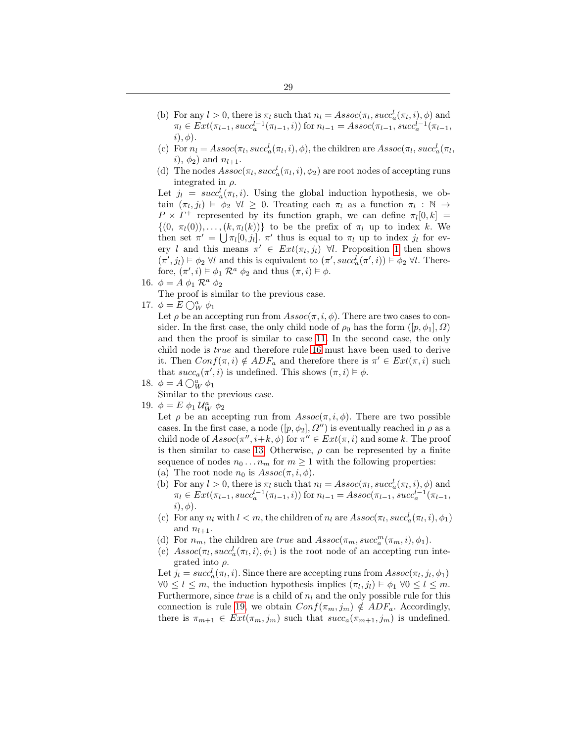(b) For any $l > 0$, there is $\pi_l$ such that $n_l = Assoc(\pi_l, succ_a^l(\pi_l, i), \phi)$ and $\pi_l \in Ext(\pi_{l-1}, succ_a^{l-1}(\pi_{l-1}, i))$ for $n_{l-1} = Assoc(\pi_{l-1}, succ_a^{l-1}(\pi_{l-1}, i), \phi)$.

(c) For $n_l = Assoc(\pi_l, succ_a^l(\pi_l, i), \phi)$, the children are $Assoc(\pi_l, succ_a^l(\pi_l, i), \phi_2)$ and $n_{l+1}$.

(d) The nodes $Assoc(\pi_l, succ_a^l(\pi_l, i), \phi_2)$ are root nodes of accepting runs integrated in $\rho$.

Let $j_l = succ_a^l(\pi_l, i)$. Using the global induction hypothesis, we obtain $(\pi_l, j_l) \vDash \phi_2 \ \forall l \geq 0$. Treating each $\pi_l$ as a function $\pi_l : \mathbb{N} \rightarrow P \times \Gamma^+$ represented by its function graph, we can define $\pi_l[0, k] = \{(0, \pi_l(0)), \dots, (k, \pi_l(k))\}$ to be the prefix of $\pi_l$ up to index $k$. We then set $\pi' = \bigcup \pi_l[0, j_l]$. $\pi'$ thus is equal to $\pi_l$ up to index $j_l$ for every $l$ and this means $\pi' \in Ext(\pi_l, j_l) \ \forall l$. Proposition 1 then shows $(\pi', j_l) \vDash \phi_2 \ \forall l$ and this is equivalent to $(\pi', succ_a^l(\pi', i)) \vDash \phi_2 \ \forall l$. Therefore, $(\pi', i) \vDash \phi_1 \ \mathcal{R}^a \ \phi_2$ and thus $(\pi, i) \vDash \phi$.

16. $\phi = A \ \phi_1 \ \mathcal{R}^a \ \phi_2$

The proof is similar to the previous case.

17. $\phi = E \bigcirc_W^a \phi_1$

Let $\rho$ be an accepting run from $Assoc(\pi, i, \phi)$. There are two cases to consider. In the first case, the only child node of $\rho_0$ has the form $([p, \phi_1], \Omega)$ and then the proof is similar to case 11. In the second case, the only child node is $true$ and therefore rule 16 must have been used to derive it. Then $Conf(\pi, i) \notin ADF_a$ and therefore there is $\pi' \in Ext(\pi, i)$ such that $succ_a(\pi', i)$ is undefined. This shows $(\pi, i) \vDash \phi$.

18. $\phi = A \bigcirc_W^a \phi_1$

Similar to the previous case.

19. $\phi = E \ \phi_1 \ \mathcal{U}_W^a \ \phi_2$

Let $\rho$ be an accepting run from $Assoc(\pi, i, \phi)$. There are two possible cases. In the first case, a node $([p, \phi_2], \Omega'')$ is eventually reached in $\rho$ as a child node of $Assoc(\pi'', i+k, \phi)$ for $\pi'' \in Ext(\pi, i)$ and some $k$. The proof is then similar to case 13. Otherwise, $\rho$ can be represented by a finite sequence of nodes $n_0 \dots n_m$ for $m \geq 1$ with the following properties:

(a) The root node $n_0$ is $Assoc(\pi, i, \phi)$.

(b) For any $l > 0$, there is $\pi_l$ such that $n_l = Assoc(\pi_l, succ_a^l(\pi_l, i), \phi)$ and $\pi_l \in Ext(\pi_{l-1}, succ_a^{l-1}(\pi_{l-1}, i))$ for $n_{l-1} = Assoc(\pi_{l-1}, succ_a^{l-1}(\pi_{l-1}, i), \phi)$.

(c) For any $n_l$ with $l < m$, the children of $n_l$ are $Assoc(\pi_l, succ_a^l(\pi_l, i), \phi_1)$ and $n_{l+1}$.

(d) For $n_m$, the children are $true$ and $Assoc(\pi_m, succ_a^m(\pi_m, i), \phi_1)$.

(e) $Assoc(\pi_l, succ_a^l(\pi_l, i), \phi_1)$ is the root node of an accepting run integrated into $\rho$.

Let $j_l = succ_a^l(\pi_l, i)$. Since there are accepting runs from $Assoc(\pi_l, j_l, \phi_1)$ $\forall 0 \leq l \leq m$, the induction hypothesis implies $(\pi_l, j_l) \vDash \phi_1 \ \forall 0 \leq l \leq m$. Furthermore, since $true$ is a child of $n_l$ and the only possible rule for this connection is rule 19, we obtain $Conf(\pi_m, j_m) \notin ADF_a$. Accordingly, there is $\pi_{m+1} \in Ext(\pi_m, j_m)$ such that $succ_a(\pi_{m+1}, j_m)$ is undefined.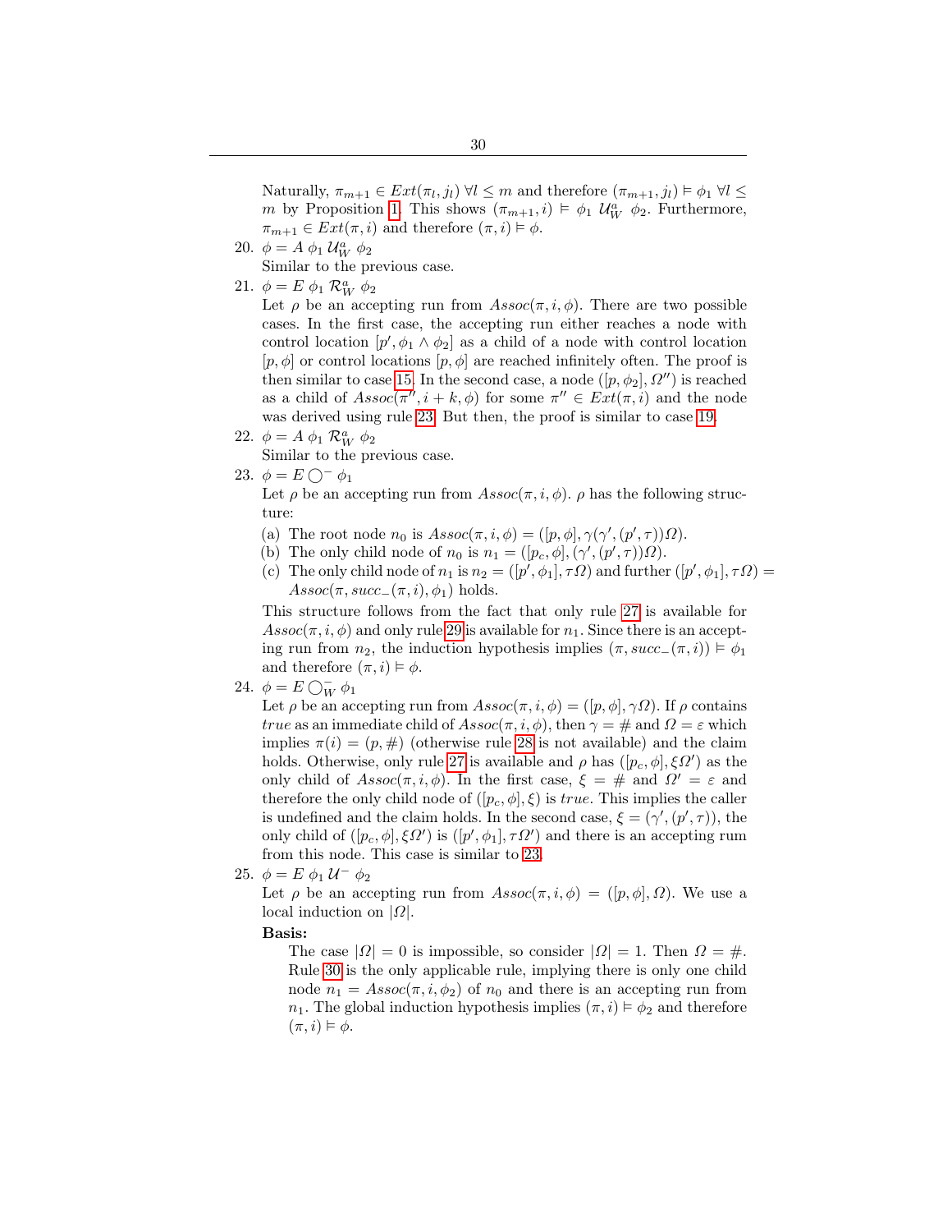Naturally, $\pi_{m+1} \in Ext(\pi_l, j_l)\ \forall l \leq m$ and therefore $(\pi_{m+1}, j_l) \vDash \phi_1\ \forall l \leq m$ by Proposition 1. This shows $(\pi_{m+1}, i) \vDash \phi_1\ \mathcal{U}^a_W\ \phi_2$. Furthermore, $\pi_{m+1} \in Ext(\pi, i)$ and therefore $(\pi, i) \vDash \phi$.

20. $\phi = A\ \phi_1\ \mathcal{U}^a_W\ \phi_2$
    Similar to the previous case.
21. $\phi = E\ \phi_1\ \mathcal{R}^a_W\ \phi_2$
    Let $\rho$ be an accepting run from $Assoc(\pi, i, \phi)$. There are two possible cases. In the first case, the accepting run either reaches a node with control location $[p', \phi_1 \wedge \phi_2]$ as a child of a node with control location $[p, \phi]$ or control locations $[p, \phi]$ are reached infinitely often. The proof is then similar to case 15. In the second case, a node $([p, \phi_2], \Omega'')$ is reached as a child of $Assoc(\pi'', i + k, \phi)$ for some $\pi'' \in Ext(\pi, i)$ and the node was derived using rule 23. But then, the proof is similar to case 19.
22. $\phi = A\ \phi_1\ \mathcal{R}^a_W\ \phi_2$
    Similar to the previous case.
23. $\phi = E \bigcirc^- \phi_1$
    Let $\rho$ be an accepting run from $Assoc(\pi, i, \phi)$. $\rho$ has the following structure:
    (a) The root node $n_0$ is $Assoc(\pi, i, \phi) = ([p, \phi], \gamma(\gamma', (p', \tau))\Omega)$.
    (b) The only child node of $n_0$ is $n_1 = ([p_c, \phi], (\gamma', (p', \tau))\Omega)$.
    (c) The only child node of $n_1$ is $n_2 = ([p', \phi_1], \tau\Omega)$ and further $([p', \phi_1], \tau\Omega) = Assoc(\pi, succ_-(\pi, i), \phi_1)$ holds.

    This structure follows from the fact that only rule 27 is available for $Assoc(\pi, i, \phi)$ and only rule 29 is available for $n_1$. Since there is an accepting run from $n_2$, the induction hypothesis implies $(\pi, succ_-(\pi, i)) \vDash \phi_1$ and therefore $(\pi, i) \vDash \phi$.
24. $\phi = E \bigcirc^-_W \phi_1$
    Let $\rho$ be an accepting run from $Assoc(\pi, i, \phi) = ([p, \phi], \gamma\Omega)$. If $\rho$ contains *true* as an immediate child of $Assoc(\pi, i, \phi)$, then $\gamma = \#$ and $\Omega = \varepsilon$ which implies $\pi(i) = (p, \#)$ (otherwise rule 28 is not available) and the claim holds. Otherwise, only rule 27 is available and $\rho$ has $([p_c, \phi], \xi\Omega')$ as the only child of $Assoc(\pi, i, \phi)$. In the first case, $\xi = \#$ and $\Omega' = \varepsilon$ and therefore the only child node of $([p_c, \phi], \xi)$ is *true*. This implies the caller is undefined and the claim holds. In the second case, $\xi = (\gamma', (p', \tau))$, the only child of $([p_c, \phi], \xi\Omega')$ is $([p', \phi_1], \tau\Omega')$ and there is an accepting rum from this node. This case is similar to 23.
25. $\phi = E\ \phi_1\ \mathcal{U}^-\ \phi_2$
    Let $\rho$ be an accepting run from $Assoc(\pi, i, \phi) = ([p, \phi], \Omega)$. We use a local induction on $|\Omega|$.

    **Basis:**

    The case $|\Omega| = 0$ is impossible, so consider $|\Omega| = 1$. Then $\Omega = \#$. Rule 30 is the only applicable rule, implying there is only one child node $n_1 = Assoc(\pi, i, \phi_2)$ of $n_0$ and there is an accepting run from $n_1$. The global induction hypothesis implies $(\pi, i) \vDash \phi_2$ and therefore $(\pi, i) \vDash \phi$.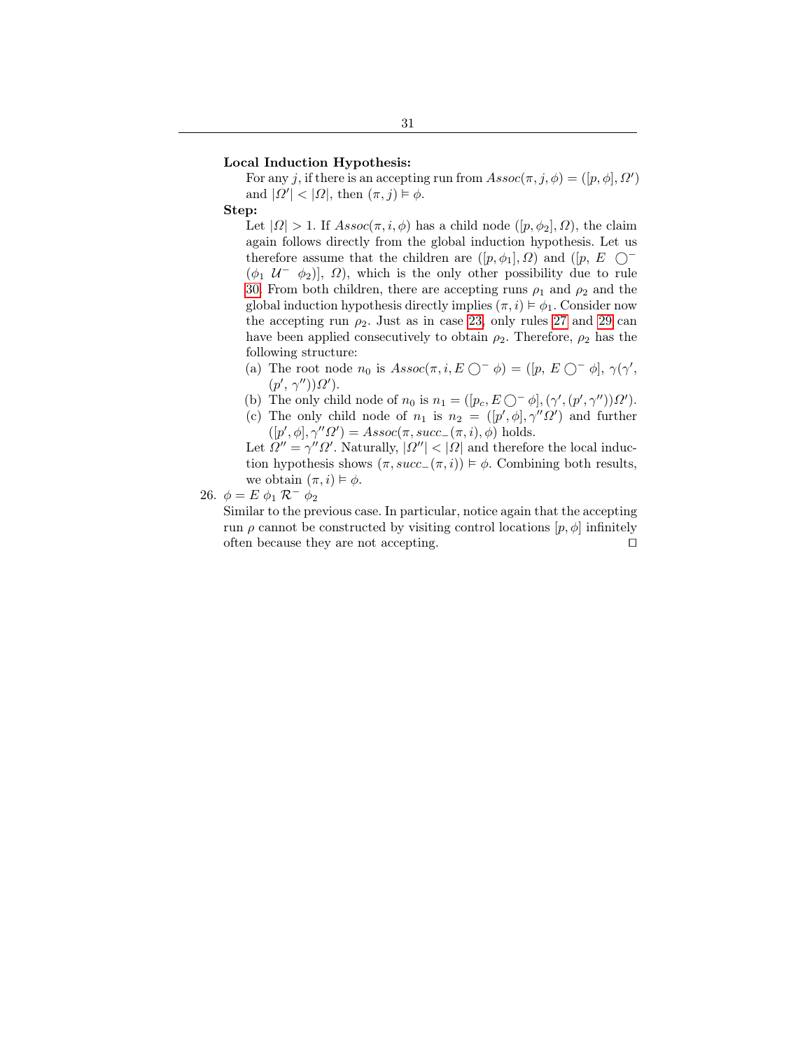**Local Induction Hypothesis:**

For any $j$, if there is an accepting run from $Assoc(\pi, j, \phi) = ([p, \phi], \Omega')$ and $|\Omega'| < |\Omega|$, then $(\pi, j) \vDash \phi$.

**Step:**

Let $|\Omega| > 1$. If $Assoc(\pi, i, \phi)$ has a child node $([p, \phi_2], \Omega)$, the claim again follows directly from the global induction hypothesis. Let us therefore assume that the children are $([p, \phi_1], \Omega)$ and $([p, E \bigcirc^- (\phi_1 \; \mathcal{U}^- \; \phi_2)], \Omega)$, which is the only other possibility due to rule 30. From both children, there are accepting runs $\rho_1$ and $\rho_2$ and the global induction hypothesis directly implies $(\pi, i) \vDash \phi_1$. Consider now the accepting run $\rho_2$. Just as in case 23, only rules 27 and 29 can have been applied consecutively to obtain $\rho_2$. Therefore, $\rho_2$ has the following structure:

(a) The root node $n_0$ is $Assoc(\pi, i, E \bigcirc^- \phi) = ([p, \; E \bigcirc^- \phi], \; \gamma(\gamma', (p', \; \gamma''))\Omega')$.

(b) The only child node of $n_0$ is $n_1 = ([p_c, E \bigcirc^- \phi], (\gamma', (p', \gamma''))\Omega')$.

(c) The only child node of $n_1$ is $n_2 = ([p', \phi], \gamma''\Omega')$ and further $([p', \phi], \gamma''\Omega') = Assoc(\pi, succ_-(\pi, i), \phi)$ holds.

Let $\Omega'' = \gamma''\Omega'$. Naturally, $|\Omega''| < |\Omega|$ and therefore the local induction hypothesis shows $(\pi, succ_-(\pi, i)) \vDash \phi$. Combining both results, we obtain $(\pi, i) \vDash \phi$.

26. $\phi = E \; \phi_1 \; \mathcal{R}^- \; \phi_2$

Similar to the previous case. In particular, notice again that the accepting run $\rho$ cannot be constructed by visiting control locations $[p, \phi]$ infinitely often because they are not accepting. □